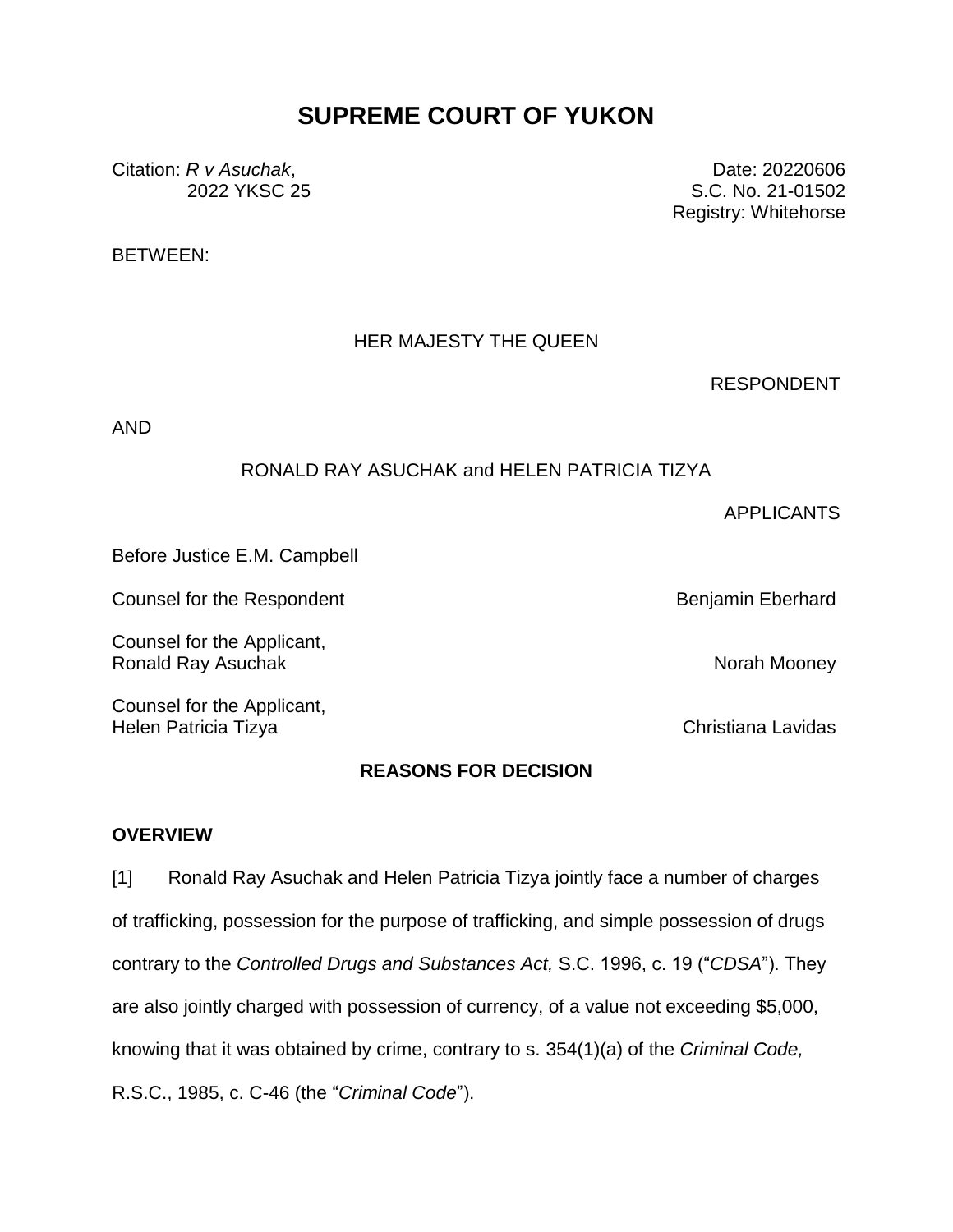# SUPREME COURT OF YUKON

Citation: *R v Asuchak*, 2022 YKSC 25

Date: 20220606
S.C. No. 21-01502
Registry: Whitehorse

BETWEEN:

HER MAJESTY THE QUEEN

RESPONDENT

AND

RONALD RAY ASUCHAK and HELEN PATRICIA TIZYA

APPLICANTS

Before Justice E.M. Campbell

Counsel for the Respondent — Benjamin Eberhard

Counsel for the Applicant, Ronald Ray Asuchak — Norah Mooney

Counsel for the Applicant, Helen Patricia Tizya — Christiana Lavidas

## REASONS FOR DECISION

### OVERVIEW

[1] Ronald Ray Asuchak and Helen Patricia Tizya jointly face a number of charges of trafficking, possession for the purpose of trafficking, and simple possession of drugs contrary to the *Controlled Drugs and Substances Act,* S.C. 1996, c. 19 ("*CDSA*"). They are also jointly charged with possession of currency, of a value not exceeding $5,000, knowing that it was obtained by crime, contrary to s. 354(1)(a) of the *Criminal Code,* R.S.C., 1985, c. C-46 (the "*Criminal Code*").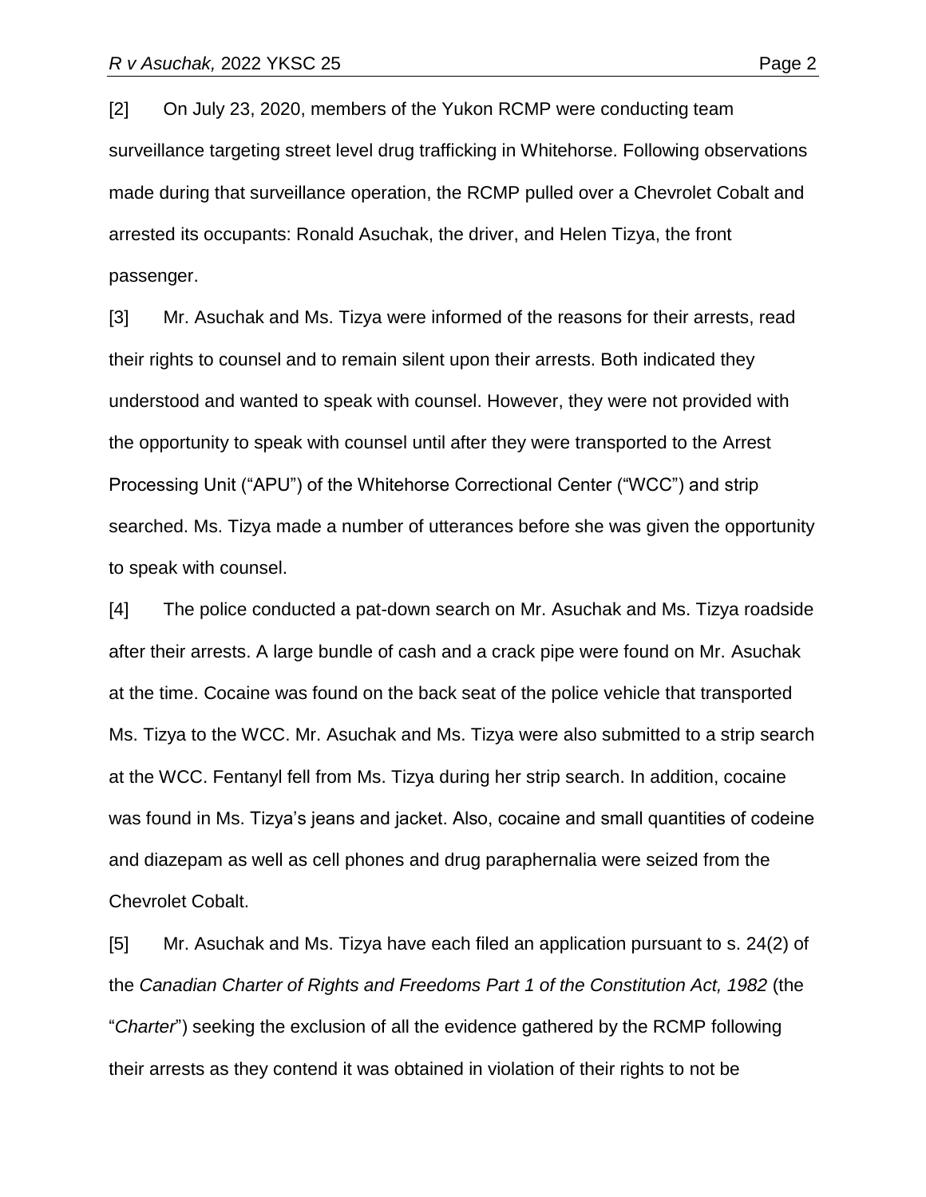[2] On July 23, 2020, members of the Yukon RCMP were conducting team surveillance targeting street level drug trafficking in Whitehorse. Following observations made during that surveillance operation, the RCMP pulled over a Chevrolet Cobalt and arrested its occupants: Ronald Asuchak, the driver, and Helen Tizya, the front passenger.

[3] Mr. Asuchak and Ms. Tizya were informed of the reasons for their arrests, read their rights to counsel and to remain silent upon their arrests. Both indicated they understood and wanted to speak with counsel. However, they were not provided with the opportunity to speak with counsel until after they were transported to the Arrest Processing Unit ("APU") of the Whitehorse Correctional Center ("WCC") and strip searched. Ms. Tizya made a number of utterances before she was given the opportunity to speak with counsel.

[4] The police conducted a pat-down search on Mr. Asuchak and Ms. Tizya roadside after their arrests. A large bundle of cash and a crack pipe were found on Mr. Asuchak at the time. Cocaine was found on the back seat of the police vehicle that transported Ms. Tizya to the WCC. Mr. Asuchak and Ms. Tizya were also submitted to a strip search at the WCC. Fentanyl fell from Ms. Tizya during her strip search. In addition, cocaine was found in Ms. Tizya's jeans and jacket. Also, cocaine and small quantities of codeine and diazepam as well as cell phones and drug paraphernalia were seized from the Chevrolet Cobalt.

[5] Mr. Asuchak and Ms. Tizya have each filed an application pursuant to s. 24(2) of the *Canadian Charter of Rights and Freedoms Part 1 of the Constitution Act, 1982* (the "*Charter*") seeking the exclusion of all the evidence gathered by the RCMP following their arrests as they contend it was obtained in violation of their rights to not be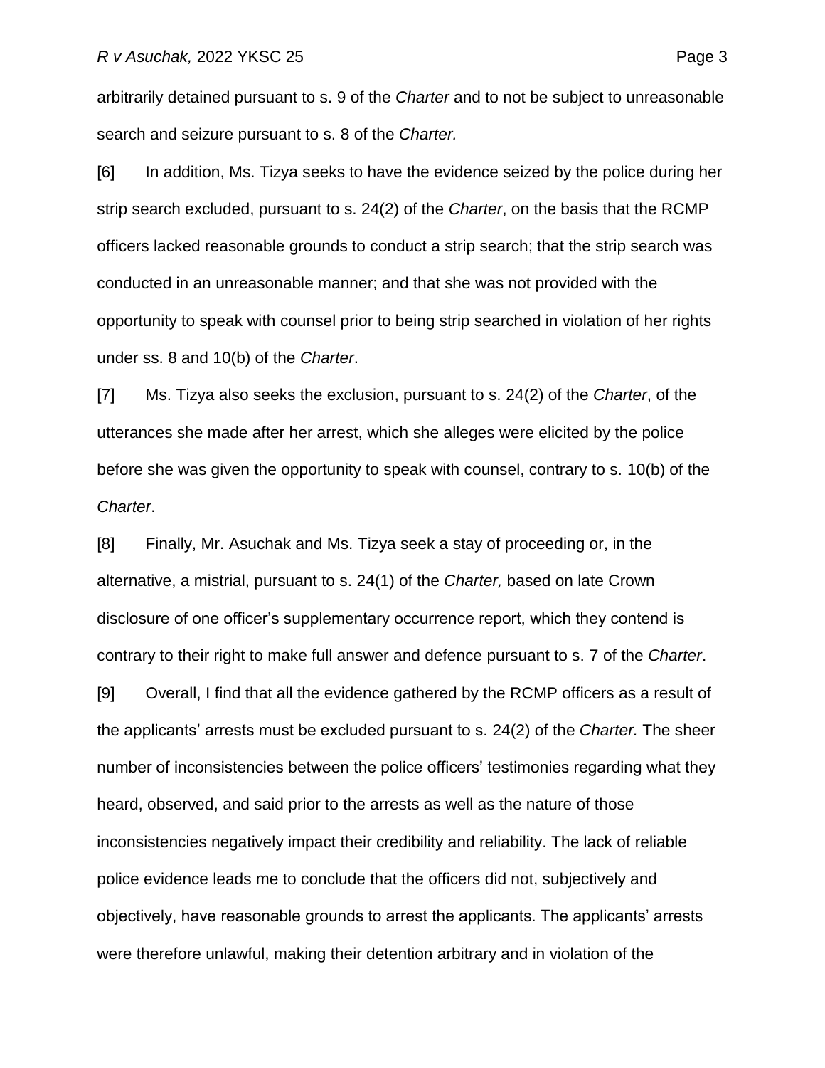arbitrarily detained pursuant to s. 9 of the *Charter* and to not be subject to unreasonable search and seizure pursuant to s. 8 of the *Charter.*

[6] In addition, Ms. Tizya seeks to have the evidence seized by the police during her strip search excluded, pursuant to s. 24(2) of the *Charter*, on the basis that the RCMP officers lacked reasonable grounds to conduct a strip search; that the strip search was conducted in an unreasonable manner; and that she was not provided with the opportunity to speak with counsel prior to being strip searched in violation of her rights under ss. 8 and 10(b) of the *Charter*.

[7] Ms. Tizya also seeks the exclusion, pursuant to s. 24(2) of the *Charter*, of the utterances she made after her arrest, which she alleges were elicited by the police before she was given the opportunity to speak with counsel, contrary to s. 10(b) of the *Charter*.

[8] Finally, Mr. Asuchak and Ms. Tizya seek a stay of proceeding or, in the alternative, a mistrial, pursuant to s. 24(1) of the *Charter,* based on late Crown disclosure of one officer's supplementary occurrence report, which they contend is contrary to their right to make full answer and defence pursuant to s. 7 of the *Charter*.

[9] Overall, I find that all the evidence gathered by the RCMP officers as a result of the applicants' arrests must be excluded pursuant to s. 24(2) of the *Charter.* The sheer number of inconsistencies between the police officers' testimonies regarding what they heard, observed, and said prior to the arrests as well as the nature of those inconsistencies negatively impact their credibility and reliability. The lack of reliable police evidence leads me to conclude that the officers did not, subjectively and objectively, have reasonable grounds to arrest the applicants. The applicants' arrests were therefore unlawful, making their detention arbitrary and in violation of the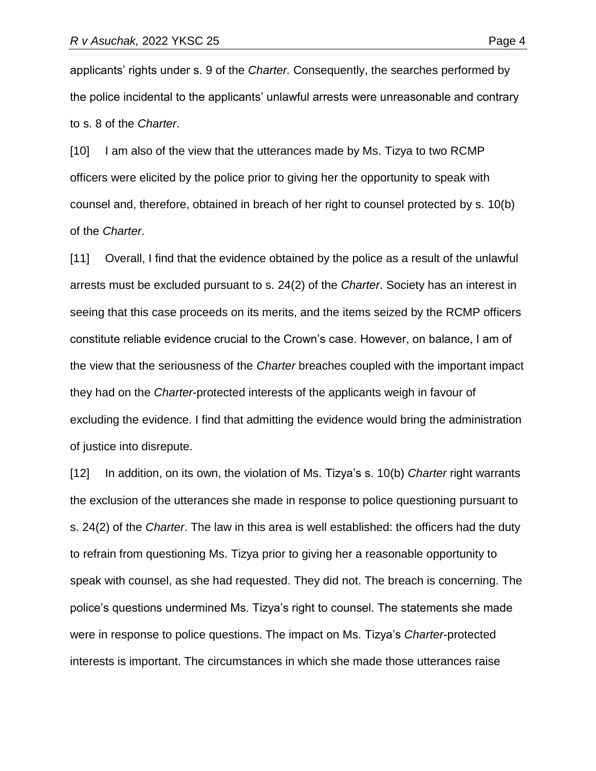applicants' rights under s. 9 of the *Charter.* Consequently, the searches performed by the police incidental to the applicants' unlawful arrests were unreasonable and contrary to s. 8 of the *Charter*.

[10] I am also of the view that the utterances made by Ms. Tizya to two RCMP officers were elicited by the police prior to giving her the opportunity to speak with counsel and, therefore, obtained in breach of her right to counsel protected by s. 10(b) of the *Charter*.

[11] Overall, I find that the evidence obtained by the police as a result of the unlawful arrests must be excluded pursuant to s. 24(2) of the *Charter*. Society has an interest in seeing that this case proceeds on its merits, and the items seized by the RCMP officers constitute reliable evidence crucial to the Crown's case. However, on balance, I am of the view that the seriousness of the *Charter* breaches coupled with the important impact they had on the *Charter*-protected interests of the applicants weigh in favour of excluding the evidence. I find that admitting the evidence would bring the administration of justice into disrepute.

[12] In addition, on its own, the violation of Ms. Tizya's s. 10(b) *Charter* right warrants the exclusion of the utterances she made in response to police questioning pursuant to s. 24(2) of the *Charter*. The law in this area is well established: the officers had the duty to refrain from questioning Ms. Tizya prior to giving her a reasonable opportunity to speak with counsel, as she had requested. They did not. The breach is concerning. The police's questions undermined Ms. Tizya's right to counsel. The statements she made were in response to police questions. The impact on Ms. Tizya's *Charter*-protected interests is important. The circumstances in which she made those utterances raise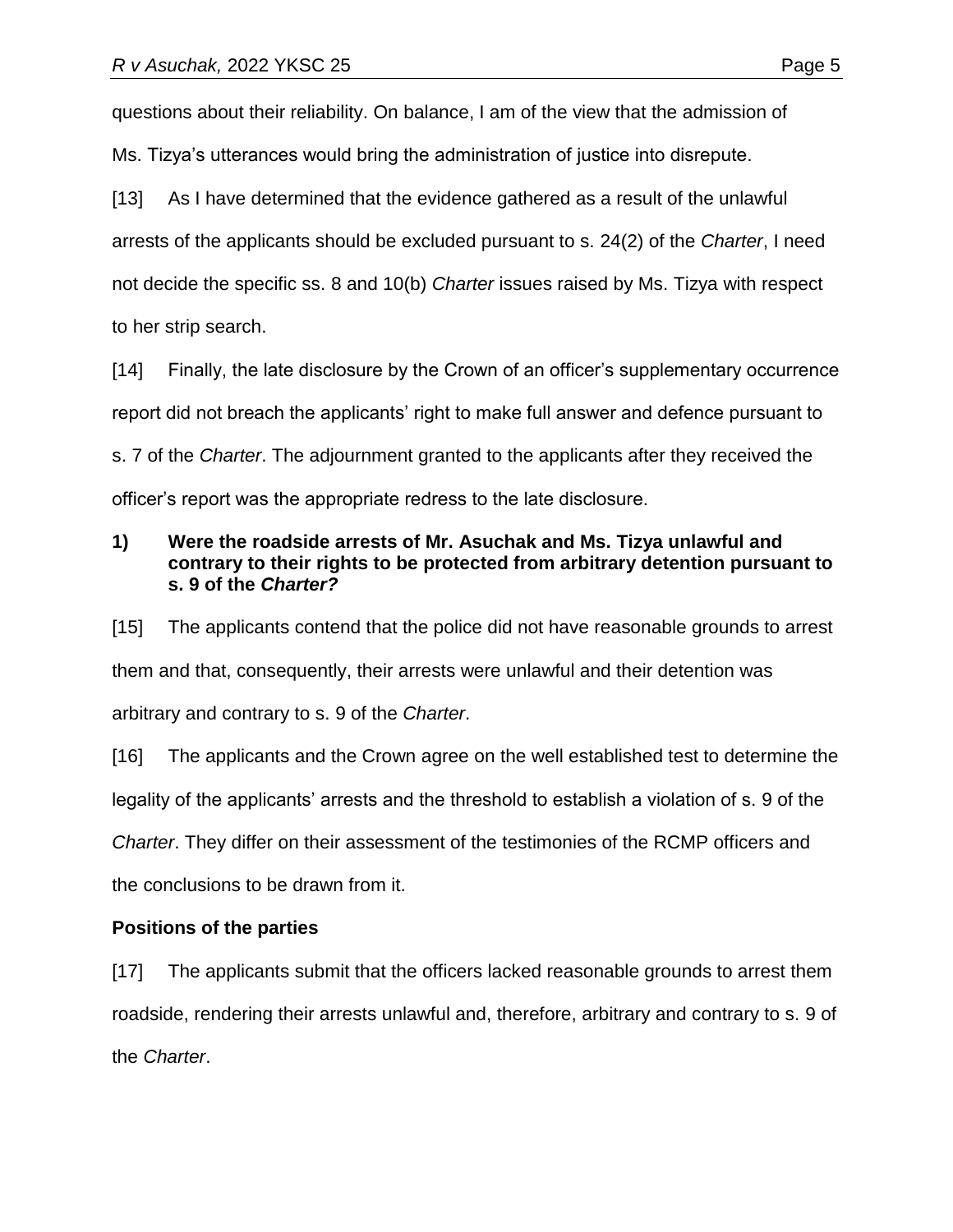questions about their reliability. On balance, I am of the view that the admission of Ms. Tizya's utterances would bring the administration of justice into disrepute.

[13] As I have determined that the evidence gathered as a result of the unlawful arrests of the applicants should be excluded pursuant to s. 24(2) of the *Charter*, I need not decide the specific ss. 8 and 10(b) *Charter* issues raised by Ms. Tizya with respect to her strip search.

[14] Finally, the late disclosure by the Crown of an officer's supplementary occurrence report did not breach the applicants' right to make full answer and defence pursuant to s. 7 of the *Charter*. The adjournment granted to the applicants after they received the officer's report was the appropriate redress to the late disclosure.

### 1) Were the roadside arrests of Mr. Asuchak and Ms. Tizya unlawful and contrary to their rights to be protected from arbitrary detention pursuant to s. 9 of the *Charter?*

[15] The applicants contend that the police did not have reasonable grounds to arrest them and that, consequently, their arrests were unlawful and their detention was arbitrary and contrary to s. 9 of the *Charter*.

[16] The applicants and the Crown agree on the well established test to determine the legality of the applicants' arrests and the threshold to establish a violation of s. 9 of the *Charter*. They differ on their assessment of the testimonies of the RCMP officers and the conclusions to be drawn from it.

**Positions of the parties**

[17] The applicants submit that the officers lacked reasonable grounds to arrest them roadside, rendering their arrests unlawful and, therefore, arbitrary and contrary to s. 9 of the *Charter*.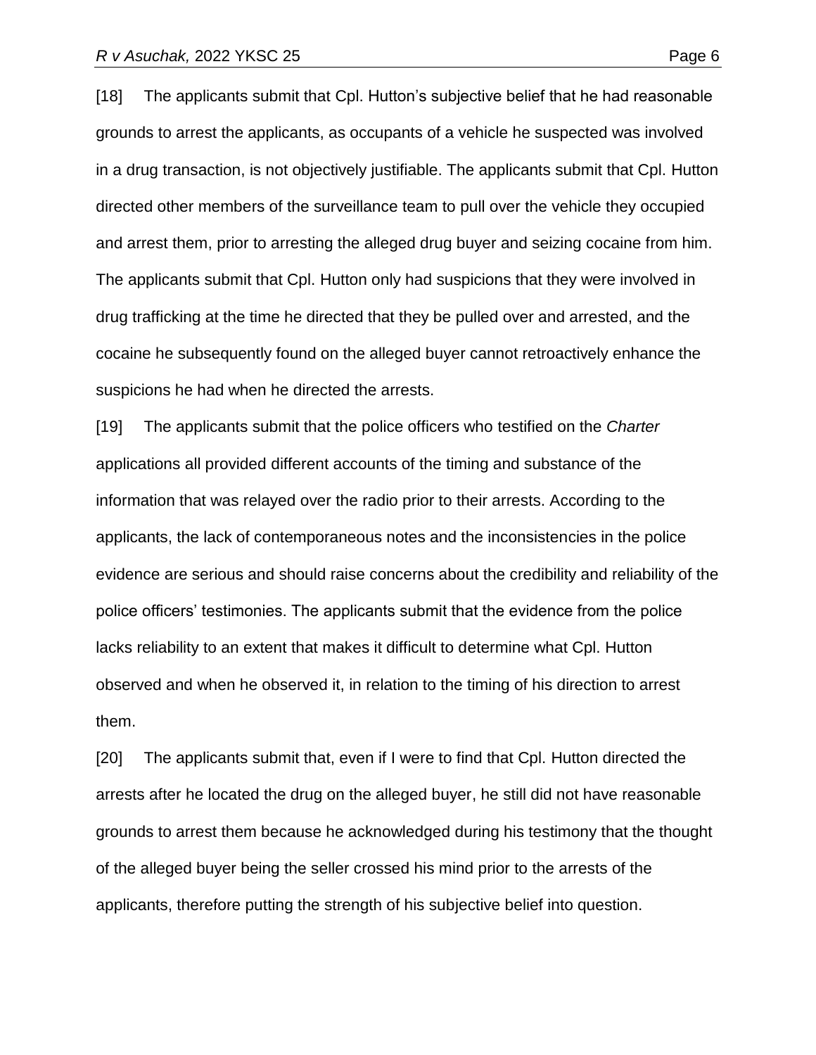[18] The applicants submit that Cpl. Hutton's subjective belief that he had reasonable grounds to arrest the applicants, as occupants of a vehicle he suspected was involved in a drug transaction, is not objectively justifiable. The applicants submit that Cpl. Hutton directed other members of the surveillance team to pull over the vehicle they occupied and arrest them, prior to arresting the alleged drug buyer and seizing cocaine from him. The applicants submit that Cpl. Hutton only had suspicions that they were involved in drug trafficking at the time he directed that they be pulled over and arrested, and the cocaine he subsequently found on the alleged buyer cannot retroactively enhance the suspicions he had when he directed the arrests.

[19] The applicants submit that the police officers who testified on the *Charter* applications all provided different accounts of the timing and substance of the information that was relayed over the radio prior to their arrests. According to the applicants, the lack of contemporaneous notes and the inconsistencies in the police evidence are serious and should raise concerns about the credibility and reliability of the police officers' testimonies. The applicants submit that the evidence from the police lacks reliability to an extent that makes it difficult to determine what Cpl. Hutton observed and when he observed it, in relation to the timing of his direction to arrest them.

[20] The applicants submit that, even if I were to find that Cpl. Hutton directed the arrests after he located the drug on the alleged buyer, he still did not have reasonable grounds to arrest them because he acknowledged during his testimony that the thought of the alleged buyer being the seller crossed his mind prior to the arrests of the applicants, therefore putting the strength of his subjective belief into question.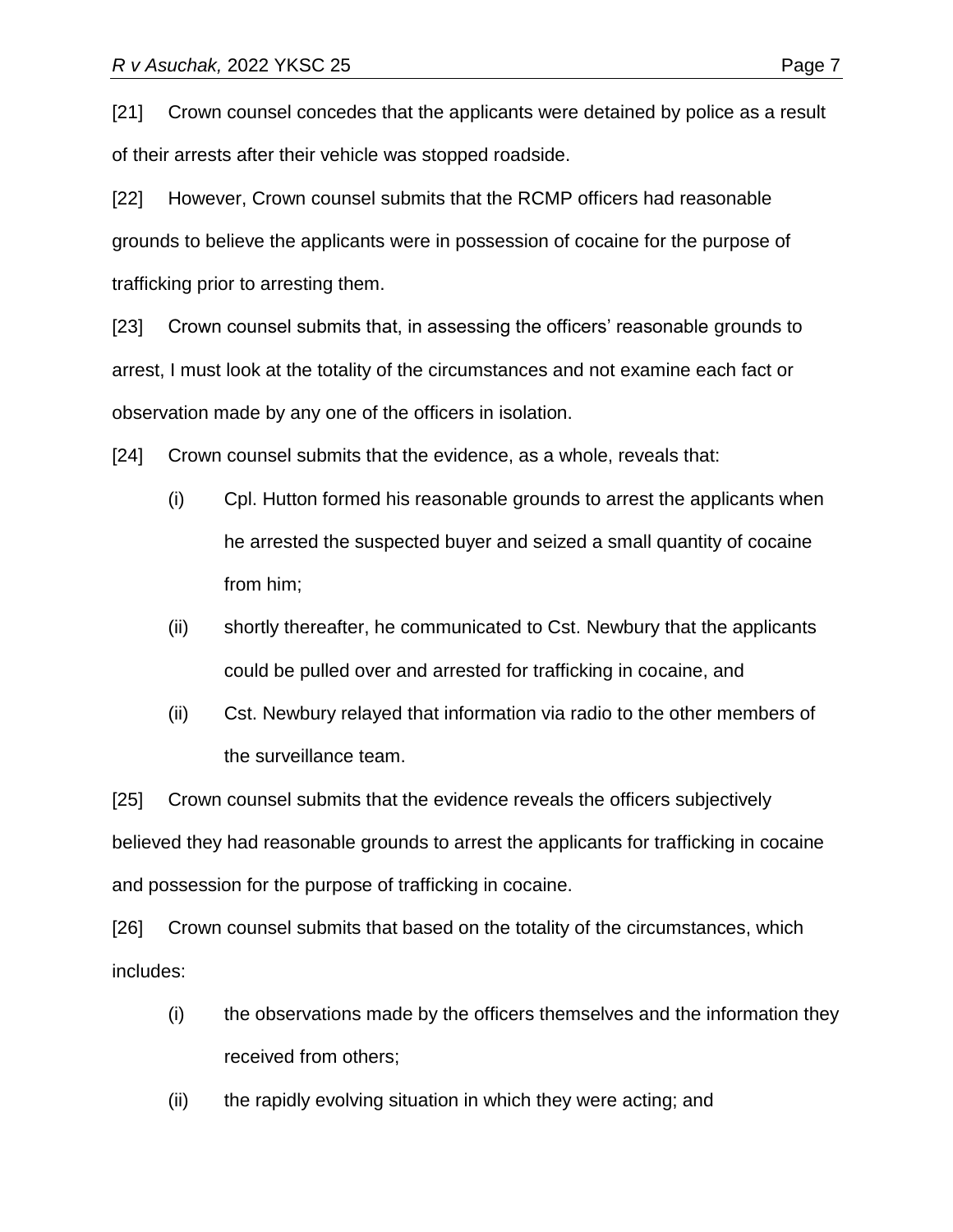[21] Crown counsel concedes that the applicants were detained by police as a result of their arrests after their vehicle was stopped roadside.

[22] However, Crown counsel submits that the RCMP officers had reasonable grounds to believe the applicants were in possession of cocaine for the purpose of trafficking prior to arresting them.

[23] Crown counsel submits that, in assessing the officers' reasonable grounds to arrest, I must look at the totality of the circumstances and not examine each fact or observation made by any one of the officers in isolation.

[24] Crown counsel submits that the evidence, as a whole, reveals that:

(i) Cpl. Hutton formed his reasonable grounds to arrest the applicants when he arrested the suspected buyer and seized a small quantity of cocaine from him;

(ii) shortly thereafter, he communicated to Cst. Newbury that the applicants could be pulled over and arrested for trafficking in cocaine, and

(ii) Cst. Newbury relayed that information via radio to the other members of the surveillance team.

[25] Crown counsel submits that the evidence reveals the officers subjectively believed they had reasonable grounds to arrest the applicants for trafficking in cocaine and possession for the purpose of trafficking in cocaine.

[26] Crown counsel submits that based on the totality of the circumstances, which includes:

(i) the observations made by the officers themselves and the information they received from others;

(ii) the rapidly evolving situation in which they were acting; and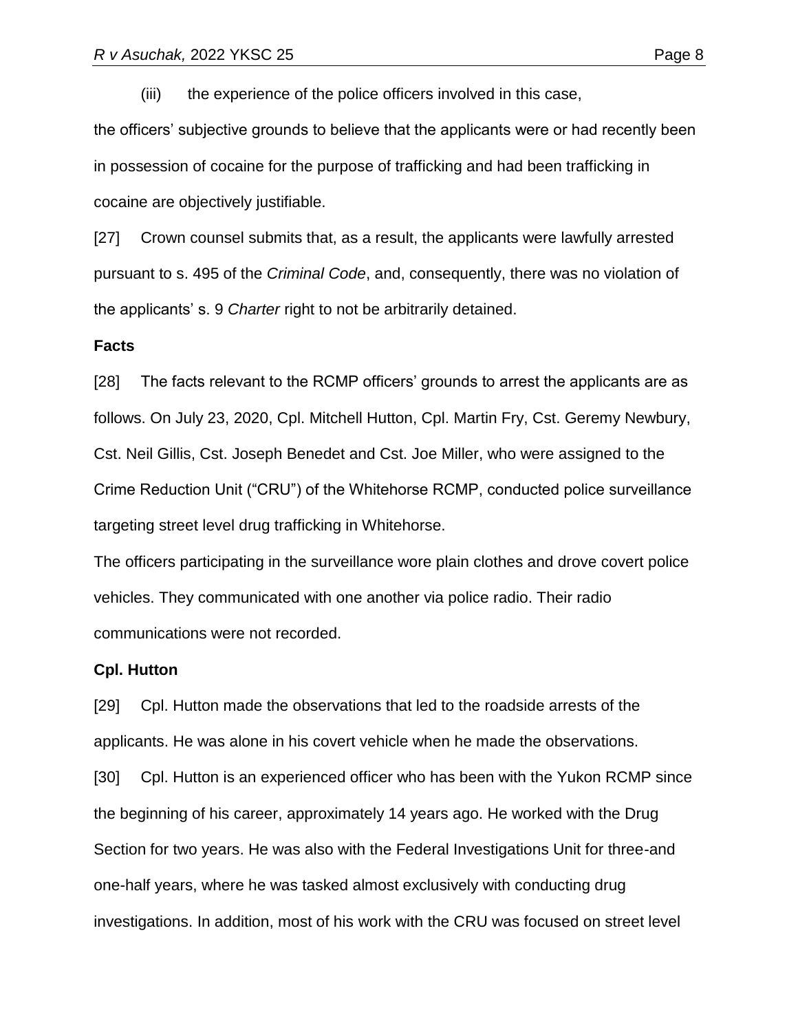(iii) the experience of the police officers involved in this case,

the officers' subjective grounds to believe that the applicants were or had recently been in possession of cocaine for the purpose of trafficking and had been trafficking in cocaine are objectively justifiable.

[27] Crown counsel submits that, as a result, the applicants were lawfully arrested pursuant to s. 495 of the *Criminal Code*, and, consequently, there was no violation of the applicants' s. 9 *Charter* right to not be arbitrarily detained.

**Facts**

[28] The facts relevant to the RCMP officers' grounds to arrest the applicants are as follows. On July 23, 2020, Cpl. Mitchell Hutton, Cpl. Martin Fry, Cst. Geremy Newbury, Cst. Neil Gillis, Cst. Joseph Benedet and Cst. Joe Miller, who were assigned to the Crime Reduction Unit ("CRU") of the Whitehorse RCMP, conducted police surveillance targeting street level drug trafficking in Whitehorse.

The officers participating in the surveillance wore plain clothes and drove covert police vehicles. They communicated with one another via police radio. Their radio communications were not recorded.

**Cpl. Hutton**

[29] Cpl. Hutton made the observations that led to the roadside arrests of the applicants. He was alone in his covert vehicle when he made the observations.

[30] Cpl. Hutton is an experienced officer who has been with the Yukon RCMP since the beginning of his career, approximately 14 years ago. He worked with the Drug Section for two years. He was also with the Federal Investigations Unit for three-and one-half years, where he was tasked almost exclusively with conducting drug investigations. In addition, most of his work with the CRU was focused on street level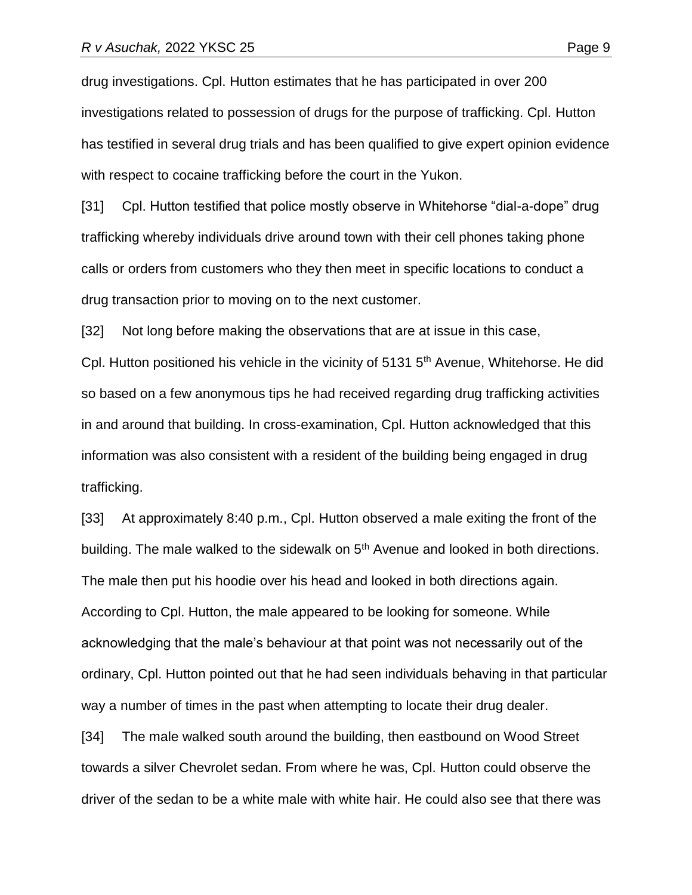drug investigations. Cpl. Hutton estimates that he has participated in over 200 investigations related to possession of drugs for the purpose of trafficking. Cpl. Hutton has testified in several drug trials and has been qualified to give expert opinion evidence with respect to cocaine trafficking before the court in the Yukon.

[31] Cpl. Hutton testified that police mostly observe in Whitehorse "dial-a-dope" drug trafficking whereby individuals drive around town with their cell phones taking phone calls or orders from customers who they then meet in specific locations to conduct a drug transaction prior to moving on to the next customer.

[32] Not long before making the observations that are at issue in this case, Cpl. Hutton positioned his vehicle in the vicinity of 5131 5th Avenue, Whitehorse. He did so based on a few anonymous tips he had received regarding drug trafficking activities in and around that building. In cross-examination, Cpl. Hutton acknowledged that this information was also consistent with a resident of the building being engaged in drug trafficking.

[33] At approximately 8:40 p.m., Cpl. Hutton observed a male exiting the front of the building. The male walked to the sidewalk on 5th Avenue and looked in both directions. The male then put his hoodie over his head and looked in both directions again. According to Cpl. Hutton, the male appeared to be looking for someone. While acknowledging that the male's behaviour at that point was not necessarily out of the ordinary, Cpl. Hutton pointed out that he had seen individuals behaving in that particular way a number of times in the past when attempting to locate their drug dealer.

[34] The male walked south around the building, then eastbound on Wood Street towards a silver Chevrolet sedan. From where he was, Cpl. Hutton could observe the driver of the sedan to be a white male with white hair. He could also see that there was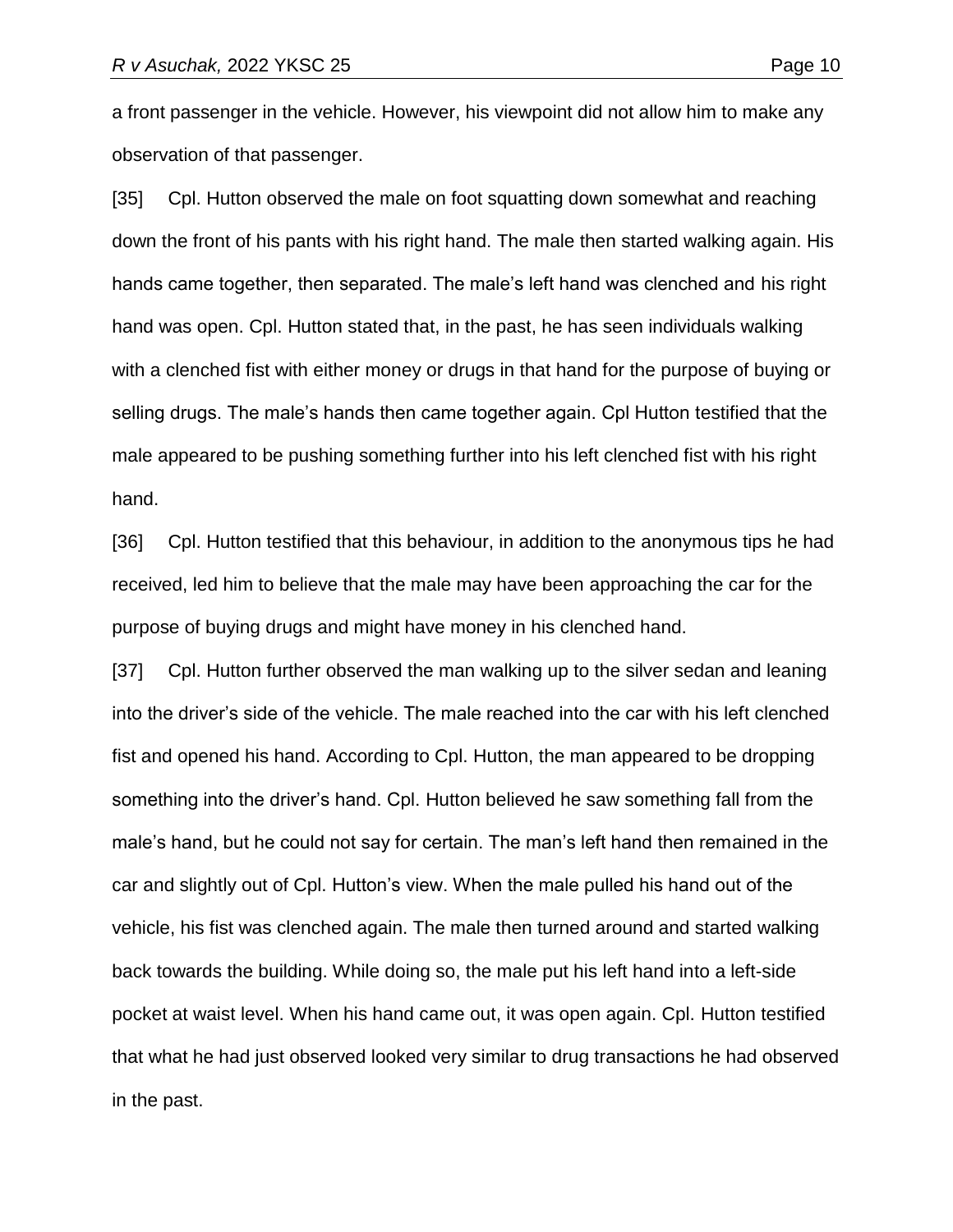a front passenger in the vehicle. However, his viewpoint did not allow him to make any observation of that passenger.

[35] Cpl. Hutton observed the male on foot squatting down somewhat and reaching down the front of his pants with his right hand. The male then started walking again. His hands came together, then separated. The male's left hand was clenched and his right hand was open. Cpl. Hutton stated that, in the past, he has seen individuals walking with a clenched fist with either money or drugs in that hand for the purpose of buying or selling drugs. The male's hands then came together again. Cpl Hutton testified that the male appeared to be pushing something further into his left clenched fist with his right hand.

[36] Cpl. Hutton testified that this behaviour, in addition to the anonymous tips he had received, led him to believe that the male may have been approaching the car for the purpose of buying drugs and might have money in his clenched hand.

[37] Cpl. Hutton further observed the man walking up to the silver sedan and leaning into the driver's side of the vehicle. The male reached into the car with his left clenched fist and opened his hand. According to Cpl. Hutton, the man appeared to be dropping something into the driver's hand. Cpl. Hutton believed he saw something fall from the male's hand, but he could not say for certain. The man's left hand then remained in the car and slightly out of Cpl. Hutton's view. When the male pulled his hand out of the vehicle, his fist was clenched again. The male then turned around and started walking back towards the building. While doing so, the male put his left hand into a left-side pocket at waist level. When his hand came out, it was open again. Cpl. Hutton testified that what he had just observed looked very similar to drug transactions he had observed in the past.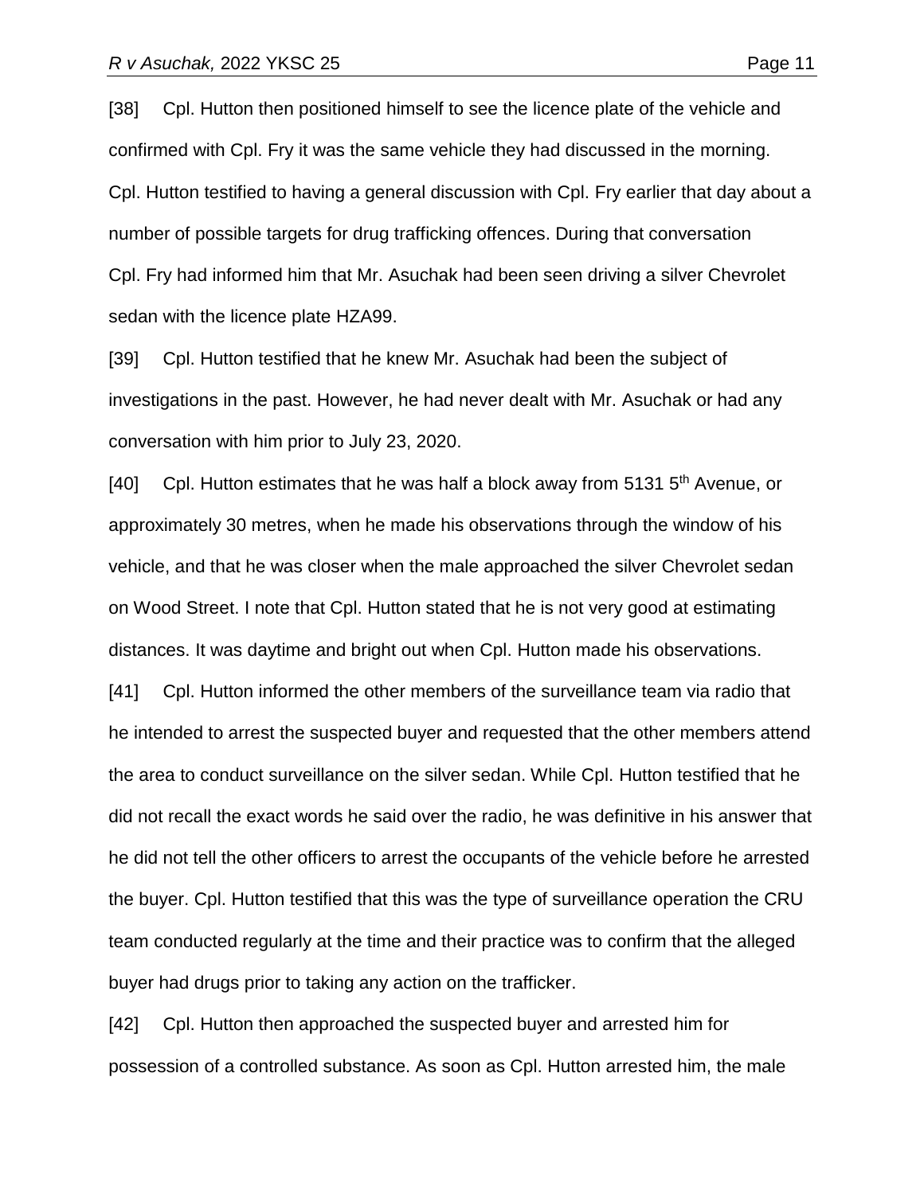[38] Cpl. Hutton then positioned himself to see the licence plate of the vehicle and confirmed with Cpl. Fry it was the same vehicle they had discussed in the morning. Cpl. Hutton testified to having a general discussion with Cpl. Fry earlier that day about a number of possible targets for drug trafficking offences. During that conversation Cpl. Fry had informed him that Mr. Asuchak had been seen driving a silver Chevrolet sedan with the licence plate HZA99.

[39] Cpl. Hutton testified that he knew Mr. Asuchak had been the subject of investigations in the past. However, he had never dealt with Mr. Asuchak or had any conversation with him prior to July 23, 2020.

[40] Cpl. Hutton estimates that he was half a block away from 5131 5th Avenue, or approximately 30 metres, when he made his observations through the window of his vehicle, and that he was closer when the male approached the silver Chevrolet sedan on Wood Street. I note that Cpl. Hutton stated that he is not very good at estimating distances. It was daytime and bright out when Cpl. Hutton made his observations.

[41] Cpl. Hutton informed the other members of the surveillance team via radio that he intended to arrest the suspected buyer and requested that the other members attend the area to conduct surveillance on the silver sedan. While Cpl. Hutton testified that he did not recall the exact words he said over the radio, he was definitive in his answer that he did not tell the other officers to arrest the occupants of the vehicle before he arrested the buyer. Cpl. Hutton testified that this was the type of surveillance operation the CRU team conducted regularly at the time and their practice was to confirm that the alleged buyer had drugs prior to taking any action on the trafficker.

[42] Cpl. Hutton then approached the suspected buyer and arrested him for possession of a controlled substance. As soon as Cpl. Hutton arrested him, the male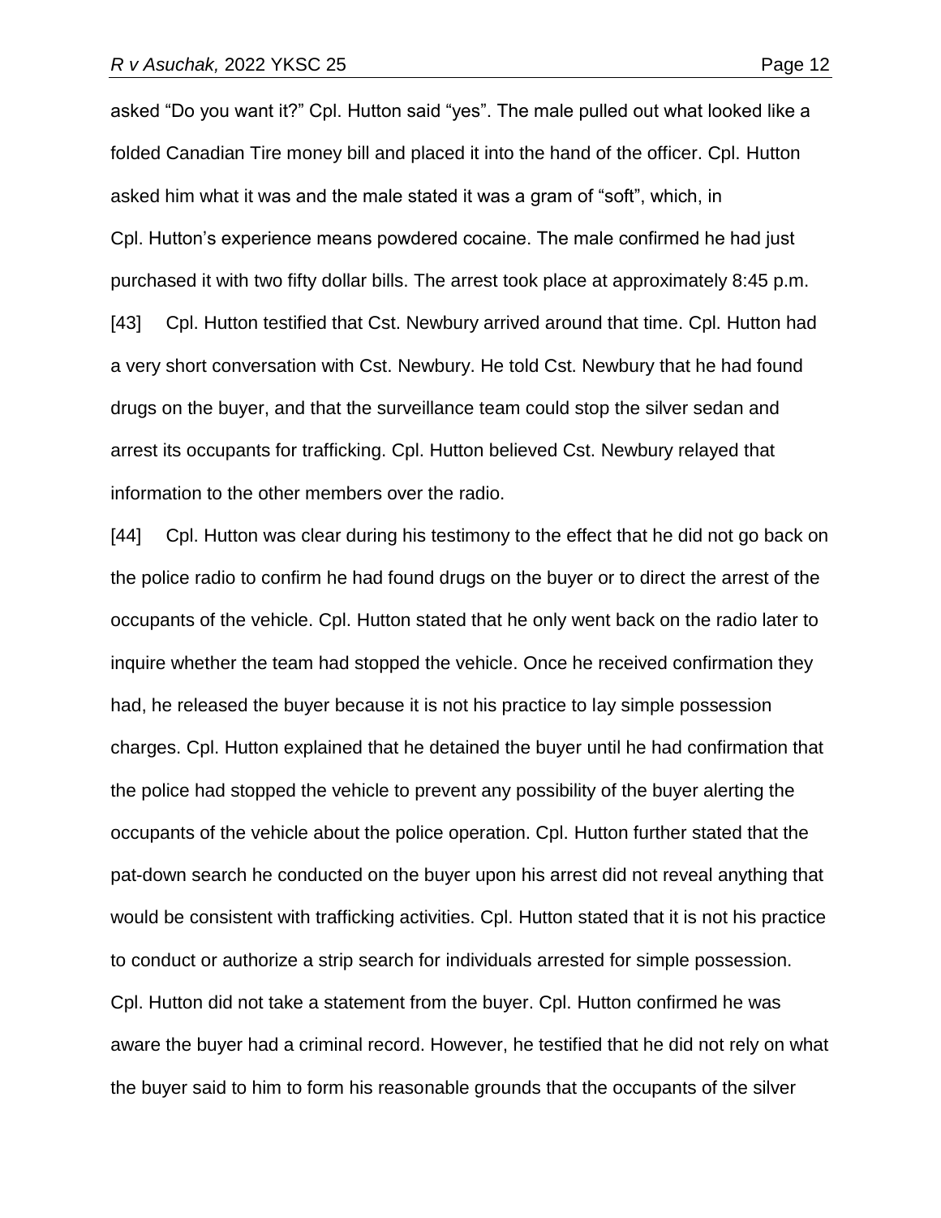asked “Do you want it?” Cpl. Hutton said “yes”. The male pulled out what looked like a folded Canadian Tire money bill and placed it into the hand of the officer. Cpl. Hutton asked him what it was and the male stated it was a gram of “soft”, which, in Cpl. Hutton’s experience means powdered cocaine. The male confirmed he had just purchased it with two fifty dollar bills. The arrest took place at approximately 8:45 p.m.

[43] Cpl. Hutton testified that Cst. Newbury arrived around that time. Cpl. Hutton had a very short conversation with Cst. Newbury. He told Cst. Newbury that he had found drugs on the buyer, and that the surveillance team could stop the silver sedan and arrest its occupants for trafficking. Cpl. Hutton believed Cst. Newbury relayed that information to the other members over the radio.

[44] Cpl. Hutton was clear during his testimony to the effect that he did not go back on the police radio to confirm he had found drugs on the buyer or to direct the arrest of the occupants of the vehicle. Cpl. Hutton stated that he only went back on the radio later to inquire whether the team had stopped the vehicle. Once he received confirmation they had, he released the buyer because it is not his practice to lay simple possession charges. Cpl. Hutton explained that he detained the buyer until he had confirmation that the police had stopped the vehicle to prevent any possibility of the buyer alerting the occupants of the vehicle about the police operation. Cpl. Hutton further stated that the pat-down search he conducted on the buyer upon his arrest did not reveal anything that would be consistent with trafficking activities. Cpl. Hutton stated that it is not his practice to conduct or authorize a strip search for individuals arrested for simple possession. Cpl. Hutton did not take a statement from the buyer. Cpl. Hutton confirmed he was aware the buyer had a criminal record. However, he testified that he did not rely on what the buyer said to him to form his reasonable grounds that the occupants of the silver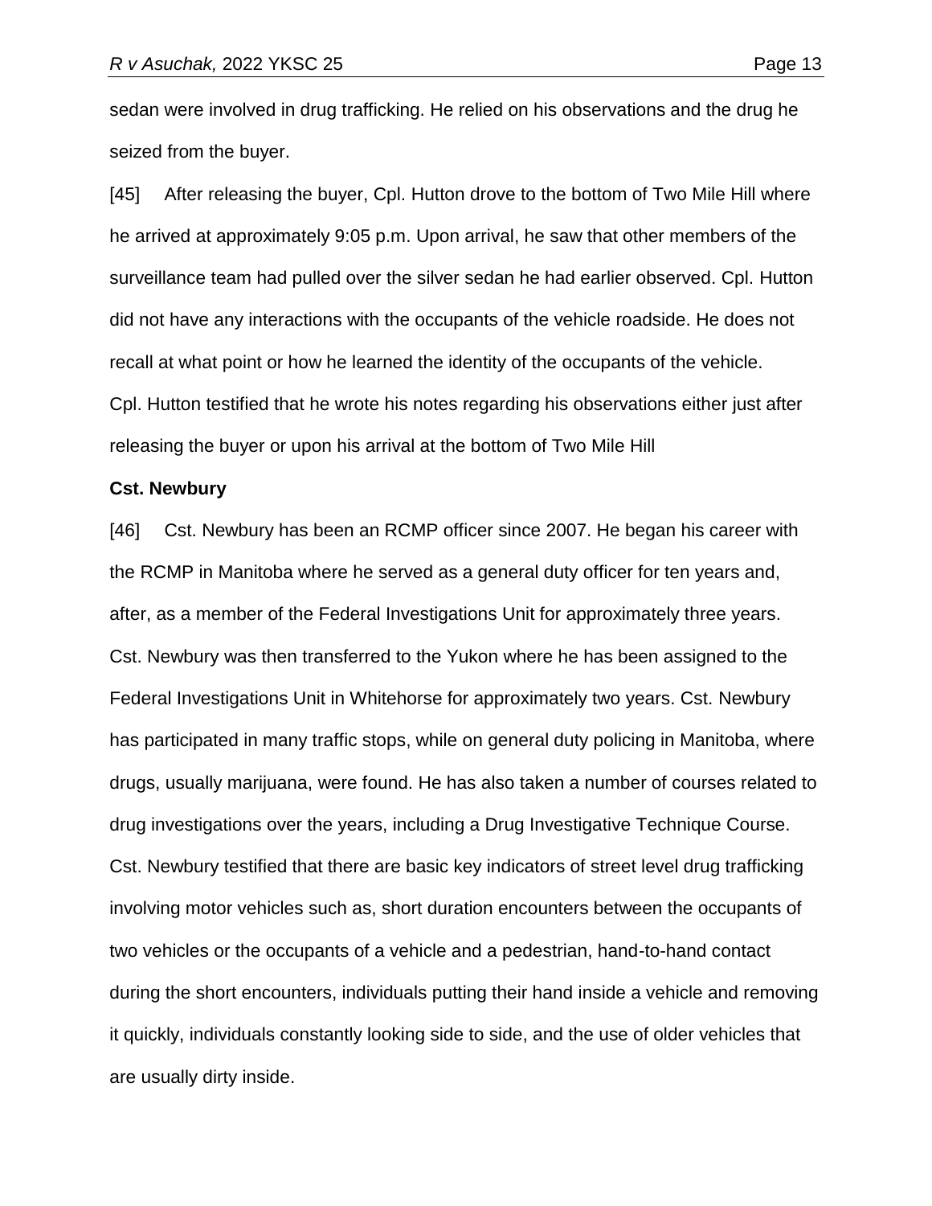sedan were involved in drug trafficking. He relied on his observations and the drug he seized from the buyer.

[45] After releasing the buyer, Cpl. Hutton drove to the bottom of Two Mile Hill where he arrived at approximately 9:05 p.m. Upon arrival, he saw that other members of the surveillance team had pulled over the silver sedan he had earlier observed. Cpl. Hutton did not have any interactions with the occupants of the vehicle roadside. He does not recall at what point or how he learned the identity of the occupants of the vehicle. Cpl. Hutton testified that he wrote his notes regarding his observations either just after releasing the buyer or upon his arrival at the bottom of Two Mile Hill

**Cst. Newbury**

[46] Cst. Newbury has been an RCMP officer since 2007. He began his career with the RCMP in Manitoba where he served as a general duty officer for ten years and, after, as a member of the Federal Investigations Unit for approximately three years. Cst. Newbury was then transferred to the Yukon where he has been assigned to the Federal Investigations Unit in Whitehorse for approximately two years. Cst. Newbury has participated in many traffic stops, while on general duty policing in Manitoba, where drugs, usually marijuana, were found. He has also taken a number of courses related to drug investigations over the years, including a Drug Investigative Technique Course. Cst. Newbury testified that there are basic key indicators of street level drug trafficking involving motor vehicles such as, short duration encounters between the occupants of two vehicles or the occupants of a vehicle and a pedestrian, hand-to-hand contact during the short encounters, individuals putting their hand inside a vehicle and removing it quickly, individuals constantly looking side to side, and the use of older vehicles that are usually dirty inside.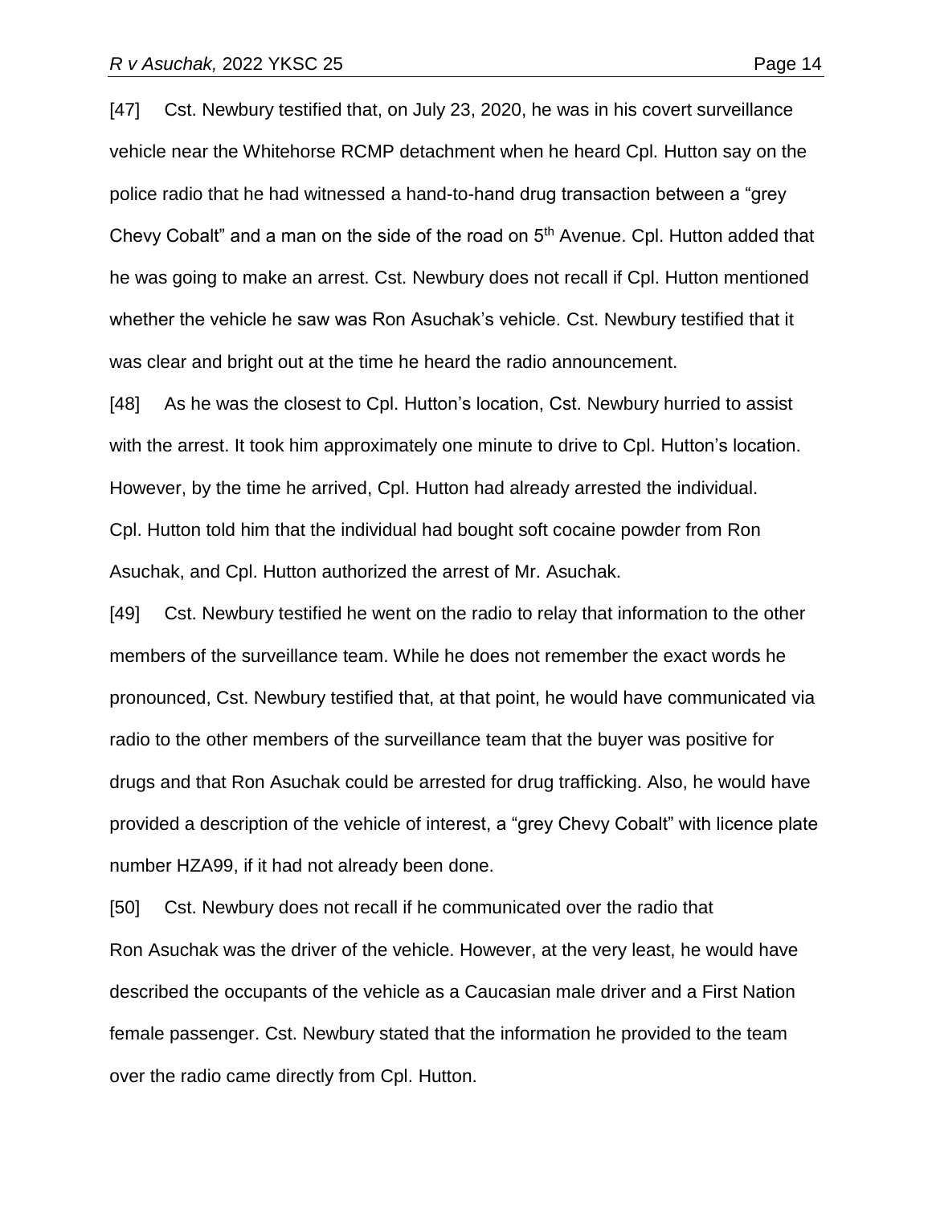[47] Cst. Newbury testified that, on July 23, 2020, he was in his covert surveillance vehicle near the Whitehorse RCMP detachment when he heard Cpl. Hutton say on the police radio that he had witnessed a hand-to-hand drug transaction between a "grey Chevy Cobalt" and a man on the side of the road on 5th Avenue. Cpl. Hutton added that he was going to make an arrest. Cst. Newbury does not recall if Cpl. Hutton mentioned whether the vehicle he saw was Ron Asuchak's vehicle. Cst. Newbury testified that it was clear and bright out at the time he heard the radio announcement.

[48] As he was the closest to Cpl. Hutton's location, Cst. Newbury hurried to assist with the arrest. It took him approximately one minute to drive to Cpl. Hutton's location. However, by the time he arrived, Cpl. Hutton had already arrested the individual. Cpl. Hutton told him that the individual had bought soft cocaine powder from Ron Asuchak, and Cpl. Hutton authorized the arrest of Mr. Asuchak.

[49] Cst. Newbury testified he went on the radio to relay that information to the other members of the surveillance team. While he does not remember the exact words he pronounced, Cst. Newbury testified that, at that point, he would have communicated via radio to the other members of the surveillance team that the buyer was positive for drugs and that Ron Asuchak could be arrested for drug trafficking. Also, he would have provided a description of the vehicle of interest, a "grey Chevy Cobalt" with licence plate number HZA99, if it had not already been done.

[50] Cst. Newbury does not recall if he communicated over the radio that Ron Asuchak was the driver of the vehicle. However, at the very least, he would have described the occupants of the vehicle as a Caucasian male driver and a First Nation female passenger. Cst. Newbury stated that the information he provided to the team over the radio came directly from Cpl. Hutton.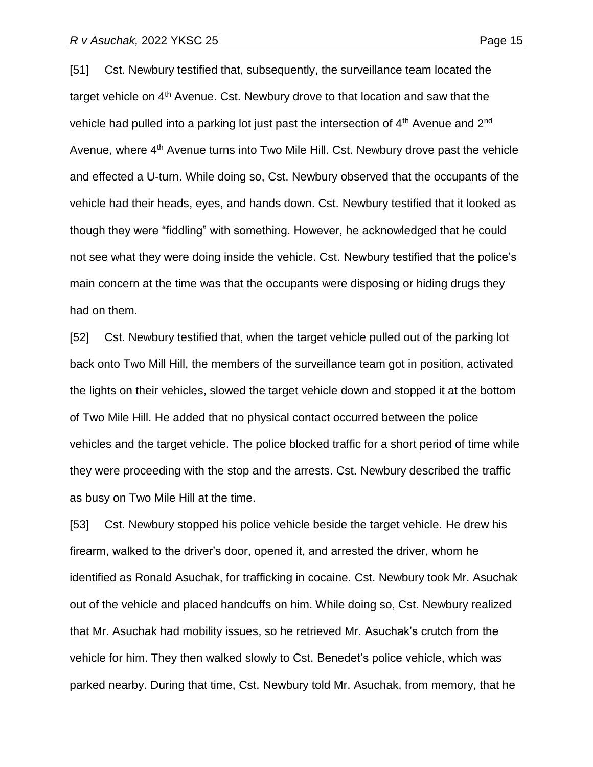[51] Cst. Newbury testified that, subsequently, the surveillance team located the target vehicle on 4th Avenue. Cst. Newbury drove to that location and saw that the vehicle had pulled into a parking lot just past the intersection of 4th Avenue and 2nd Avenue, where 4th Avenue turns into Two Mile Hill. Cst. Newbury drove past the vehicle and effected a U-turn. While doing so, Cst. Newbury observed that the occupants of the vehicle had their heads, eyes, and hands down. Cst. Newbury testified that it looked as though they were "fiddling" with something. However, he acknowledged that he could not see what they were doing inside the vehicle. Cst. Newbury testified that the police's main concern at the time was that the occupants were disposing or hiding drugs they had on them.

[52] Cst. Newbury testified that, when the target vehicle pulled out of the parking lot back onto Two Mill Hill, the members of the surveillance team got in position, activated the lights on their vehicles, slowed the target vehicle down and stopped it at the bottom of Two Mile Hill. He added that no physical contact occurred between the police vehicles and the target vehicle. The police blocked traffic for a short period of time while they were proceeding with the stop and the arrests. Cst. Newbury described the traffic as busy on Two Mile Hill at the time.

[53] Cst. Newbury stopped his police vehicle beside the target vehicle. He drew his firearm, walked to the driver's door, opened it, and arrested the driver, whom he identified as Ronald Asuchak, for trafficking in cocaine. Cst. Newbury took Mr. Asuchak out of the vehicle and placed handcuffs on him. While doing so, Cst. Newbury realized that Mr. Asuchak had mobility issues, so he retrieved Mr. Asuchak's crutch from the vehicle for him. They then walked slowly to Cst. Benedet's police vehicle, which was parked nearby. During that time, Cst. Newbury told Mr. Asuchak, from memory, that he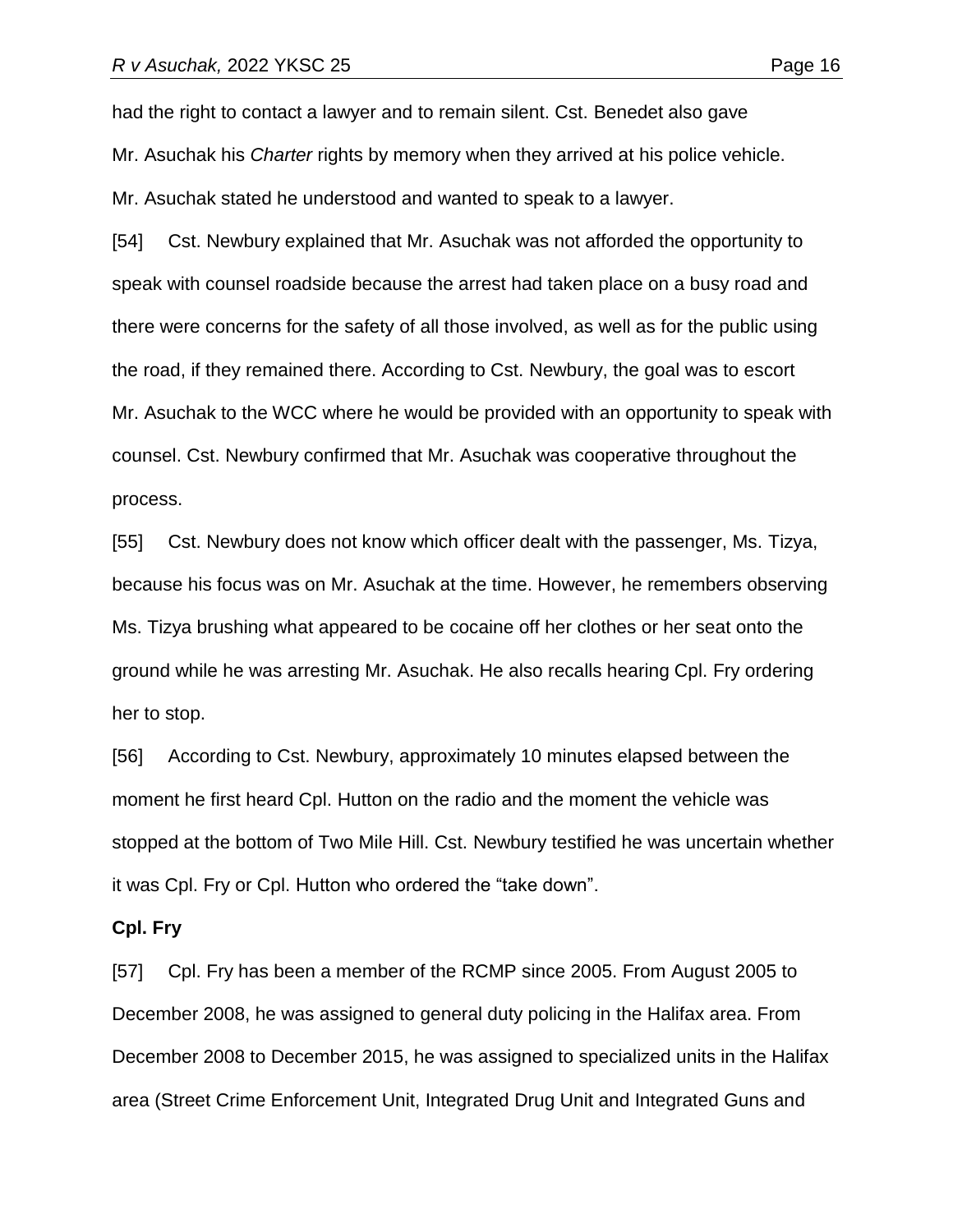had the right to contact a lawyer and to remain silent. Cst. Benedet also gave Mr. Asuchak his *Charter* rights by memory when they arrived at his police vehicle. Mr. Asuchak stated he understood and wanted to speak to a lawyer.

[54] Cst. Newbury explained that Mr. Asuchak was not afforded the opportunity to speak with counsel roadside because the arrest had taken place on a busy road and there were concerns for the safety of all those involved, as well as for the public using the road, if they remained there. According to Cst. Newbury, the goal was to escort Mr. Asuchak to the WCC where he would be provided with an opportunity to speak with counsel. Cst. Newbury confirmed that Mr. Asuchak was cooperative throughout the process.

[55] Cst. Newbury does not know which officer dealt with the passenger, Ms. Tizya, because his focus was on Mr. Asuchak at the time. However, he remembers observing Ms. Tizya brushing what appeared to be cocaine off her clothes or her seat onto the ground while he was arresting Mr. Asuchak. He also recalls hearing Cpl. Fry ordering her to stop.

[56] According to Cst. Newbury, approximately 10 minutes elapsed between the moment he first heard Cpl. Hutton on the radio and the moment the vehicle was stopped at the bottom of Two Mile Hill. Cst. Newbury testified he was uncertain whether it was Cpl. Fry or Cpl. Hutton who ordered the "take down".

**Cpl. Fry**

[57] Cpl. Fry has been a member of the RCMP since 2005. From August 2005 to December 2008, he was assigned to general duty policing in the Halifax area. From December 2008 to December 2015, he was assigned to specialized units in the Halifax area (Street Crime Enforcement Unit, Integrated Drug Unit and Integrated Guns and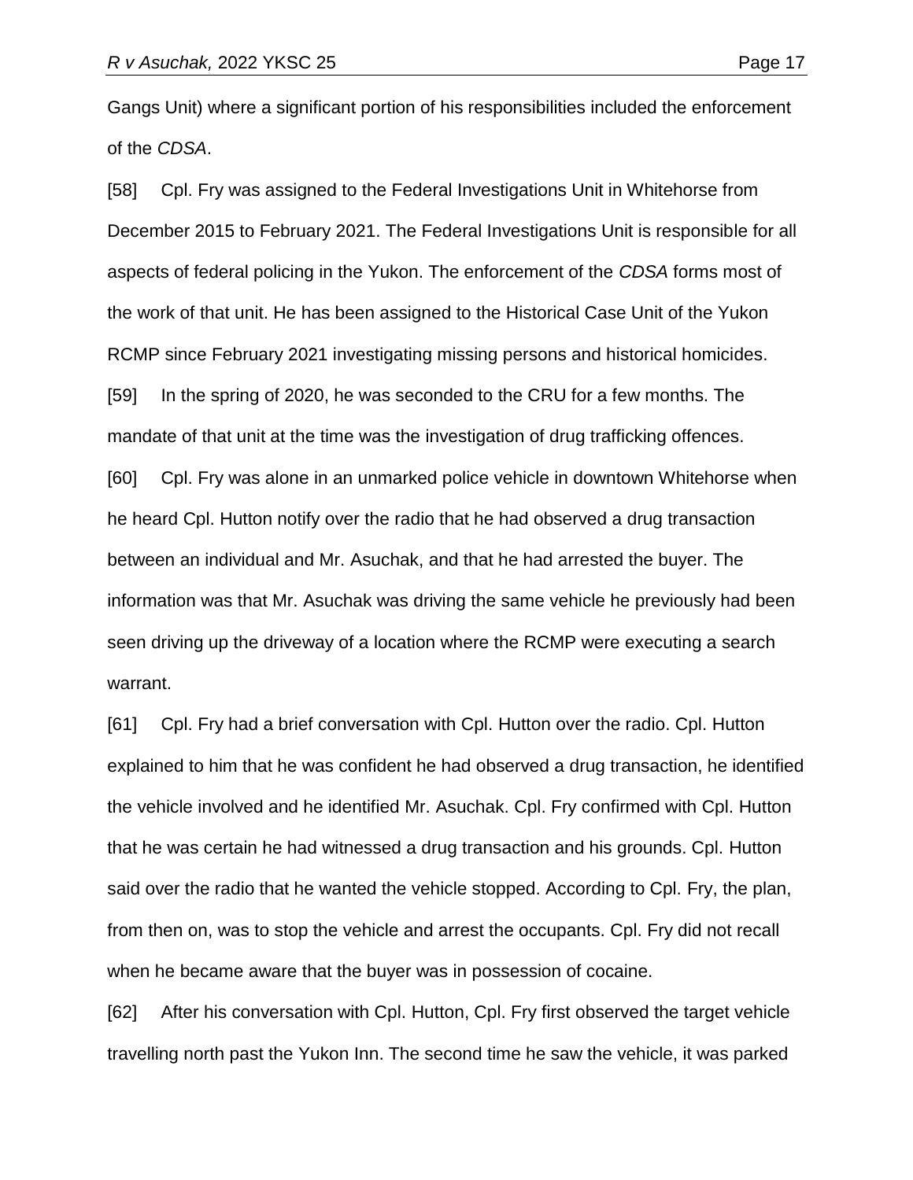Gangs Unit) where a significant portion of his responsibilities included the enforcement of the *CDSA*.

[58] Cpl. Fry was assigned to the Federal Investigations Unit in Whitehorse from December 2015 to February 2021. The Federal Investigations Unit is responsible for all aspects of federal policing in the Yukon. The enforcement of the *CDSA* forms most of the work of that unit. He has been assigned to the Historical Case Unit of the Yukon RCMP since February 2021 investigating missing persons and historical homicides.

[59] In the spring of 2020, he was seconded to the CRU for a few months. The mandate of that unit at the time was the investigation of drug trafficking offences.

[60] Cpl. Fry was alone in an unmarked police vehicle in downtown Whitehorse when he heard Cpl. Hutton notify over the radio that he had observed a drug transaction between an individual and Mr. Asuchak, and that he had arrested the buyer. The information was that Mr. Asuchak was driving the same vehicle he previously had been seen driving up the driveway of a location where the RCMP were executing a search warrant.

[61] Cpl. Fry had a brief conversation with Cpl. Hutton over the radio. Cpl. Hutton explained to him that he was confident he had observed a drug transaction, he identified the vehicle involved and he identified Mr. Asuchak. Cpl. Fry confirmed with Cpl. Hutton that he was certain he had witnessed a drug transaction and his grounds. Cpl. Hutton said over the radio that he wanted the vehicle stopped. According to Cpl. Fry, the plan, from then on, was to stop the vehicle and arrest the occupants. Cpl. Fry did not recall when he became aware that the buyer was in possession of cocaine.

[62] After his conversation with Cpl. Hutton, Cpl. Fry first observed the target vehicle travelling north past the Yukon Inn. The second time he saw the vehicle, it was parked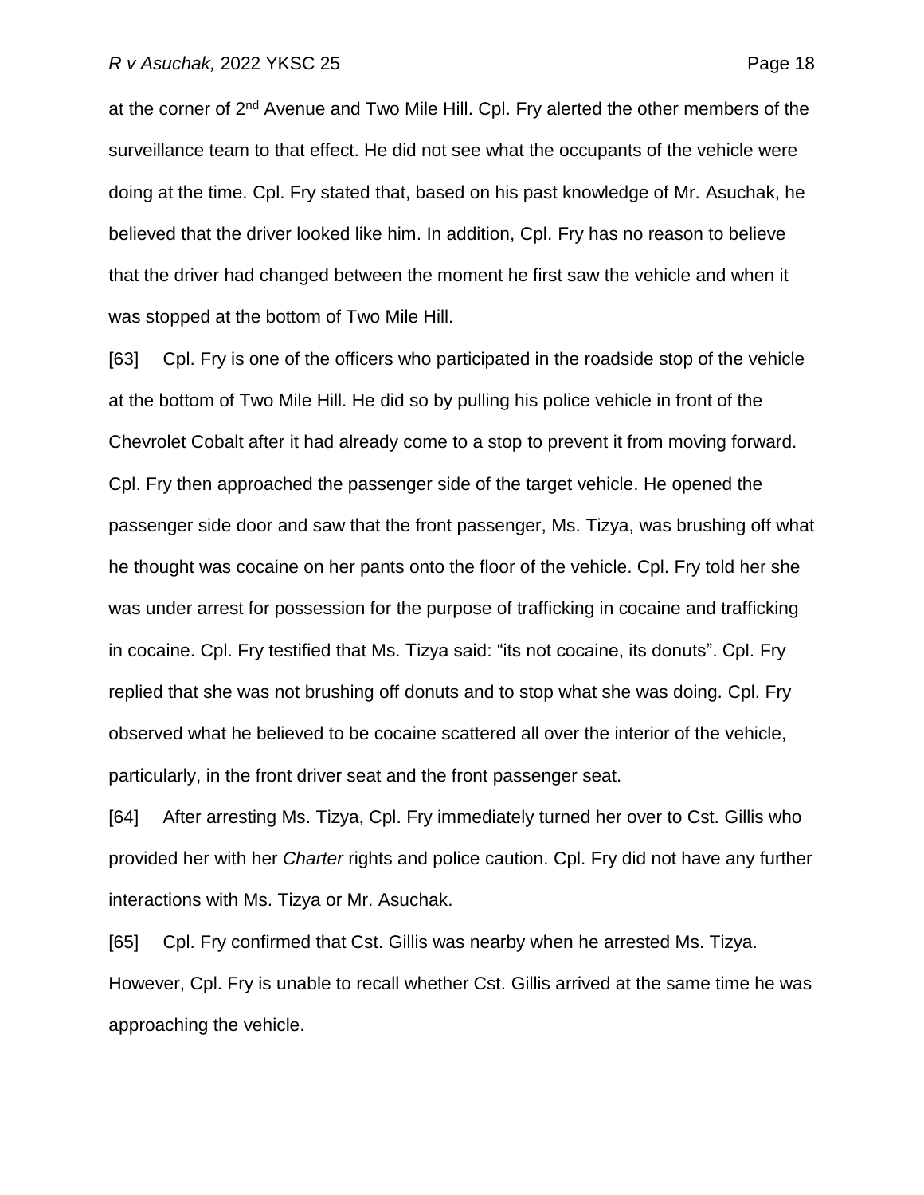at the corner of 2nd Avenue and Two Mile Hill. Cpl. Fry alerted the other members of the surveillance team to that effect. He did not see what the occupants of the vehicle were doing at the time. Cpl. Fry stated that, based on his past knowledge of Mr. Asuchak, he believed that the driver looked like him. In addition, Cpl. Fry has no reason to believe that the driver had changed between the moment he first saw the vehicle and when it was stopped at the bottom of Two Mile Hill.

[63] Cpl. Fry is one of the officers who participated in the roadside stop of the vehicle at the bottom of Two Mile Hill. He did so by pulling his police vehicle in front of the Chevrolet Cobalt after it had already come to a stop to prevent it from moving forward. Cpl. Fry then approached the passenger side of the target vehicle. He opened the passenger side door and saw that the front passenger, Ms. Tizya, was brushing off what he thought was cocaine on her pants onto the floor of the vehicle. Cpl. Fry told her she was under arrest for possession for the purpose of trafficking in cocaine and trafficking in cocaine. Cpl. Fry testified that Ms. Tizya said: “its not cocaine, its donuts”. Cpl. Fry replied that she was not brushing off donuts and to stop what she was doing. Cpl. Fry observed what he believed to be cocaine scattered all over the interior of the vehicle, particularly, in the front driver seat and the front passenger seat.

[64] After arresting Ms. Tizya, Cpl. Fry immediately turned her over to Cst. Gillis who provided her with her *Charter* rights and police caution. Cpl. Fry did not have any further interactions with Ms. Tizya or Mr. Asuchak.

[65] Cpl. Fry confirmed that Cst. Gillis was nearby when he arrested Ms. Tizya. However, Cpl. Fry is unable to recall whether Cst. Gillis arrived at the same time he was approaching the vehicle.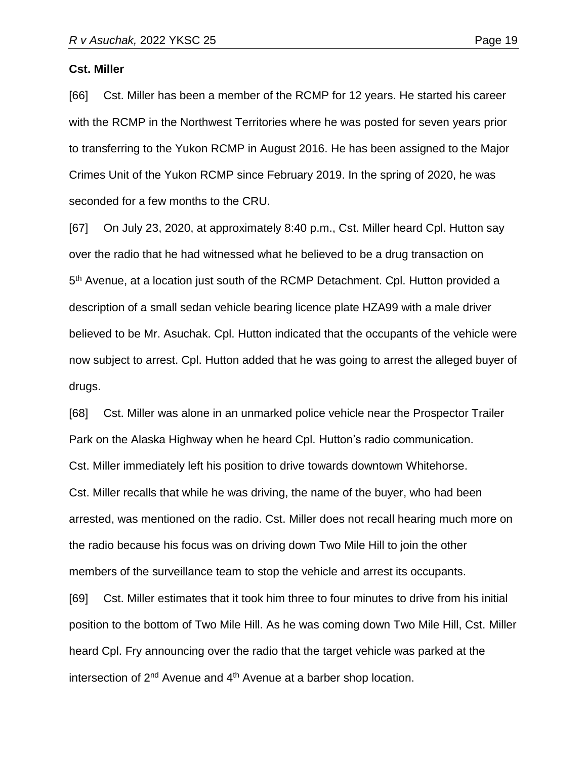**Cst. Miller**

[66] Cst. Miller has been a member of the RCMP for 12 years. He started his career with the RCMP in the Northwest Territories where he was posted for seven years prior to transferring to the Yukon RCMP in August 2016. He has been assigned to the Major Crimes Unit of the Yukon RCMP since February 2019. In the spring of 2020, he was seconded for a few months to the CRU.

[67] On July 23, 2020, at approximately 8:40 p.m., Cst. Miller heard Cpl. Hutton say over the radio that he had witnessed what he believed to be a drug transaction on 5th Avenue, at a location just south of the RCMP Detachment. Cpl. Hutton provided a description of a small sedan vehicle bearing licence plate HZA99 with a male driver believed to be Mr. Asuchak. Cpl. Hutton indicated that the occupants of the vehicle were now subject to arrest. Cpl. Hutton added that he was going to arrest the alleged buyer of drugs.

[68] Cst. Miller was alone in an unmarked police vehicle near the Prospector Trailer Park on the Alaska Highway when he heard Cpl. Hutton's radio communication. Cst. Miller immediately left his position to drive towards downtown Whitehorse. Cst. Miller recalls that while he was driving, the name of the buyer, who had been arrested, was mentioned on the radio. Cst. Miller does not recall hearing much more on the radio because his focus was on driving down Two Mile Hill to join the other members of the surveillance team to stop the vehicle and arrest its occupants.

[69] Cst. Miller estimates that it took him three to four minutes to drive from his initial position to the bottom of Two Mile Hill. As he was coming down Two Mile Hill, Cst. Miller heard Cpl. Fry announcing over the radio that the target vehicle was parked at the intersection of 2nd Avenue and 4th Avenue at a barber shop location.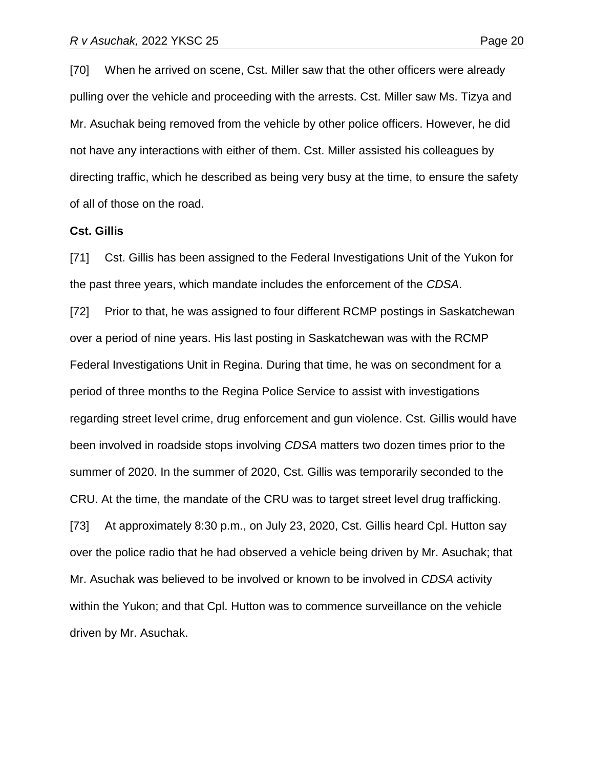[70] When he arrived on scene, Cst. Miller saw that the other officers were already pulling over the vehicle and proceeding with the arrests. Cst. Miller saw Ms. Tizya and Mr. Asuchak being removed from the vehicle by other police officers. However, he did not have any interactions with either of them. Cst. Miller assisted his colleagues by directing traffic, which he described as being very busy at the time, to ensure the safety of all of those on the road.

**Cst. Gillis**

[71] Cst. Gillis has been assigned to the Federal Investigations Unit of the Yukon for the past three years, which mandate includes the enforcement of the *CDSA*.

[72] Prior to that, he was assigned to four different RCMP postings in Saskatchewan over a period of nine years. His last posting in Saskatchewan was with the RCMP Federal Investigations Unit in Regina. During that time, he was on secondment for a period of three months to the Regina Police Service to assist with investigations regarding street level crime, drug enforcement and gun violence. Cst. Gillis would have been involved in roadside stops involving *CDSA* matters two dozen times prior to the summer of 2020. In the summer of 2020, Cst. Gillis was temporarily seconded to the CRU. At the time, the mandate of the CRU was to target street level drug trafficking.

[73] At approximately 8:30 p.m., on July 23, 2020, Cst. Gillis heard Cpl. Hutton say over the police radio that he had observed a vehicle being driven by Mr. Asuchak; that Mr. Asuchak was believed to be involved or known to be involved in *CDSA* activity within the Yukon; and that Cpl. Hutton was to commence surveillance on the vehicle driven by Mr. Asuchak.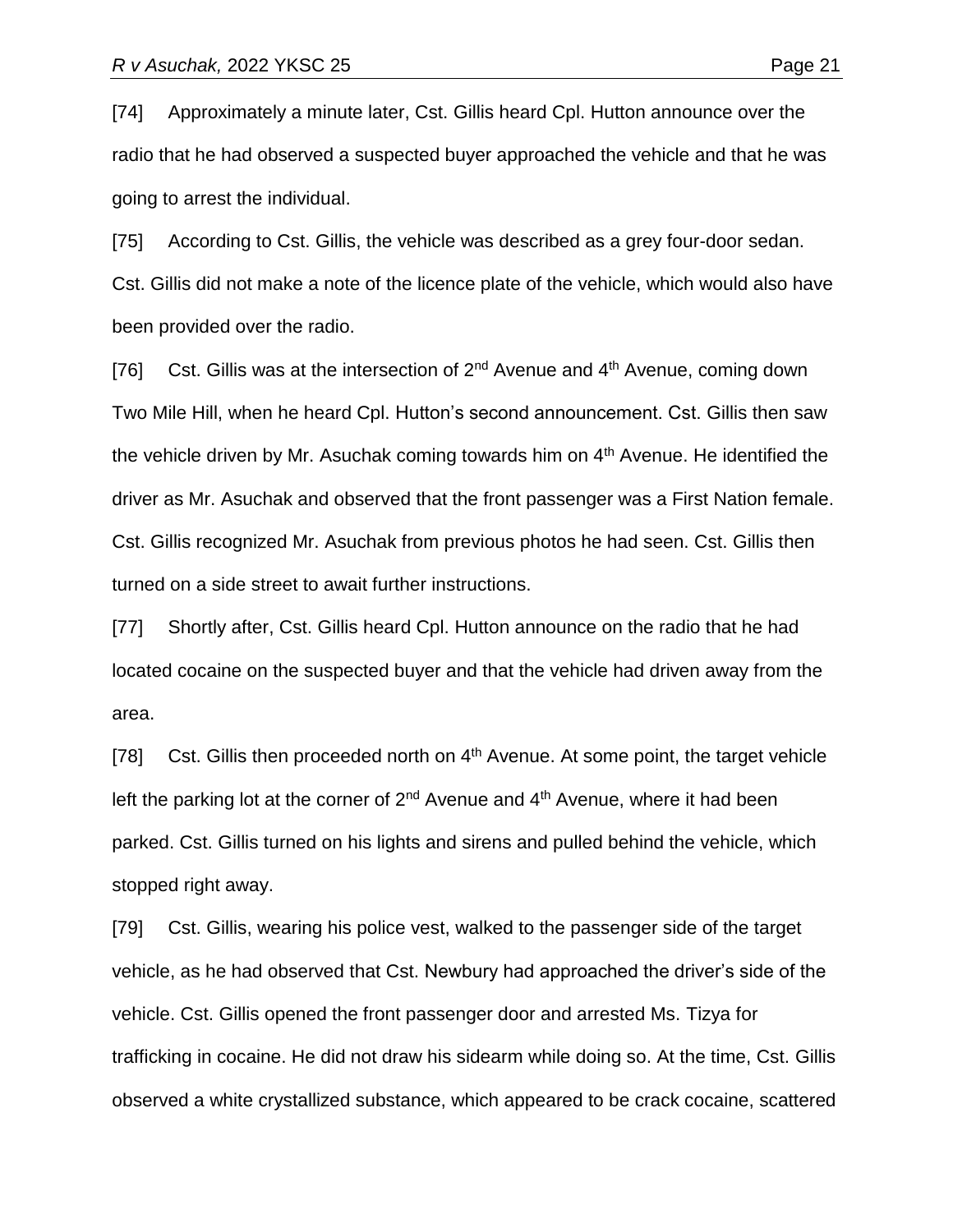[74] Approximately a minute later, Cst. Gillis heard Cpl. Hutton announce over the radio that he had observed a suspected buyer approached the vehicle and that he was going to arrest the individual.

[75] According to Cst. Gillis, the vehicle was described as a grey four-door sedan. Cst. Gillis did not make a note of the licence plate of the vehicle, which would also have been provided over the radio.

[76] Cst. Gillis was at the intersection of 2nd Avenue and 4th Avenue, coming down Two Mile Hill, when he heard Cpl. Hutton's second announcement. Cst. Gillis then saw the vehicle driven by Mr. Asuchak coming towards him on 4th Avenue. He identified the driver as Mr. Asuchak and observed that the front passenger was a First Nation female. Cst. Gillis recognized Mr. Asuchak from previous photos he had seen. Cst. Gillis then turned on a side street to await further instructions.

[77] Shortly after, Cst. Gillis heard Cpl. Hutton announce on the radio that he had located cocaine on the suspected buyer and that the vehicle had driven away from the area.

[78] Cst. Gillis then proceeded north on 4th Avenue. At some point, the target vehicle left the parking lot at the corner of 2nd Avenue and 4th Avenue, where it had been parked. Cst. Gillis turned on his lights and sirens and pulled behind the vehicle, which stopped right away.

[79] Cst. Gillis, wearing his police vest, walked to the passenger side of the target vehicle, as he had observed that Cst. Newbury had approached the driver's side of the vehicle. Cst. Gillis opened the front passenger door and arrested Ms. Tizya for trafficking in cocaine. He did not draw his sidearm while doing so. At the time, Cst. Gillis observed a white crystallized substance, which appeared to be crack cocaine, scattered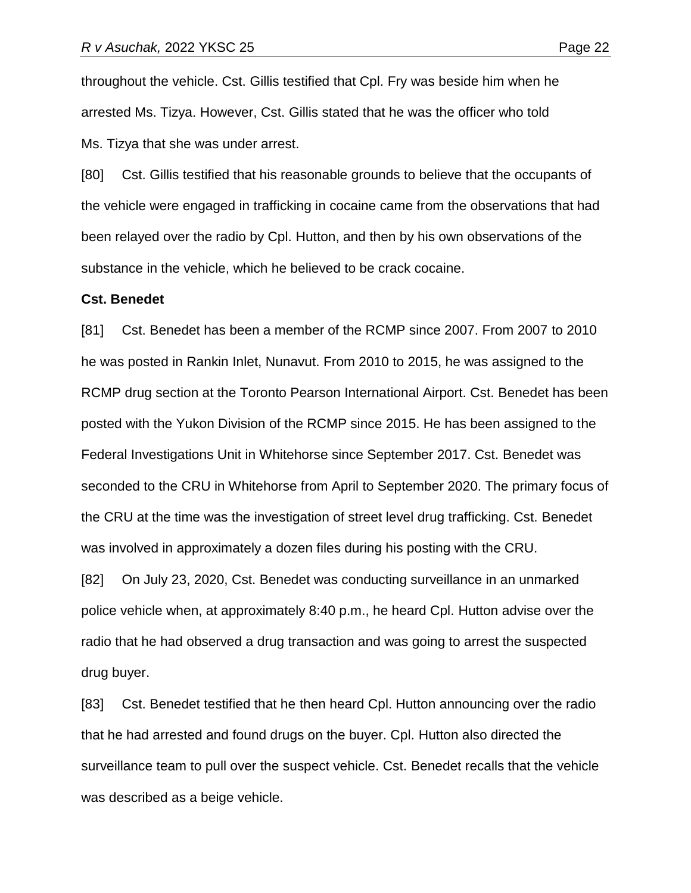throughout the vehicle. Cst. Gillis testified that Cpl. Fry was beside him when he arrested Ms. Tizya. However, Cst. Gillis stated that he was the officer who told Ms. Tizya that she was under arrest.

[80] Cst. Gillis testified that his reasonable grounds to believe that the occupants of the vehicle were engaged in trafficking in cocaine came from the observations that had been relayed over the radio by Cpl. Hutton, and then by his own observations of the substance in the vehicle, which he believed to be crack cocaine.

**Cst. Benedet**

[81] Cst. Benedet has been a member of the RCMP since 2007. From 2007 to 2010 he was posted in Rankin Inlet, Nunavut. From 2010 to 2015, he was assigned to the RCMP drug section at the Toronto Pearson International Airport. Cst. Benedet has been posted with the Yukon Division of the RCMP since 2015. He has been assigned to the Federal Investigations Unit in Whitehorse since September 2017. Cst. Benedet was seconded to the CRU in Whitehorse from April to September 2020. The primary focus of the CRU at the time was the investigation of street level drug trafficking. Cst. Benedet was involved in approximately a dozen files during his posting with the CRU.

[82] On July 23, 2020, Cst. Benedet was conducting surveillance in an unmarked police vehicle when, at approximately 8:40 p.m., he heard Cpl. Hutton advise over the radio that he had observed a drug transaction and was going to arrest the suspected drug buyer.

[83] Cst. Benedet testified that he then heard Cpl. Hutton announcing over the radio that he had arrested and found drugs on the buyer. Cpl. Hutton also directed the surveillance team to pull over the suspect vehicle. Cst. Benedet recalls that the vehicle was described as a beige vehicle.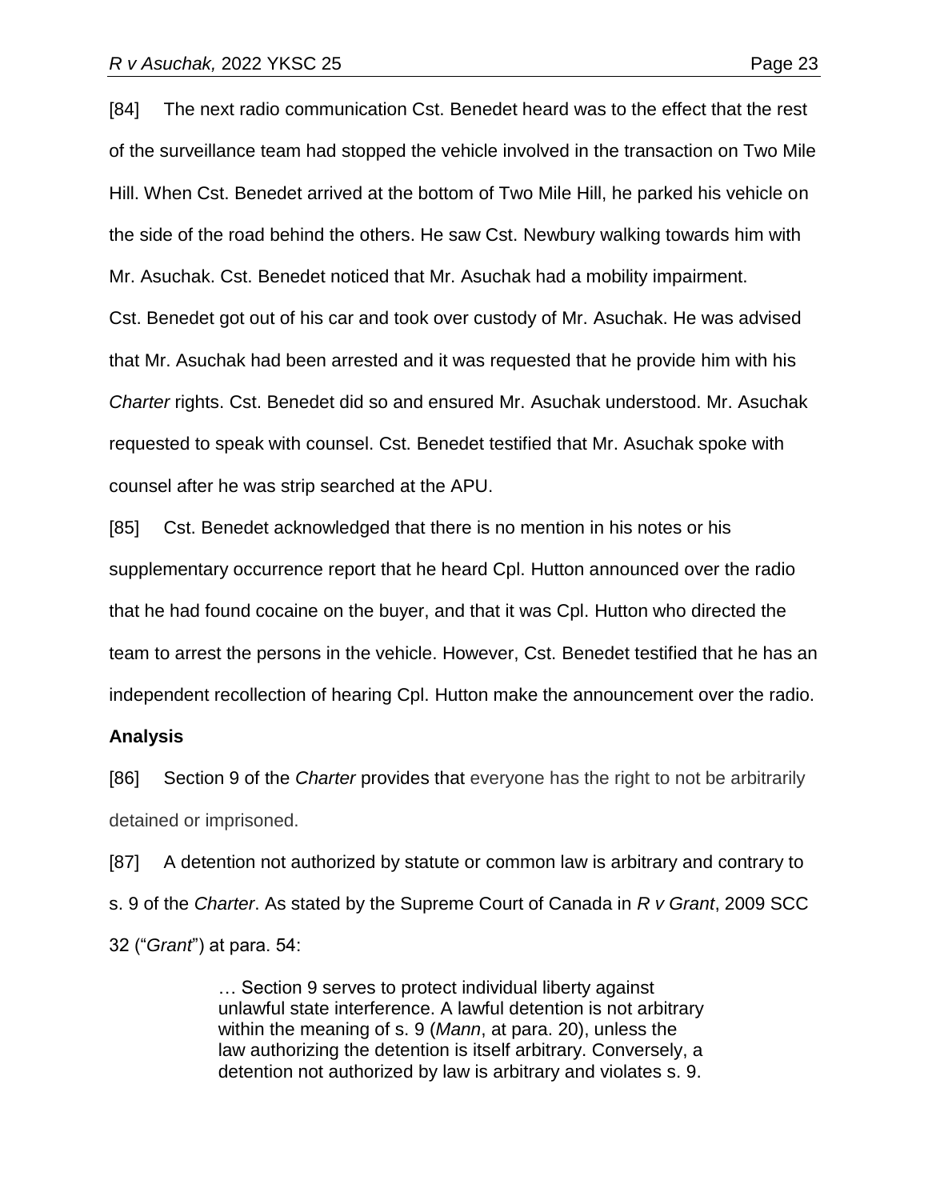[84] The next radio communication Cst. Benedet heard was to the effect that the rest of the surveillance team had stopped the vehicle involved in the transaction on Two Mile Hill. When Cst. Benedet arrived at the bottom of Two Mile Hill, he parked his vehicle on the side of the road behind the others. He saw Cst. Newbury walking towards him with Mr. Asuchak. Cst. Benedet noticed that Mr. Asuchak had a mobility impairment. Cst. Benedet got out of his car and took over custody of Mr. Asuchak. He was advised that Mr. Asuchak had been arrested and it was requested that he provide him with his *Charter* rights. Cst. Benedet did so and ensured Mr. Asuchak understood. Mr. Asuchak requested to speak with counsel. Cst. Benedet testified that Mr. Asuchak spoke with counsel after he was strip searched at the APU.

[85] Cst. Benedet acknowledged that there is no mention in his notes or his supplementary occurrence report that he heard Cpl. Hutton announced over the radio that he had found cocaine on the buyer, and that it was Cpl. Hutton who directed the team to arrest the persons in the vehicle. However, Cst. Benedet testified that he has an independent recollection of hearing Cpl. Hutton make the announcement over the radio.

**Analysis**

[86] Section 9 of the *Charter* provides that everyone has the right to not be arbitrarily detained or imprisoned.

[87] A detention not authorized by statute or common law is arbitrary and contrary to s. 9 of the *Charter*. As stated by the Supreme Court of Canada in *R v Grant*, 2009 SCC 32 ("*Grant*") at para. 54:

> … Section 9 serves to protect individual liberty against unlawful state interference. A lawful detention is not arbitrary within the meaning of s. 9 (*Mann*, at para. 20), unless the law authorizing the detention is itself arbitrary. Conversely, a detention not authorized by law is arbitrary and violates s. 9.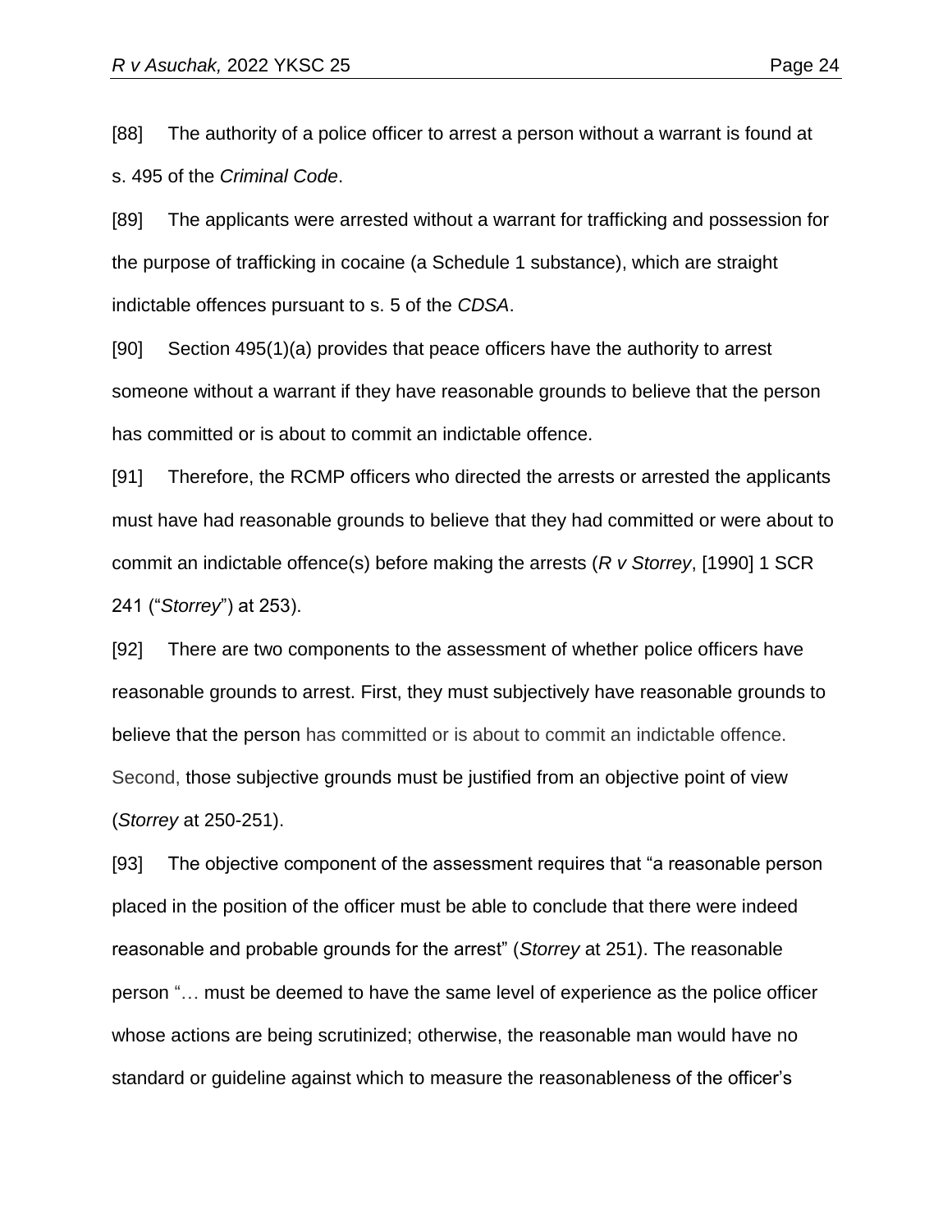[88] The authority of a police officer to arrest a person without a warrant is found at s. 495 of the *Criminal Code*.

[89] The applicants were arrested without a warrant for trafficking and possession for the purpose of trafficking in cocaine (a Schedule 1 substance), which are straight indictable offences pursuant to s. 5 of the *CDSA*.

[90] Section 495(1)(a) provides that peace officers have the authority to arrest someone without a warrant if they have reasonable grounds to believe that the person has committed or is about to commit an indictable offence.

[91] Therefore, the RCMP officers who directed the arrests or arrested the applicants must have had reasonable grounds to believe that they had committed or were about to commit an indictable offence(s) before making the arrests (*R v Storrey*, [1990] 1 SCR 241 ("*Storrey*") at 253).

[92] There are two components to the assessment of whether police officers have reasonable grounds to arrest. First, they must subjectively have reasonable grounds to believe that the person has committed or is about to commit an indictable offence. Second, those subjective grounds must be justified from an objective point of view (*Storrey* at 250-251).

[93] The objective component of the assessment requires that "a reasonable person placed in the position of the officer must be able to conclude that there were indeed reasonable and probable grounds for the arrest" (*Storrey* at 251). The reasonable person "… must be deemed to have the same level of experience as the police officer whose actions are being scrutinized; otherwise, the reasonable man would have no standard or guideline against which to measure the reasonableness of the officer's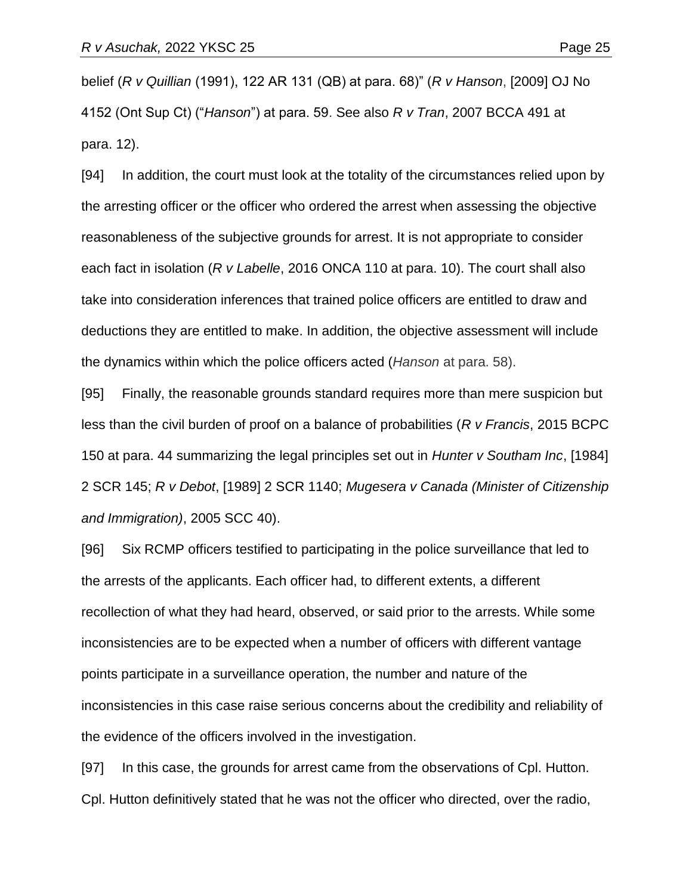belief (*R v Quillian* (1991), 122 AR 131 (QB) at para. 68)" (*R v Hanson*, [2009] OJ No 4152 (Ont Sup Ct) ("*Hanson*") at para. 59. See also *R v Tran*, 2007 BCCA 491 at para. 12).

[94] In addition, the court must look at the totality of the circumstances relied upon by the arresting officer or the officer who ordered the arrest when assessing the objective reasonableness of the subjective grounds for arrest. It is not appropriate to consider each fact in isolation (*R v Labelle*, 2016 ONCA 110 at para. 10). The court shall also take into consideration inferences that trained police officers are entitled to draw and deductions they are entitled to make. In addition, the objective assessment will include the dynamics within which the police officers acted (*Hanson* at para. 58).

[95] Finally, the reasonable grounds standard requires more than mere suspicion but less than the civil burden of proof on a balance of probabilities (*R v Francis*, 2015 BCPC 150 at para. 44 summarizing the legal principles set out in *Hunter v Southam Inc*, [1984] 2 SCR 145; *R v Debot*, [1989] 2 SCR 1140; *Mugesera v Canada (Minister of Citizenship and Immigration)*, 2005 SCC 40).

[96] Six RCMP officers testified to participating in the police surveillance that led to the arrests of the applicants. Each officer had, to different extents, a different recollection of what they had heard, observed, or said prior to the arrests. While some inconsistencies are to be expected when a number of officers with different vantage points participate in a surveillance operation, the number and nature of the inconsistencies in this case raise serious concerns about the credibility and reliability of the evidence of the officers involved in the investigation.

[97] In this case, the grounds for arrest came from the observations of Cpl. Hutton. Cpl. Hutton definitively stated that he was not the officer who directed, over the radio,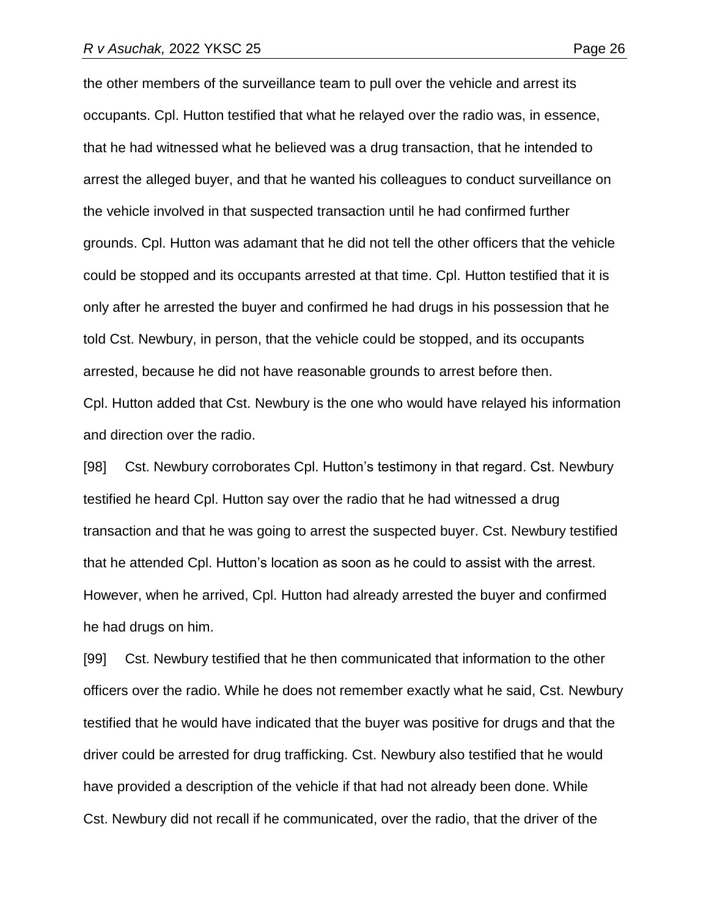the other members of the surveillance team to pull over the vehicle and arrest its occupants. Cpl. Hutton testified that what he relayed over the radio was, in essence, that he had witnessed what he believed was a drug transaction, that he intended to arrest the alleged buyer, and that he wanted his colleagues to conduct surveillance on the vehicle involved in that suspected transaction until he had confirmed further grounds. Cpl. Hutton was adamant that he did not tell the other officers that the vehicle could be stopped and its occupants arrested at that time. Cpl. Hutton testified that it is only after he arrested the buyer and confirmed he had drugs in his possession that he told Cst. Newbury, in person, that the vehicle could be stopped, and its occupants arrested, because he did not have reasonable grounds to arrest before then. Cpl. Hutton added that Cst. Newbury is the one who would have relayed his information and direction over the radio.

[98] Cst. Newbury corroborates Cpl. Hutton's testimony in that regard. Cst. Newbury testified he heard Cpl. Hutton say over the radio that he had witnessed a drug transaction and that he was going to arrest the suspected buyer. Cst. Newbury testified that he attended Cpl. Hutton's location as soon as he could to assist with the arrest. However, when he arrived, Cpl. Hutton had already arrested the buyer and confirmed he had drugs on him.

[99] Cst. Newbury testified that he then communicated that information to the other officers over the radio. While he does not remember exactly what he said, Cst. Newbury testified that he would have indicated that the buyer was positive for drugs and that the driver could be arrested for drug trafficking. Cst. Newbury also testified that he would have provided a description of the vehicle if that had not already been done. While Cst. Newbury did not recall if he communicated, over the radio, that the driver of the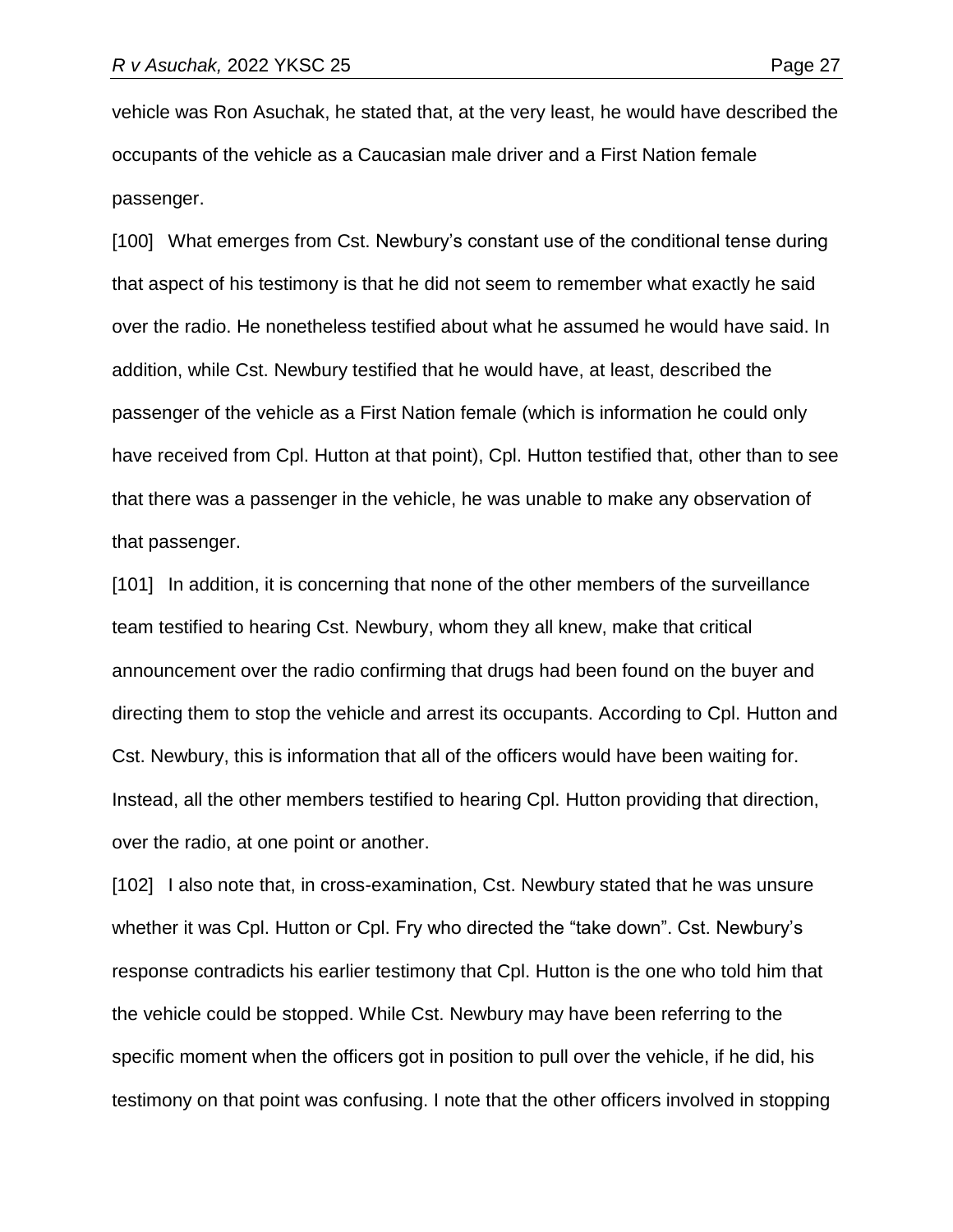vehicle was Ron Asuchak, he stated that, at the very least, he would have described the occupants of the vehicle as a Caucasian male driver and a First Nation female passenger.

[100] What emerges from Cst. Newbury's constant use of the conditional tense during that aspect of his testimony is that he did not seem to remember what exactly he said over the radio. He nonetheless testified about what he assumed he would have said. In addition, while Cst. Newbury testified that he would have, at least, described the passenger of the vehicle as a First Nation female (which is information he could only have received from Cpl. Hutton at that point), Cpl. Hutton testified that, other than to see that there was a passenger in the vehicle, he was unable to make any observation of that passenger.

[101] In addition, it is concerning that none of the other members of the surveillance team testified to hearing Cst. Newbury, whom they all knew, make that critical announcement over the radio confirming that drugs had been found on the buyer and directing them to stop the vehicle and arrest its occupants. According to Cpl. Hutton and Cst. Newbury, this is information that all of the officers would have been waiting for. Instead, all the other members testified to hearing Cpl. Hutton providing that direction, over the radio, at one point or another.

[102] I also note that, in cross-examination, Cst. Newbury stated that he was unsure whether it was Cpl. Hutton or Cpl. Fry who directed the "take down". Cst. Newbury's response contradicts his earlier testimony that Cpl. Hutton is the one who told him that the vehicle could be stopped. While Cst. Newbury may have been referring to the specific moment when the officers got in position to pull over the vehicle, if he did, his testimony on that point was confusing. I note that the other officers involved in stopping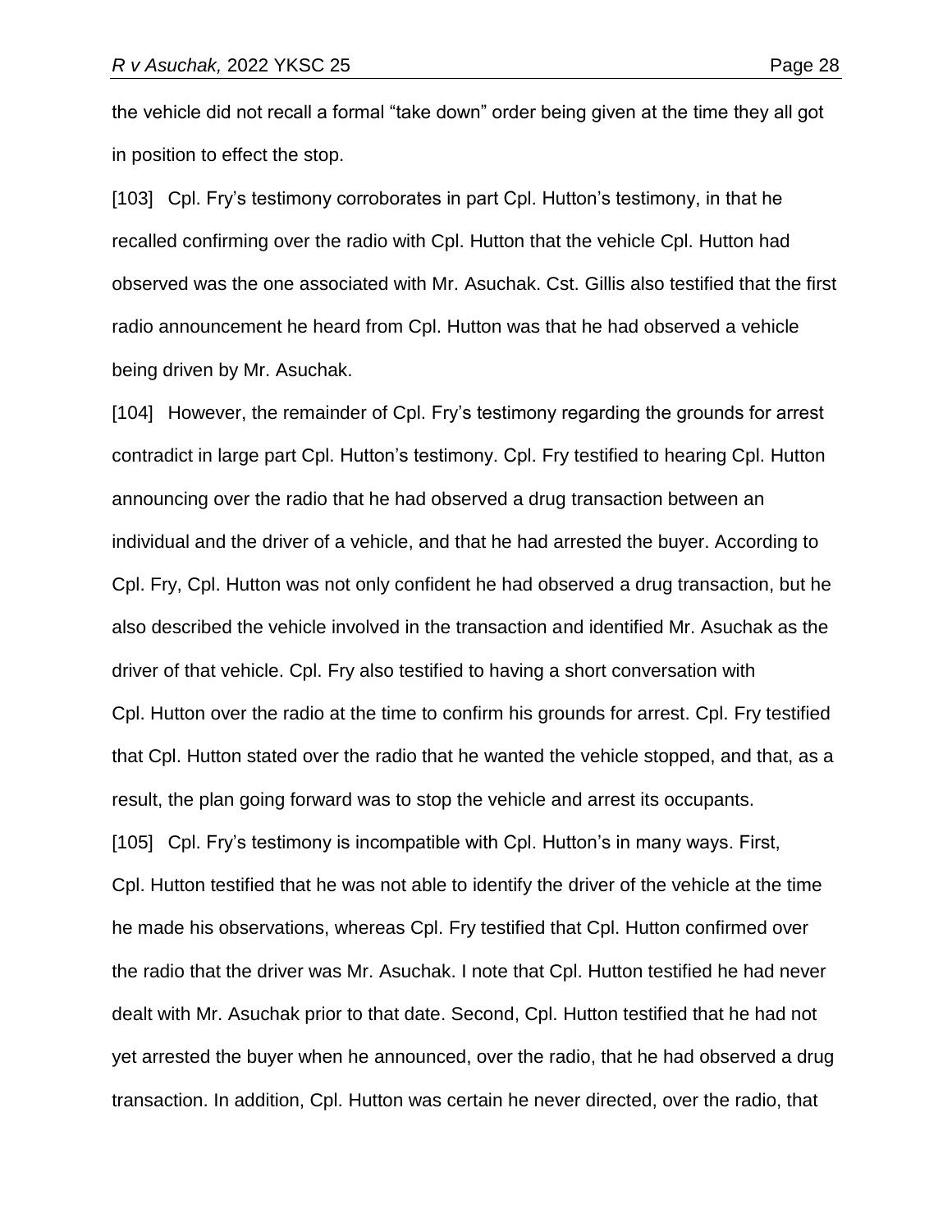the vehicle did not recall a formal "take down" order being given at the time they all got in position to effect the stop.

[103] Cpl. Fry's testimony corroborates in part Cpl. Hutton's testimony, in that he recalled confirming over the radio with Cpl. Hutton that the vehicle Cpl. Hutton had observed was the one associated with Mr. Asuchak. Cst. Gillis also testified that the first radio announcement he heard from Cpl. Hutton was that he had observed a vehicle being driven by Mr. Asuchak.

[104] However, the remainder of Cpl. Fry's testimony regarding the grounds for arrest contradict in large part Cpl. Hutton's testimony. Cpl. Fry testified to hearing Cpl. Hutton announcing over the radio that he had observed a drug transaction between an individual and the driver of a vehicle, and that he had arrested the buyer. According to Cpl. Fry, Cpl. Hutton was not only confident he had observed a drug transaction, but he also described the vehicle involved in the transaction and identified Mr. Asuchak as the driver of that vehicle. Cpl. Fry also testified to having a short conversation with Cpl. Hutton over the radio at the time to confirm his grounds for arrest. Cpl. Fry testified that Cpl. Hutton stated over the radio that he wanted the vehicle stopped, and that, as a result, the plan going forward was to stop the vehicle and arrest its occupants.

[105] Cpl. Fry's testimony is incompatible with Cpl. Hutton's in many ways. First, Cpl. Hutton testified that he was not able to identify the driver of the vehicle at the time he made his observations, whereas Cpl. Fry testified that Cpl. Hutton confirmed over the radio that the driver was Mr. Asuchak. I note that Cpl. Hutton testified he had never dealt with Mr. Asuchak prior to that date. Second, Cpl. Hutton testified that he had not yet arrested the buyer when he announced, over the radio, that he had observed a drug transaction. In addition, Cpl. Hutton was certain he never directed, over the radio, that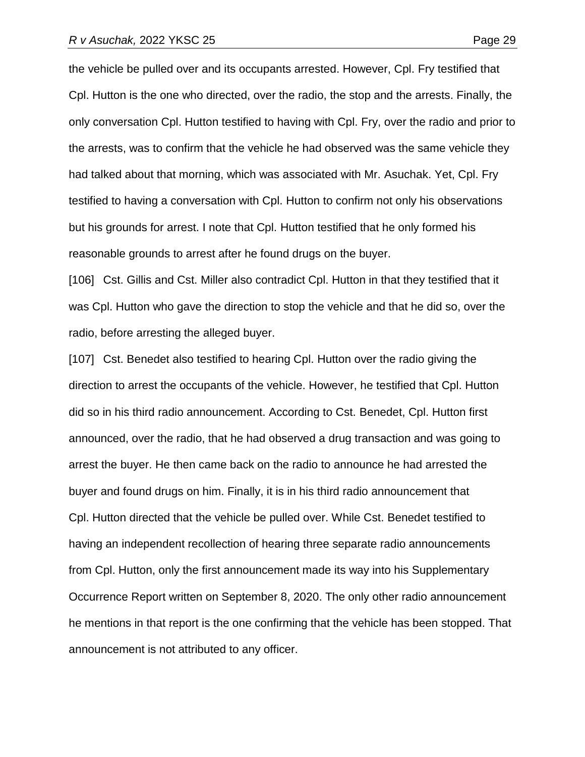the vehicle be pulled over and its occupants arrested. However, Cpl. Fry testified that Cpl. Hutton is the one who directed, over the radio, the stop and the arrests. Finally, the only conversation Cpl. Hutton testified to having with Cpl. Fry, over the radio and prior to the arrests, was to confirm that the vehicle he had observed was the same vehicle they had talked about that morning, which was associated with Mr. Asuchak. Yet, Cpl. Fry testified to having a conversation with Cpl. Hutton to confirm not only his observations but his grounds for arrest. I note that Cpl. Hutton testified that he only formed his reasonable grounds to arrest after he found drugs on the buyer.

[106] Cst. Gillis and Cst. Miller also contradict Cpl. Hutton in that they testified that it was Cpl. Hutton who gave the direction to stop the vehicle and that he did so, over the radio, before arresting the alleged buyer.

[107] Cst. Benedet also testified to hearing Cpl. Hutton over the radio giving the direction to arrest the occupants of the vehicle. However, he testified that Cpl. Hutton did so in his third radio announcement. According to Cst. Benedet, Cpl. Hutton first announced, over the radio, that he had observed a drug transaction and was going to arrest the buyer. He then came back on the radio to announce he had arrested the buyer and found drugs on him. Finally, it is in his third radio announcement that Cpl. Hutton directed that the vehicle be pulled over. While Cst. Benedet testified to having an independent recollection of hearing three separate radio announcements from Cpl. Hutton, only the first announcement made its way into his Supplementary Occurrence Report written on September 8, 2020. The only other radio announcement he mentions in that report is the one confirming that the vehicle has been stopped. That announcement is not attributed to any officer.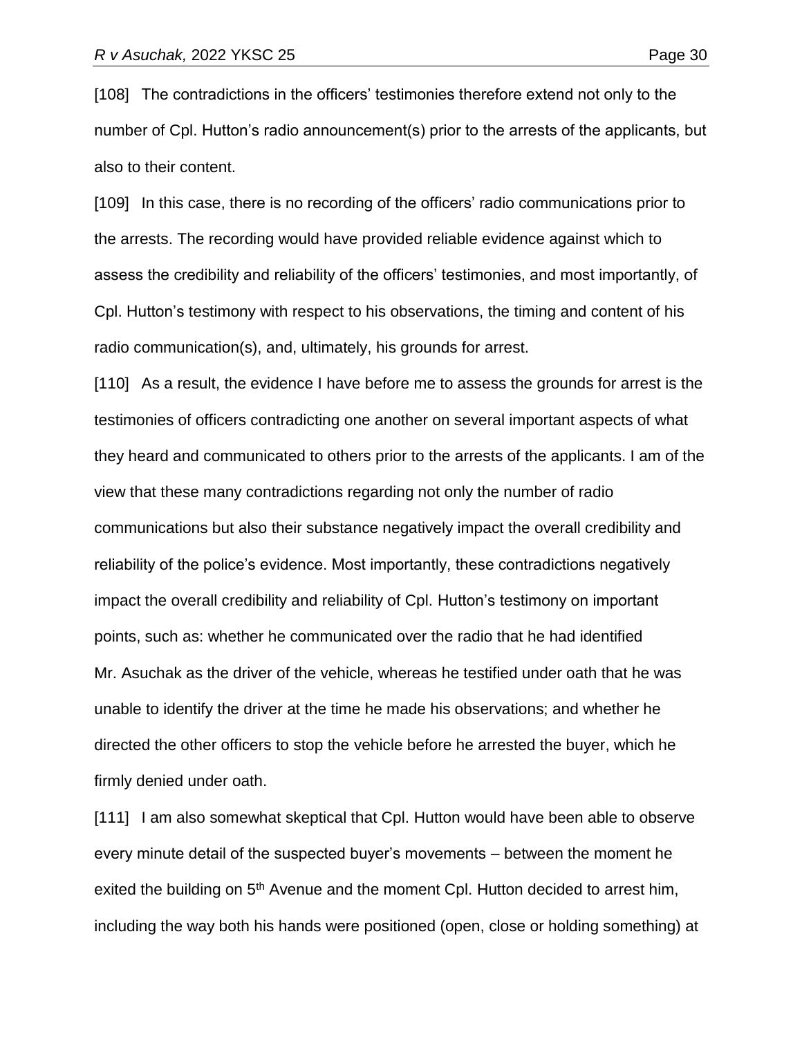[108] The contradictions in the officers' testimonies therefore extend not only to the number of Cpl. Hutton's radio announcement(s) prior to the arrests of the applicants, but also to their content.

[109] In this case, there is no recording of the officers' radio communications prior to the arrests. The recording would have provided reliable evidence against which to assess the credibility and reliability of the officers' testimonies, and most importantly, of Cpl. Hutton's testimony with respect to his observations, the timing and content of his radio communication(s), and, ultimately, his grounds for arrest.

[110] As a result, the evidence I have before me to assess the grounds for arrest is the testimonies of officers contradicting one another on several important aspects of what they heard and communicated to others prior to the arrests of the applicants. I am of the view that these many contradictions regarding not only the number of radio communications but also their substance negatively impact the overall credibility and reliability of the police's evidence. Most importantly, these contradictions negatively impact the overall credibility and reliability of Cpl. Hutton's testimony on important points, such as: whether he communicated over the radio that he had identified Mr. Asuchak as the driver of the vehicle, whereas he testified under oath that he was unable to identify the driver at the time he made his observations; and whether he directed the other officers to stop the vehicle before he arrested the buyer, which he firmly denied under oath.

[111] I am also somewhat skeptical that Cpl. Hutton would have been able to observe every minute detail of the suspected buyer's movements – between the moment he exited the building on 5th Avenue and the moment Cpl. Hutton decided to arrest him, including the way both his hands were positioned (open, close or holding something) at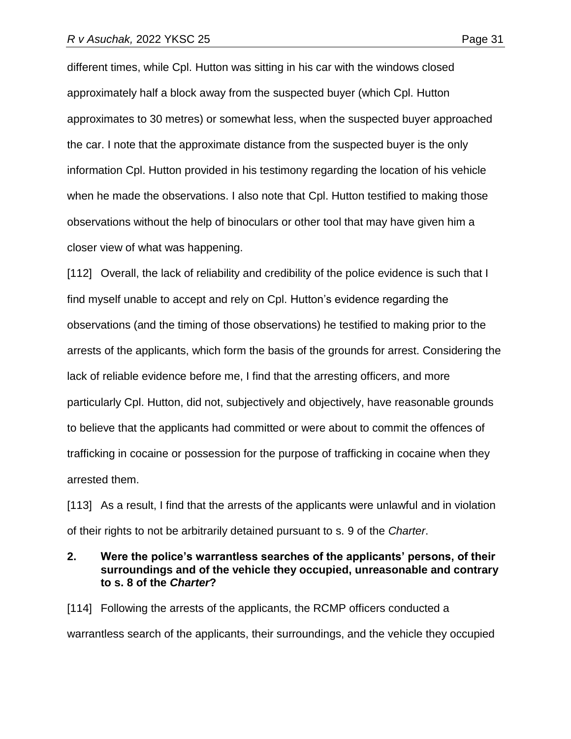different times, while Cpl. Hutton was sitting in his car with the windows closed approximately half a block away from the suspected buyer (which Cpl. Hutton approximates to 30 metres) or somewhat less, when the suspected buyer approached the car. I note that the approximate distance from the suspected buyer is the only information Cpl. Hutton provided in his testimony regarding the location of his vehicle when he made the observations. I also note that Cpl. Hutton testified to making those observations without the help of binoculars or other tool that may have given him a closer view of what was happening.

[112] Overall, the lack of reliability and credibility of the police evidence is such that I find myself unable to accept and rely on Cpl. Hutton's evidence regarding the observations (and the timing of those observations) he testified to making prior to the arrests of the applicants, which form the basis of the grounds for arrest. Considering the lack of reliable evidence before me, I find that the arresting officers, and more particularly Cpl. Hutton, did not, subjectively and objectively, have reasonable grounds to believe that the applicants had committed or were about to commit the offences of trafficking in cocaine or possession for the purpose of trafficking in cocaine when they arrested them.

[113] As a result, I find that the arrests of the applicants were unlawful and in violation of their rights to not be arbitrarily detained pursuant to s. 9 of the *Charter*.

### 2. Were the police's warrantless searches of the applicants' persons, of their surroundings and of the vehicle they occupied, unreasonable and contrary to s. 8 of the *Charter*?

[114] Following the arrests of the applicants, the RCMP officers conducted a warrantless search of the applicants, their surroundings, and the vehicle they occupied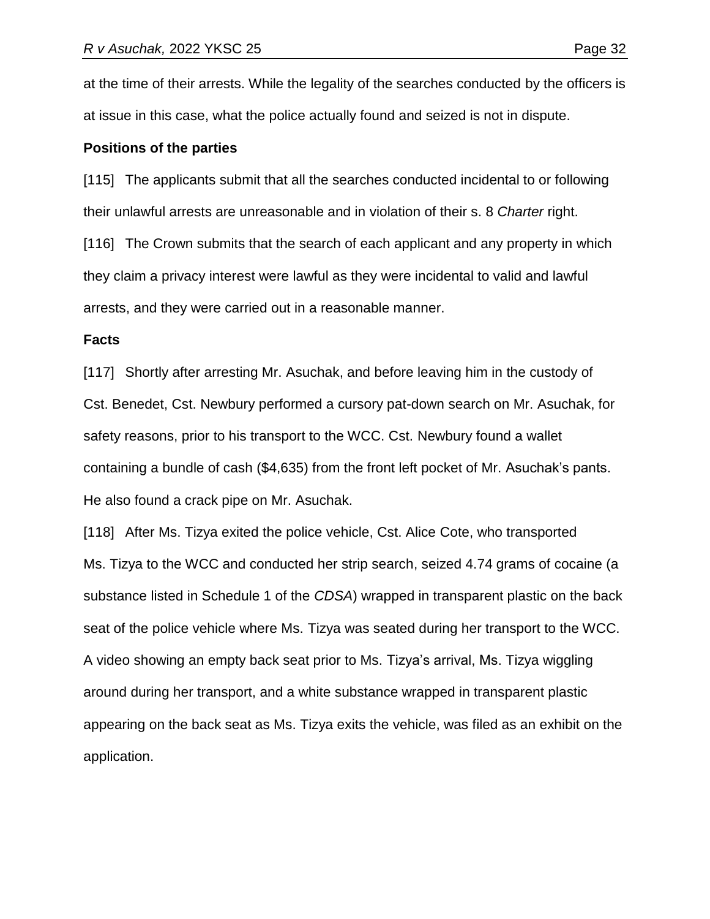at the time of their arrests. While the legality of the searches conducted by the officers is at issue in this case, what the police actually found and seized is not in dispute.

**Positions of the parties**

[115] The applicants submit that all the searches conducted incidental to or following their unlawful arrests are unreasonable and in violation of their s. 8 *Charter* right.

[116] The Crown submits that the search of each applicant and any property in which they claim a privacy interest were lawful as they were incidental to valid and lawful arrests, and they were carried out in a reasonable manner.

**Facts**

[117] Shortly after arresting Mr. Asuchak, and before leaving him in the custody of Cst. Benedet, Cst. Newbury performed a cursory pat-down search on Mr. Asuchak, for safety reasons, prior to his transport to the WCC. Cst. Newbury found a wallet containing a bundle of cash ($4,635) from the front left pocket of Mr. Asuchak's pants. He also found a crack pipe on Mr. Asuchak.

[118] After Ms. Tizya exited the police vehicle, Cst. Alice Cote, who transported Ms. Tizya to the WCC and conducted her strip search, seized 4.74 grams of cocaine (a substance listed in Schedule 1 of the *CDSA*) wrapped in transparent plastic on the back seat of the police vehicle where Ms. Tizya was seated during her transport to the WCC. A video showing an empty back seat prior to Ms. Tizya's arrival, Ms. Tizya wiggling around during her transport, and a white substance wrapped in transparent plastic appearing on the back seat as Ms. Tizya exits the vehicle, was filed as an exhibit on the application.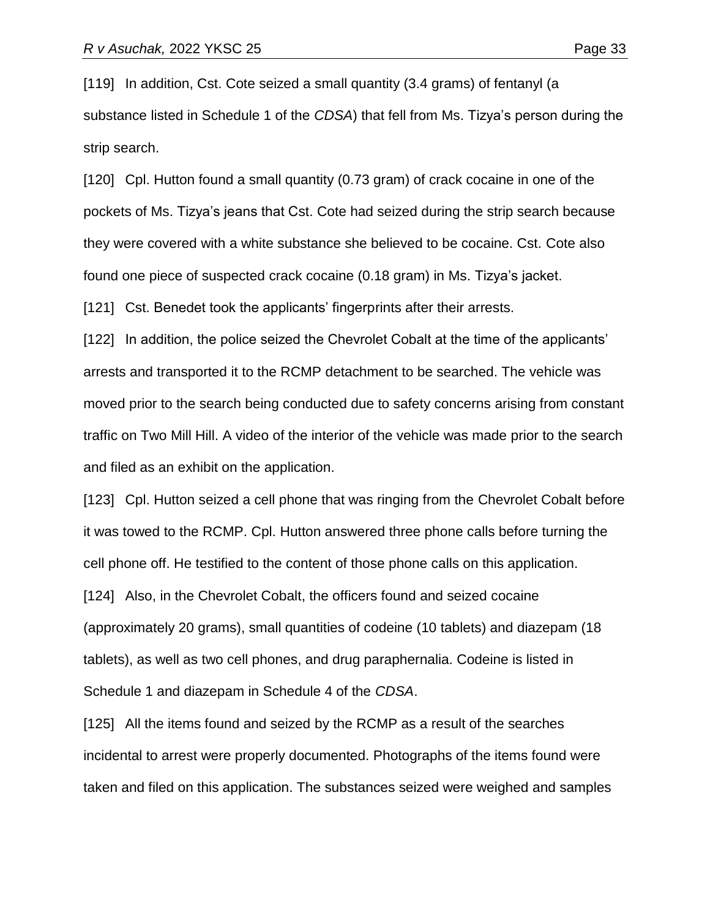[119] In addition, Cst. Cote seized a small quantity (3.4 grams) of fentanyl (a substance listed in Schedule 1 of the *CDSA*) that fell from Ms. Tizya's person during the strip search.

[120] Cpl. Hutton found a small quantity (0.73 gram) of crack cocaine in one of the pockets of Ms. Tizya's jeans that Cst. Cote had seized during the strip search because they were covered with a white substance she believed to be cocaine. Cst. Cote also found one piece of suspected crack cocaine (0.18 gram) in Ms. Tizya's jacket.

[121] Cst. Benedet took the applicants' fingerprints after their arrests.

[122] In addition, the police seized the Chevrolet Cobalt at the time of the applicants' arrests and transported it to the RCMP detachment to be searched. The vehicle was moved prior to the search being conducted due to safety concerns arising from constant traffic on Two Mill Hill. A video of the interior of the vehicle was made prior to the search and filed as an exhibit on the application.

[123] Cpl. Hutton seized a cell phone that was ringing from the Chevrolet Cobalt before it was towed to the RCMP. Cpl. Hutton answered three phone calls before turning the cell phone off. He testified to the content of those phone calls on this application.

[124] Also, in the Chevrolet Cobalt, the officers found and seized cocaine (approximately 20 grams), small quantities of codeine (10 tablets) and diazepam (18 tablets), as well as two cell phones, and drug paraphernalia. Codeine is listed in Schedule 1 and diazepam in Schedule 4 of the *CDSA*.

[125] All the items found and seized by the RCMP as a result of the searches incidental to arrest were properly documented. Photographs of the items found were taken and filed on this application. The substances seized were weighed and samples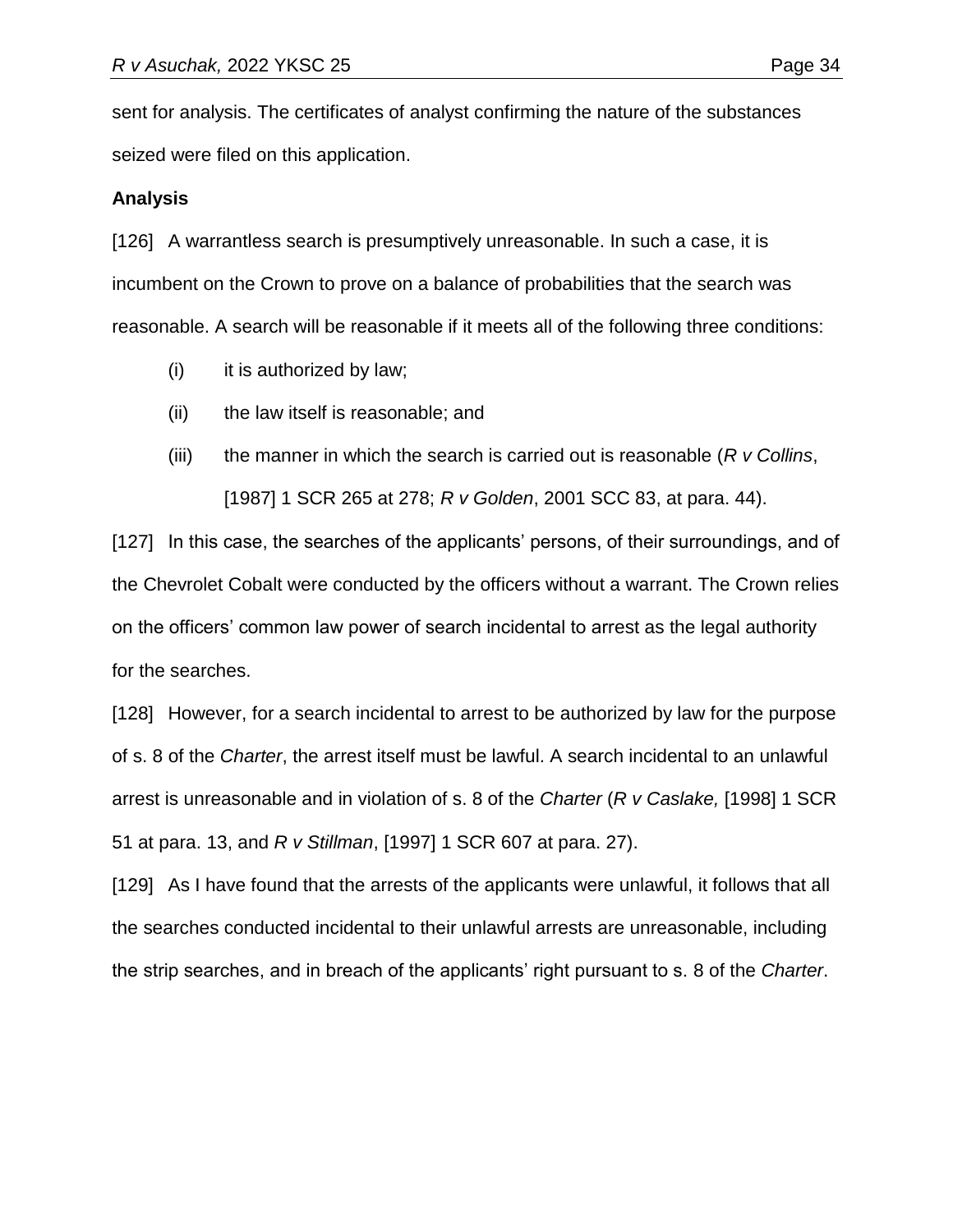sent for analysis. The certificates of analyst confirming the nature of the substances seized were filed on this application.

**Analysis**

[126] A warrantless search is presumptively unreasonable. In such a case, it is incumbent on the Crown to prove on a balance of probabilities that the search was reasonable. A search will be reasonable if it meets all of the following three conditions:

(i) it is authorized by law;

(ii) the law itself is reasonable; and

(iii) the manner in which the search is carried out is reasonable (*R v Collins*, [1987] 1 SCR 265 at 278; *R v Golden*, 2001 SCC 83, at para. 44).

[127] In this case, the searches of the applicants' persons, of their surroundings, and of the Chevrolet Cobalt were conducted by the officers without a warrant. The Crown relies on the officers' common law power of search incidental to arrest as the legal authority for the searches.

[128] However, for a search incidental to arrest to be authorized by law for the purpose of s. 8 of the *Charter*, the arrest itself must be lawful. A search incidental to an unlawful arrest is unreasonable and in violation of s. 8 of the *Charter* (*R v Caslake,* [1998] 1 SCR 51 at para. 13, and *R v Stillman*, [1997] 1 SCR 607 at para. 27).

[129] As I have found that the arrests of the applicants were unlawful, it follows that all the searches conducted incidental to their unlawful arrests are unreasonable, including the strip searches, and in breach of the applicants' right pursuant to s. 8 of the *Charter*.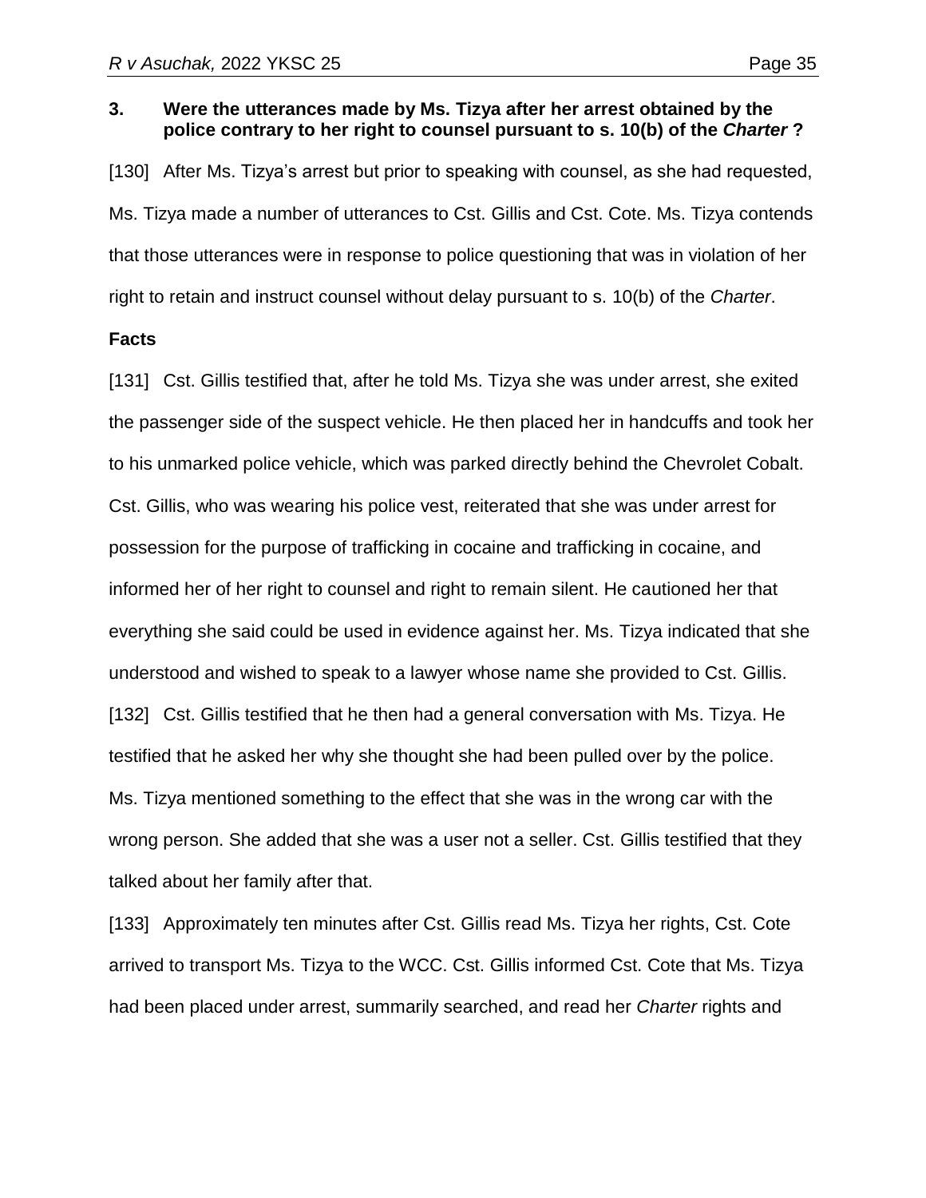### 3. Were the utterances made by Ms. Tizya after her arrest obtained by the police contrary to her right to counsel pursuant to s. 10(b) of the *Charter* ?

[130] After Ms. Tizya's arrest but prior to speaking with counsel, as she had requested, Ms. Tizya made a number of utterances to Cst. Gillis and Cst. Cote. Ms. Tizya contends that those utterances were in response to police questioning that was in violation of her right to retain and instruct counsel without delay pursuant to s. 10(b) of the *Charter*.

**Facts**

[131] Cst. Gillis testified that, after he told Ms. Tizya she was under arrest, she exited the passenger side of the suspect vehicle. He then placed her in handcuffs and took her to his unmarked police vehicle, which was parked directly behind the Chevrolet Cobalt. Cst. Gillis, who was wearing his police vest, reiterated that she was under arrest for possession for the purpose of trafficking in cocaine and trafficking in cocaine, and informed her of her right to counsel and right to remain silent. He cautioned her that everything she said could be used in evidence against her. Ms. Tizya indicated that she understood and wished to speak to a lawyer whose name she provided to Cst. Gillis.

[132] Cst. Gillis testified that he then had a general conversation with Ms. Tizya. He testified that he asked her why she thought she had been pulled over by the police. Ms. Tizya mentioned something to the effect that she was in the wrong car with the wrong person. She added that she was a user not a seller. Cst. Gillis testified that they talked about her family after that.

[133] Approximately ten minutes after Cst. Gillis read Ms. Tizya her rights, Cst. Cote arrived to transport Ms. Tizya to the WCC. Cst. Gillis informed Cst. Cote that Ms. Tizya had been placed under arrest, summarily searched, and read her *Charter* rights and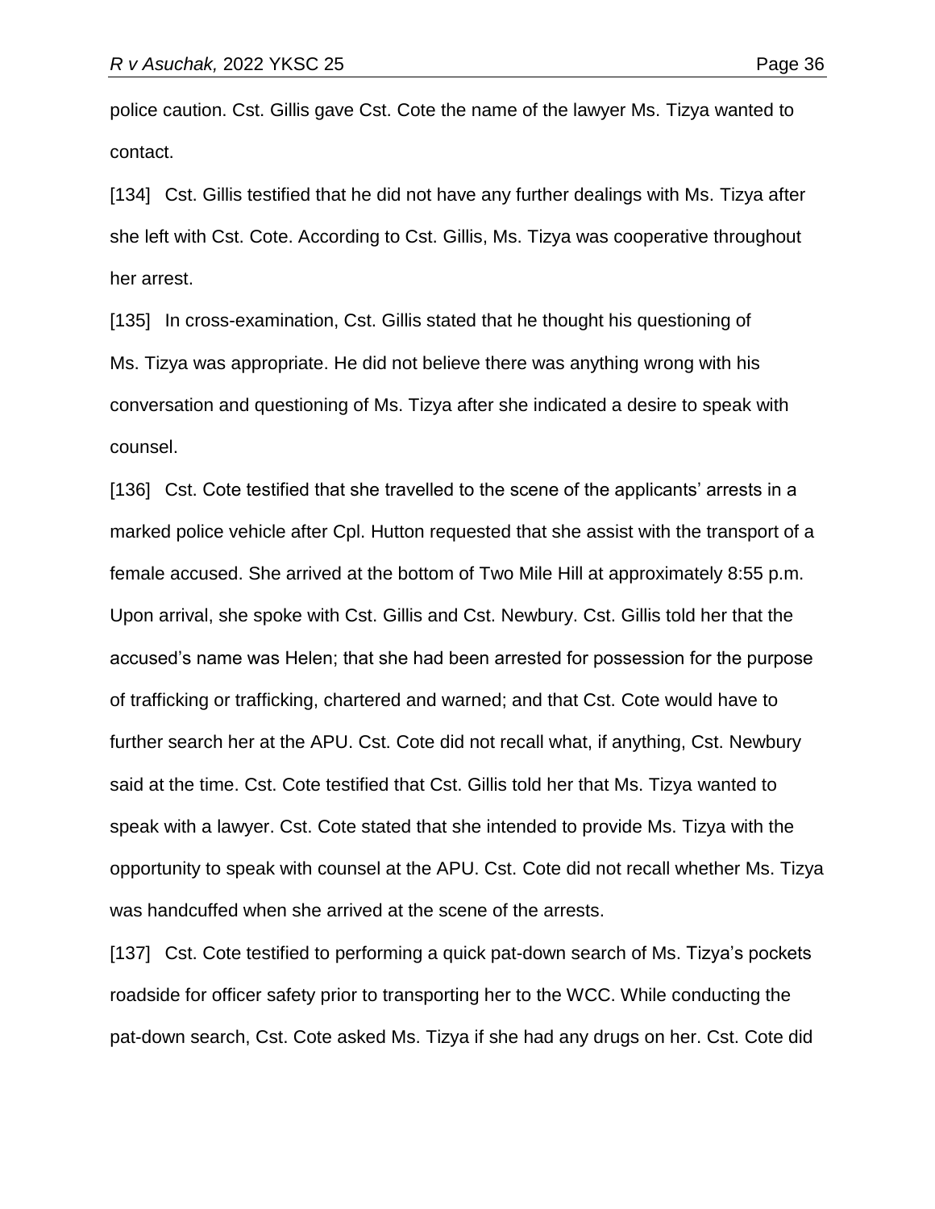police caution. Cst. Gillis gave Cst. Cote the name of the lawyer Ms. Tizya wanted to contact.

[134] Cst. Gillis testified that he did not have any further dealings with Ms. Tizya after she left with Cst. Cote. According to Cst. Gillis, Ms. Tizya was cooperative throughout her arrest.

[135] In cross-examination, Cst. Gillis stated that he thought his questioning of Ms. Tizya was appropriate. He did not believe there was anything wrong with his conversation and questioning of Ms. Tizya after she indicated a desire to speak with counsel.

[136] Cst. Cote testified that she travelled to the scene of the applicants' arrests in a marked police vehicle after Cpl. Hutton requested that she assist with the transport of a female accused. She arrived at the bottom of Two Mile Hill at approximately 8:55 p.m. Upon arrival, she spoke with Cst. Gillis and Cst. Newbury. Cst. Gillis told her that the accused's name was Helen; that she had been arrested for possession for the purpose of trafficking or trafficking, chartered and warned; and that Cst. Cote would have to further search her at the APU. Cst. Cote did not recall what, if anything, Cst. Newbury said at the time. Cst. Cote testified that Cst. Gillis told her that Ms. Tizya wanted to speak with a lawyer. Cst. Cote stated that she intended to provide Ms. Tizya with the opportunity to speak with counsel at the APU. Cst. Cote did not recall whether Ms. Tizya was handcuffed when she arrived at the scene of the arrests.

[137] Cst. Cote testified to performing a quick pat-down search of Ms. Tizya's pockets roadside for officer safety prior to transporting her to the WCC. While conducting the pat-down search, Cst. Cote asked Ms. Tizya if she had any drugs on her. Cst. Cote did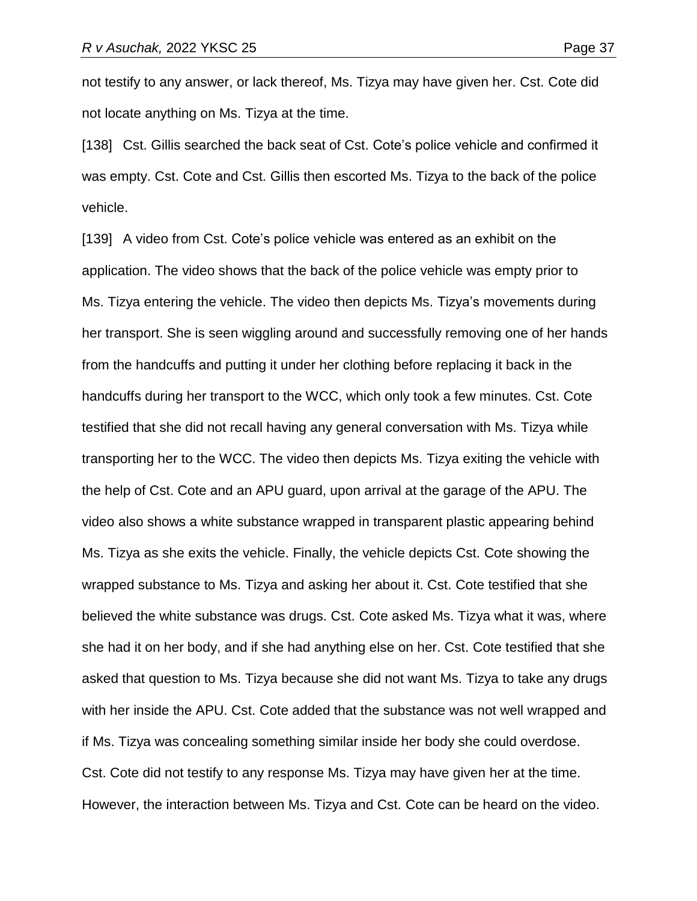not testify to any answer, or lack thereof, Ms. Tizya may have given her. Cst. Cote did not locate anything on Ms. Tizya at the time.

[138] Cst. Gillis searched the back seat of Cst. Cote's police vehicle and confirmed it was empty. Cst. Cote and Cst. Gillis then escorted Ms. Tizya to the back of the police vehicle.

[139] A video from Cst. Cote's police vehicle was entered as an exhibit on the application. The video shows that the back of the police vehicle was empty prior to Ms. Tizya entering the vehicle. The video then depicts Ms. Tizya's movements during her transport. She is seen wiggling around and successfully removing one of her hands from the handcuffs and putting it under her clothing before replacing it back in the handcuffs during her transport to the WCC, which only took a few minutes. Cst. Cote testified that she did not recall having any general conversation with Ms. Tizya while transporting her to the WCC. The video then depicts Ms. Tizya exiting the vehicle with the help of Cst. Cote and an APU guard, upon arrival at the garage of the APU. The video also shows a white substance wrapped in transparent plastic appearing behind Ms. Tizya as she exits the vehicle. Finally, the vehicle depicts Cst. Cote showing the wrapped substance to Ms. Tizya and asking her about it. Cst. Cote testified that she believed the white substance was drugs. Cst. Cote asked Ms. Tizya what it was, where she had it on her body, and if she had anything else on her. Cst. Cote testified that she asked that question to Ms. Tizya because she did not want Ms. Tizya to take any drugs with her inside the APU. Cst. Cote added that the substance was not well wrapped and if Ms. Tizya was concealing something similar inside her body she could overdose. Cst. Cote did not testify to any response Ms. Tizya may have given her at the time. However, the interaction between Ms. Tizya and Cst. Cote can be heard on the video.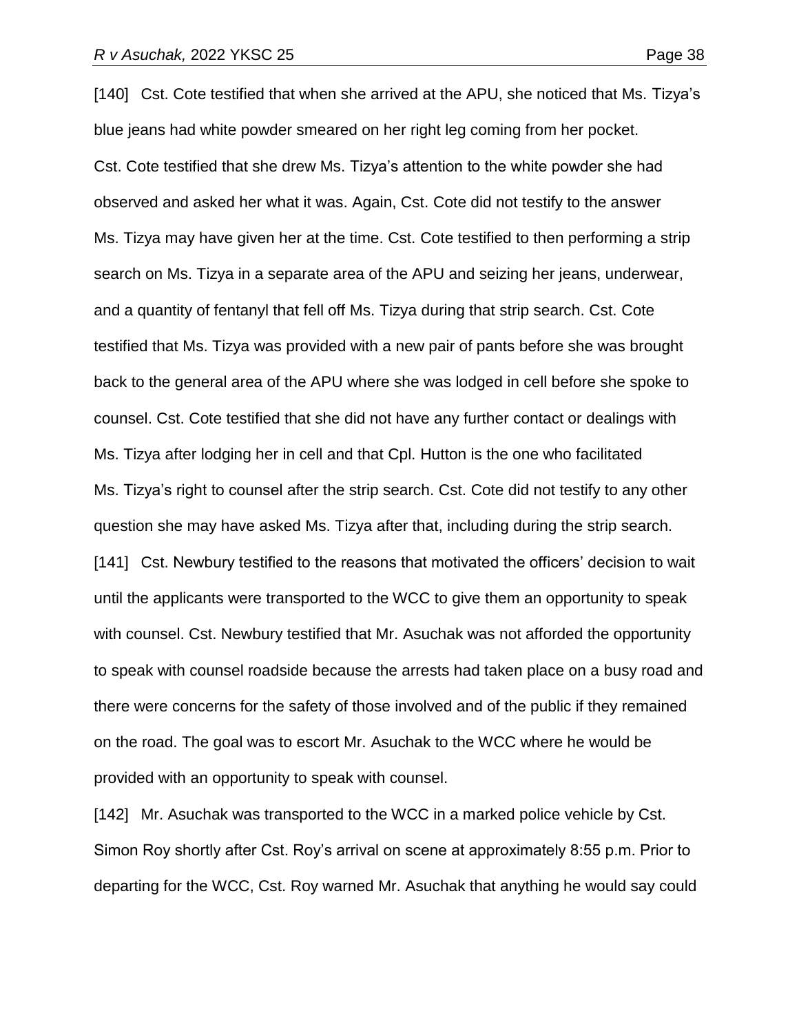[140] Cst. Cote testified that when she arrived at the APU, she noticed that Ms. Tizya's blue jeans had white powder smeared on her right leg coming from her pocket. Cst. Cote testified that she drew Ms. Tizya's attention to the white powder she had observed and asked her what it was. Again, Cst. Cote did not testify to the answer Ms. Tizya may have given her at the time. Cst. Cote testified to then performing a strip search on Ms. Tizya in a separate area of the APU and seizing her jeans, underwear, and a quantity of fentanyl that fell off Ms. Tizya during that strip search. Cst. Cote testified that Ms. Tizya was provided with a new pair of pants before she was brought back to the general area of the APU where she was lodged in cell before she spoke to counsel. Cst. Cote testified that she did not have any further contact or dealings with Ms. Tizya after lodging her in cell and that Cpl. Hutton is the one who facilitated Ms. Tizya's right to counsel after the strip search. Cst. Cote did not testify to any other question she may have asked Ms. Tizya after that, including during the strip search.

[141] Cst. Newbury testified to the reasons that motivated the officers' decision to wait until the applicants were transported to the WCC to give them an opportunity to speak with counsel. Cst. Newbury testified that Mr. Asuchak was not afforded the opportunity to speak with counsel roadside because the arrests had taken place on a busy road and there were concerns for the safety of those involved and of the public if they remained on the road. The goal was to escort Mr. Asuchak to the WCC where he would be provided with an opportunity to speak with counsel.

[142] Mr. Asuchak was transported to the WCC in a marked police vehicle by Cst. Simon Roy shortly after Cst. Roy's arrival on scene at approximately 8:55 p.m. Prior to departing for the WCC, Cst. Roy warned Mr. Asuchak that anything he would say could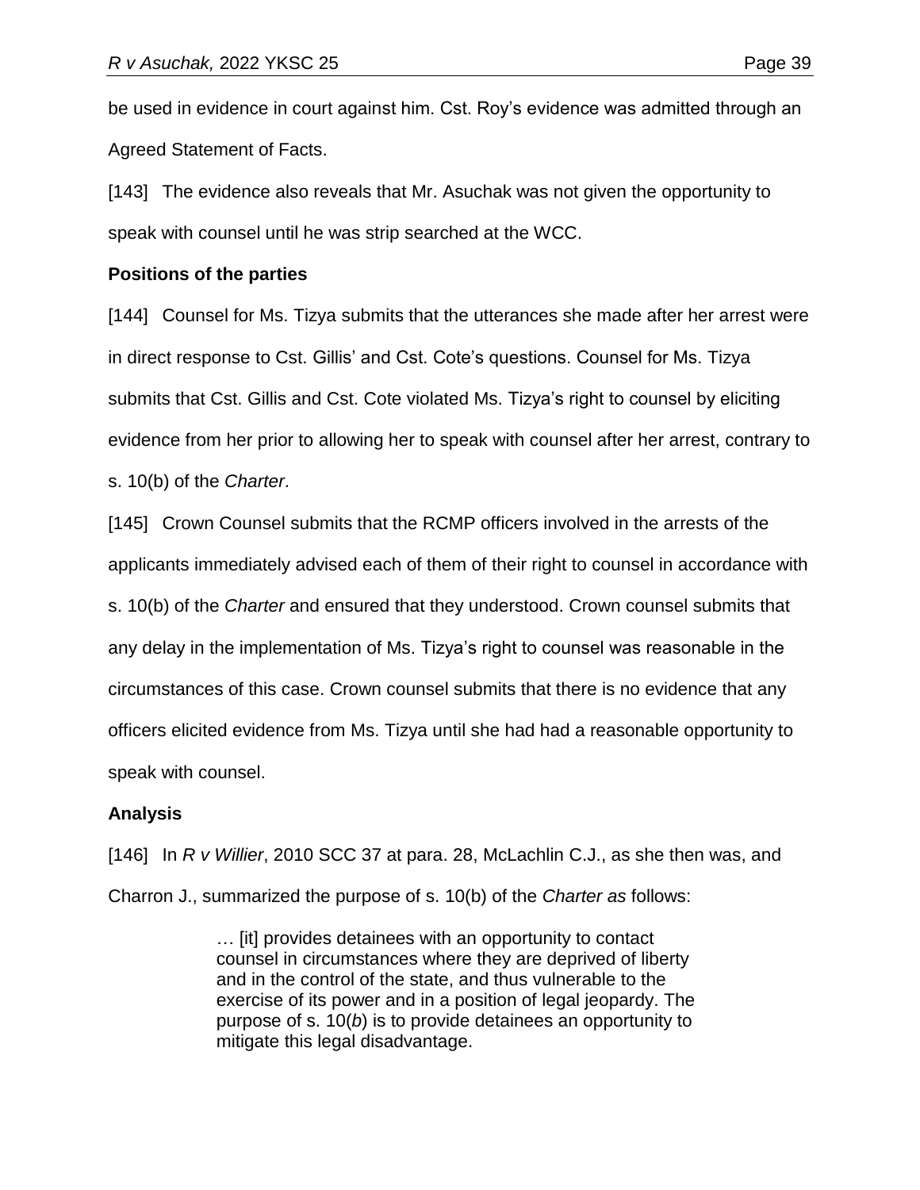be used in evidence in court against him. Cst. Roy's evidence was admitted through an Agreed Statement of Facts.

[143] The evidence also reveals that Mr. Asuchak was not given the opportunity to speak with counsel until he was strip searched at the WCC.

**Positions of the parties**

[144] Counsel for Ms. Tizya submits that the utterances she made after her arrest were in direct response to Cst. Gillis' and Cst. Cote's questions. Counsel for Ms. Tizya submits that Cst. Gillis and Cst. Cote violated Ms. Tizya's right to counsel by eliciting evidence from her prior to allowing her to speak with counsel after her arrest, contrary to s. 10(b) of the *Charter*.

[145] Crown Counsel submits that the RCMP officers involved in the arrests of the applicants immediately advised each of them of their right to counsel in accordance with s. 10(b) of the *Charter* and ensured that they understood. Crown counsel submits that any delay in the implementation of Ms. Tizya's right to counsel was reasonable in the circumstances of this case. Crown counsel submits that there is no evidence that any officers elicited evidence from Ms. Tizya until she had had a reasonable opportunity to speak with counsel.

**Analysis**

[146] In *R v Willier*, 2010 SCC 37 at para. 28, McLachlin C.J., as she then was, and Charron J., summarized the purpose of s. 10(b) of the *Charter as* follows:

> … [it] provides detainees with an opportunity to contact counsel in circumstances where they are deprived of liberty and in the control of the state, and thus vulnerable to the exercise of its power and in a position of legal jeopardy. The purpose of s. 10(*b*) is to provide detainees an opportunity to mitigate this legal disadvantage.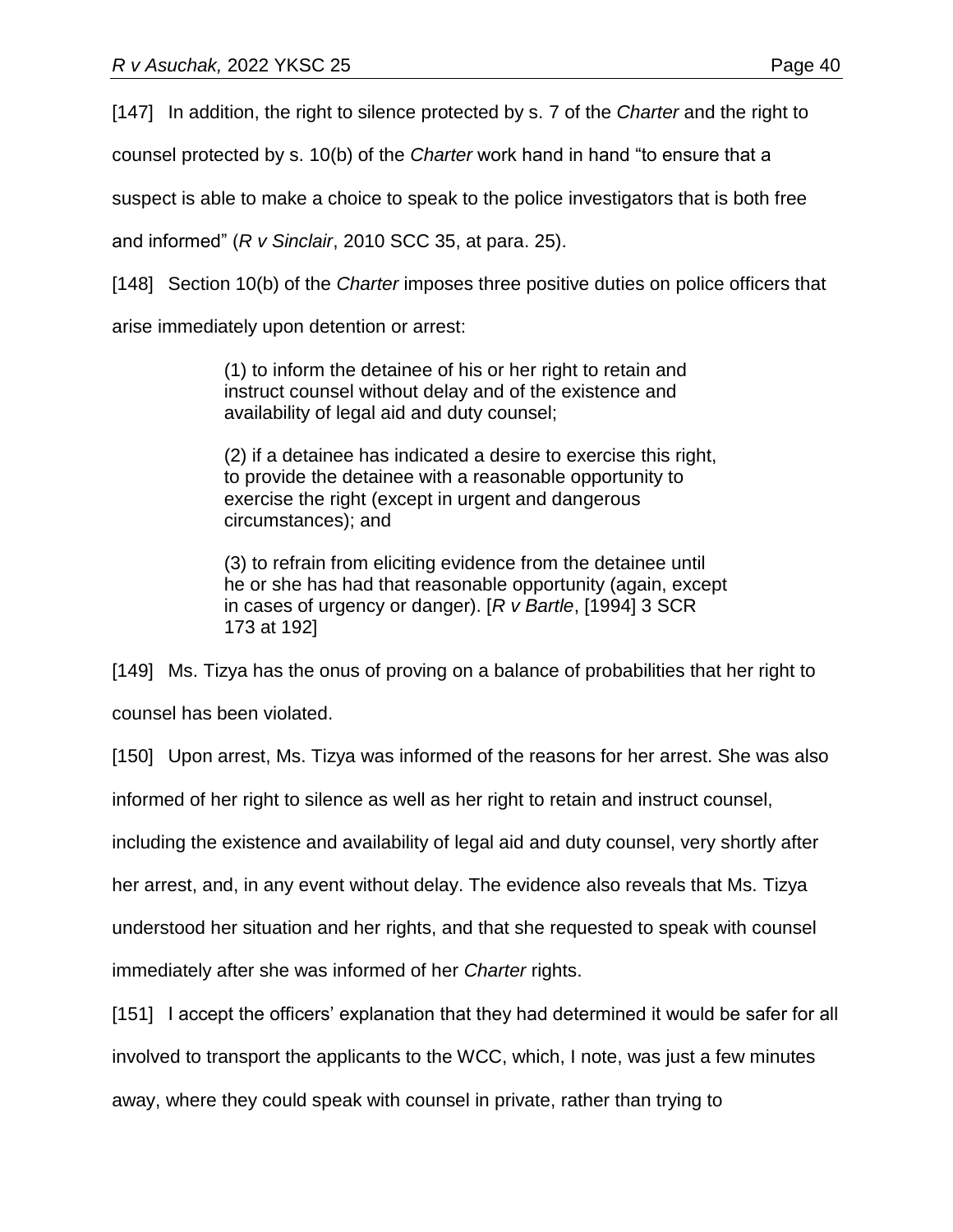[147] In addition, the right to silence protected by s. 7 of the *Charter* and the right to counsel protected by s. 10(b) of the *Charter* work hand in hand "to ensure that a suspect is able to make a choice to speak to the police investigators that is both free and informed" (*R v Sinclair*, 2010 SCC 35, at para. 25).

[148] Section 10(b) of the *Charter* imposes three positive duties on police officers that arise immediately upon detention or arrest:

> (1) to inform the detainee of his or her right to retain and instruct counsel without delay and of the existence and availability of legal aid and duty counsel;
>
> (2) if a detainee has indicated a desire to exercise this right, to provide the detainee with a reasonable opportunity to exercise the right (except in urgent and dangerous circumstances); and
>
> (3) to refrain from eliciting evidence from the detainee until he or she has had that reasonable opportunity (again, except in cases of urgency or danger). [*R v Bartle*, [1994] 3 SCR 173 at 192]

[149] Ms. Tizya has the onus of proving on a balance of probabilities that her right to counsel has been violated.

[150] Upon arrest, Ms. Tizya was informed of the reasons for her arrest. She was also informed of her right to silence as well as her right to retain and instruct counsel, including the existence and availability of legal aid and duty counsel, very shortly after her arrest, and, in any event without delay. The evidence also reveals that Ms. Tizya understood her situation and her rights, and that she requested to speak with counsel immediately after she was informed of her *Charter* rights.

[151] I accept the officers' explanation that they had determined it would be safer for all involved to transport the applicants to the WCC, which, I note, was just a few minutes away, where they could speak with counsel in private, rather than trying to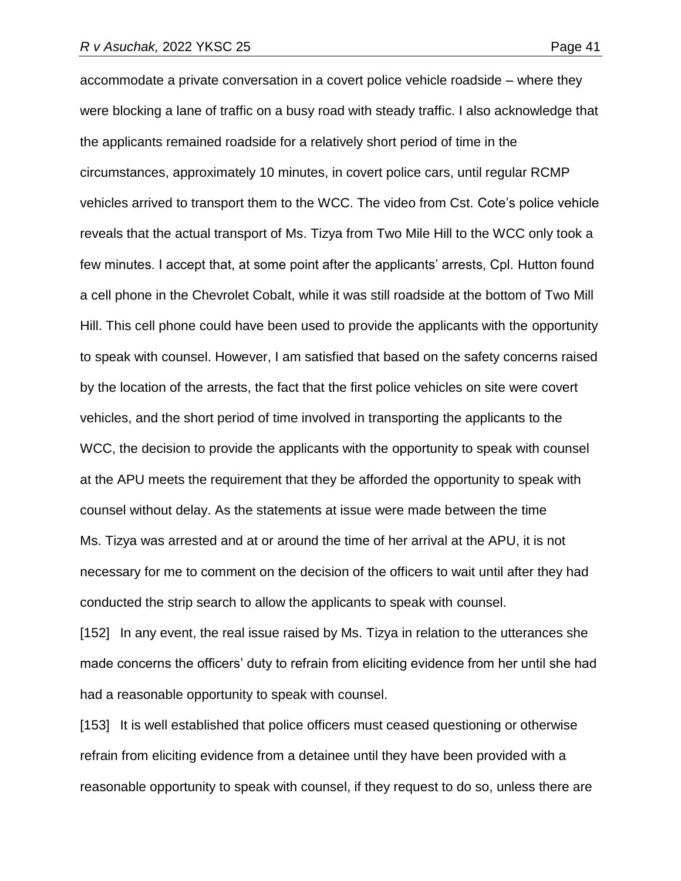accommodate a private conversation in a covert police vehicle roadside – where they were blocking a lane of traffic on a busy road with steady traffic. I also acknowledge that the applicants remained roadside for a relatively short period of time in the circumstances, approximately 10 minutes, in covert police cars, until regular RCMP vehicles arrived to transport them to the WCC. The video from Cst. Cote's police vehicle reveals that the actual transport of Ms. Tizya from Two Mile Hill to the WCC only took a few minutes. I accept that, at some point after the applicants' arrests, Cpl. Hutton found a cell phone in the Chevrolet Cobalt, while it was still roadside at the bottom of Two Mill Hill. This cell phone could have been used to provide the applicants with the opportunity to speak with counsel. However, I am satisfied that based on the safety concerns raised by the location of the arrests, the fact that the first police vehicles on site were covert vehicles, and the short period of time involved in transporting the applicants to the WCC, the decision to provide the applicants with the opportunity to speak with counsel at the APU meets the requirement that they be afforded the opportunity to speak with counsel without delay. As the statements at issue were made between the time Ms. Tizya was arrested and at or around the time of her arrival at the APU, it is not necessary for me to comment on the decision of the officers to wait until after they had conducted the strip search to allow the applicants to speak with counsel.

[152] In any event, the real issue raised by Ms. Tizya in relation to the utterances she made concerns the officers' duty to refrain from eliciting evidence from her until she had had a reasonable opportunity to speak with counsel.

[153] It is well established that police officers must ceased questioning or otherwise refrain from eliciting evidence from a detainee until they have been provided with a reasonable opportunity to speak with counsel, if they request to do so, unless there are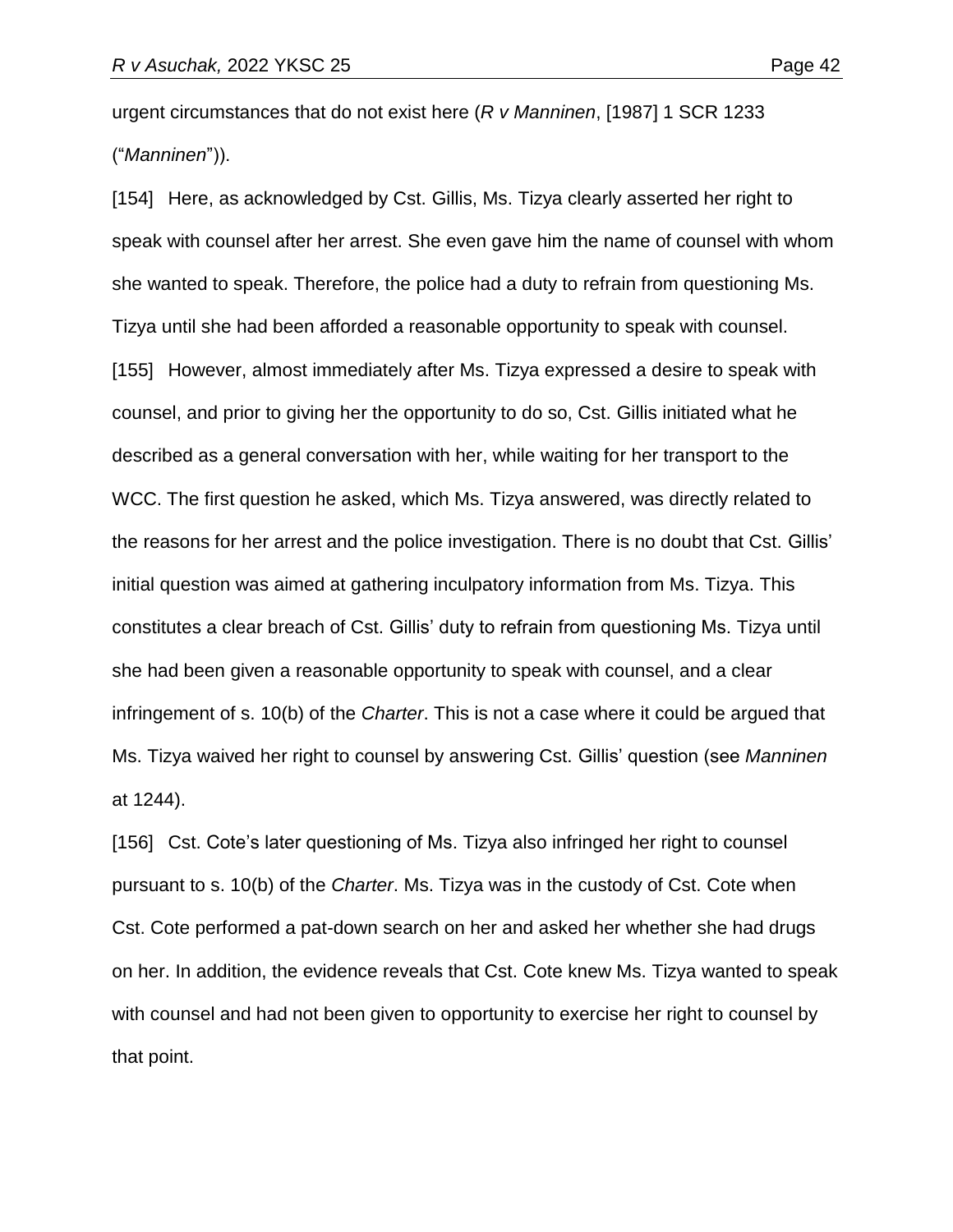urgent circumstances that do not exist here (*R v Manninen*, [1987] 1 SCR 1233 ("*Manninen*")).

[154] Here, as acknowledged by Cst. Gillis, Ms. Tizya clearly asserted her right to speak with counsel after her arrest. She even gave him the name of counsel with whom she wanted to speak. Therefore, the police had a duty to refrain from questioning Ms. Tizya until she had been afforded a reasonable opportunity to speak with counsel.

[155] However, almost immediately after Ms. Tizya expressed a desire to speak with counsel, and prior to giving her the opportunity to do so, Cst. Gillis initiated what he described as a general conversation with her, while waiting for her transport to the WCC. The first question he asked, which Ms. Tizya answered, was directly related to the reasons for her arrest and the police investigation. There is no doubt that Cst. Gillis' initial question was aimed at gathering inculpatory information from Ms. Tizya. This constitutes a clear breach of Cst. Gillis' duty to refrain from questioning Ms. Tizya until she had been given a reasonable opportunity to speak with counsel, and a clear infringement of s. 10(b) of the *Charter*. This is not a case where it could be argued that Ms. Tizya waived her right to counsel by answering Cst. Gillis' question (see *Manninen* at 1244).

[156] Cst. Cote's later questioning of Ms. Tizya also infringed her right to counsel pursuant to s. 10(b) of the *Charter*. Ms. Tizya was in the custody of Cst. Cote when Cst. Cote performed a pat-down search on her and asked her whether she had drugs on her. In addition, the evidence reveals that Cst. Cote knew Ms. Tizya wanted to speak with counsel and had not been given to opportunity to exercise her right to counsel by that point.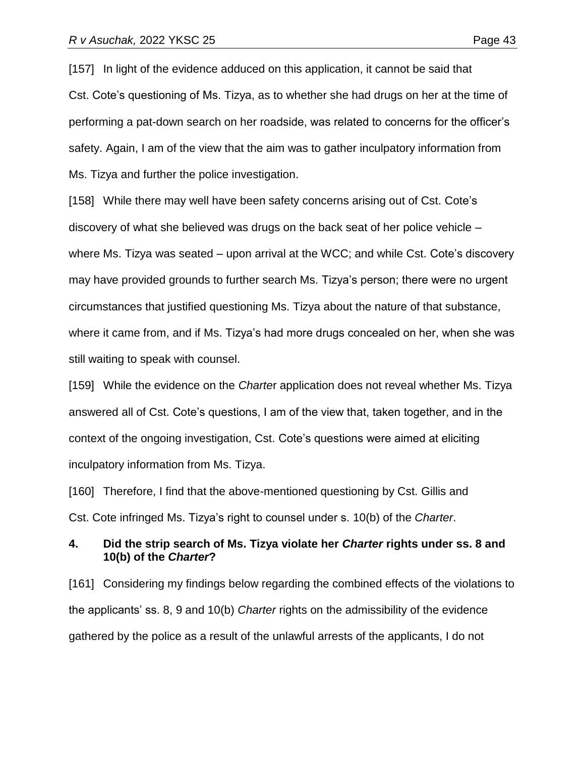[157] In light of the evidence adduced on this application, it cannot be said that Cst. Cote's questioning of Ms. Tizya, as to whether she had drugs on her at the time of performing a pat-down search on her roadside, was related to concerns for the officer's safety. Again, I am of the view that the aim was to gather inculpatory information from Ms. Tizya and further the police investigation.

[158] While there may well have been safety concerns arising out of Cst. Cote's discovery of what she believed was drugs on the back seat of her police vehicle – where Ms. Tizya was seated – upon arrival at the WCC; and while Cst. Cote's discovery may have provided grounds to further search Ms. Tizya's person; there were no urgent circumstances that justified questioning Ms. Tizya about the nature of that substance, where it came from, and if Ms. Tizya's had more drugs concealed on her, when she was still waiting to speak with counsel.

[159] While the evidence on the *Charter* application does not reveal whether Ms. Tizya answered all of Cst. Cote's questions, I am of the view that, taken together, and in the context of the ongoing investigation, Cst. Cote's questions were aimed at eliciting inculpatory information from Ms. Tizya.

[160] Therefore, I find that the above-mentioned questioning by Cst. Gillis and Cst. Cote infringed Ms. Tizya's right to counsel under s. 10(b) of the *Charter*.

### 4. Did the strip search of Ms. Tizya violate her *Charter* rights under ss. 8 and 10(b) of the *Charter*?

[161] Considering my findings below regarding the combined effects of the violations to the applicants' ss. 8, 9 and 10(b) *Charter* rights on the admissibility of the evidence gathered by the police as a result of the unlawful arrests of the applicants, I do not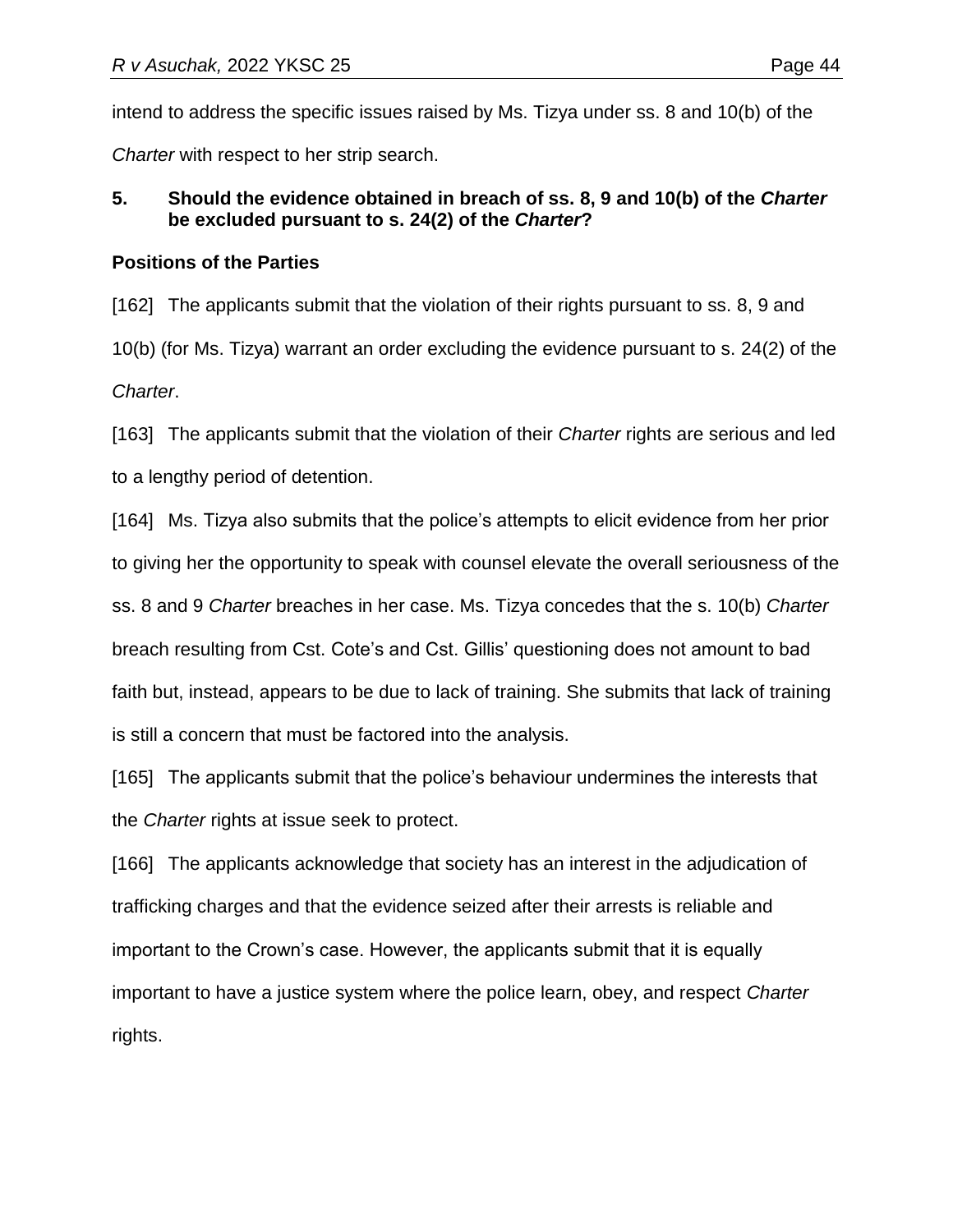intend to address the specific issues raised by Ms. Tizya under ss. 8 and 10(b) of the *Charter* with respect to her strip search.

### 5. Should the evidence obtained in breach of ss. 8, 9 and 10(b) of the *Charter* be excluded pursuant to s. 24(2) of the *Charter*?

**Positions of the Parties**

[162] The applicants submit that the violation of their rights pursuant to ss. 8, 9 and 10(b) (for Ms. Tizya) warrant an order excluding the evidence pursuant to s. 24(2) of the *Charter*.

[163] The applicants submit that the violation of their *Charter* rights are serious and led to a lengthy period of detention.

[164] Ms. Tizya also submits that the police's attempts to elicit evidence from her prior to giving her the opportunity to speak with counsel elevate the overall seriousness of the ss. 8 and 9 *Charter* breaches in her case. Ms. Tizya concedes that the s. 10(b) *Charter* breach resulting from Cst. Cote's and Cst. Gillis' questioning does not amount to bad faith but, instead, appears to be due to lack of training. She submits that lack of training is still a concern that must be factored into the analysis.

[165] The applicants submit that the police's behaviour undermines the interests that the *Charter* rights at issue seek to protect.

[166] The applicants acknowledge that society has an interest in the adjudication of trafficking charges and that the evidence seized after their arrests is reliable and important to the Crown's case. However, the applicants submit that it is equally important to have a justice system where the police learn, obey, and respect *Charter* rights.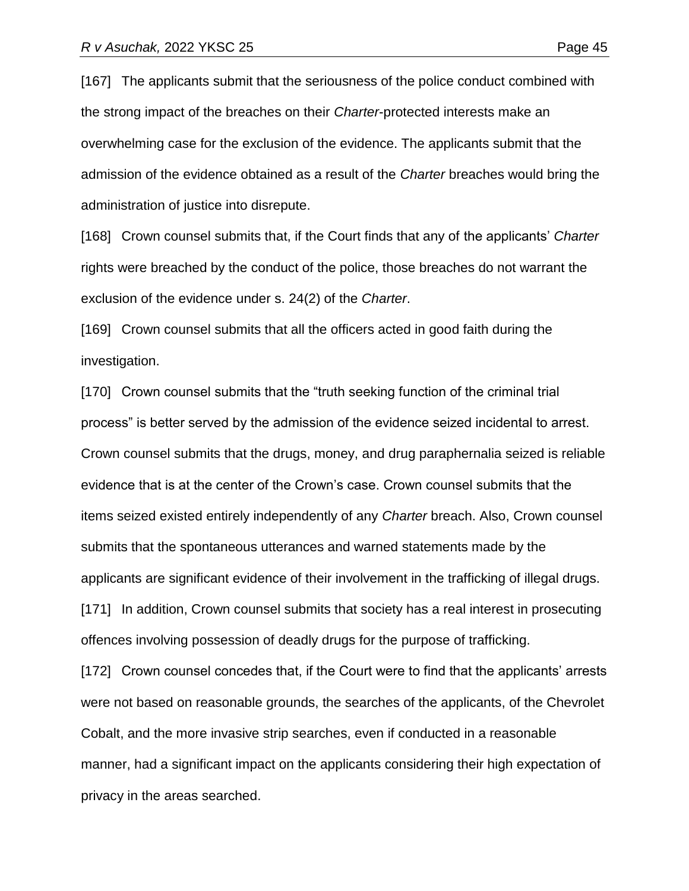[167] The applicants submit that the seriousness of the police conduct combined with the strong impact of the breaches on their *Charter*-protected interests make an overwhelming case for the exclusion of the evidence. The applicants submit that the admission of the evidence obtained as a result of the *Charter* breaches would bring the administration of justice into disrepute.

[168] Crown counsel submits that, if the Court finds that any of the applicants' *Charter* rights were breached by the conduct of the police, those breaches do not warrant the exclusion of the evidence under s. 24(2) of the *Charter*.

[169] Crown counsel submits that all the officers acted in good faith during the investigation.

[170] Crown counsel submits that the "truth seeking function of the criminal trial process" is better served by the admission of the evidence seized incidental to arrest. Crown counsel submits that the drugs, money, and drug paraphernalia seized is reliable evidence that is at the center of the Crown's case. Crown counsel submits that the items seized existed entirely independently of any *Charter* breach. Also, Crown counsel submits that the spontaneous utterances and warned statements made by the applicants are significant evidence of their involvement in the trafficking of illegal drugs.

[171] In addition, Crown counsel submits that society has a real interest in prosecuting offences involving possession of deadly drugs for the purpose of trafficking.

[172] Crown counsel concedes that, if the Court were to find that the applicants' arrests were not based on reasonable grounds, the searches of the applicants, of the Chevrolet Cobalt, and the more invasive strip searches, even if conducted in a reasonable manner, had a significant impact on the applicants considering their high expectation of privacy in the areas searched.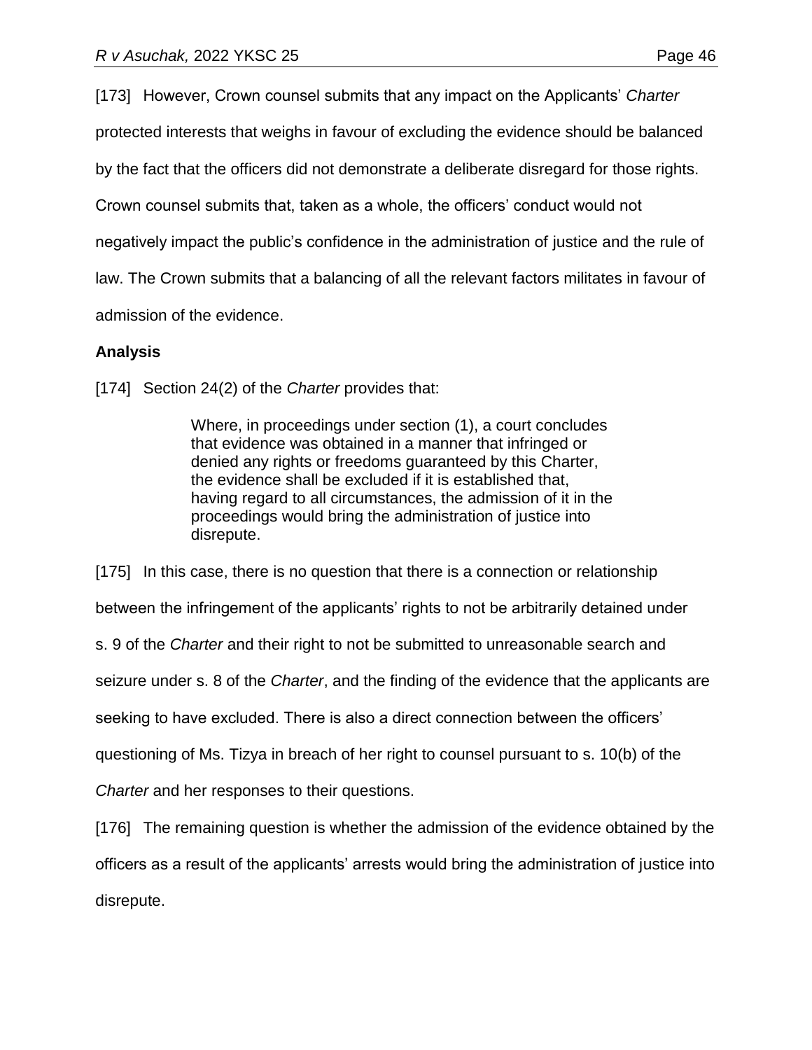[173] However, Crown counsel submits that any impact on the Applicants' *Charter* protected interests that weighs in favour of excluding the evidence should be balanced by the fact that the officers did not demonstrate a deliberate disregard for those rights. Crown counsel submits that, taken as a whole, the officers' conduct would not negatively impact the public's confidence in the administration of justice and the rule of law. The Crown submits that a balancing of all the relevant factors militates in favour of admission of the evidence.

**Analysis**

[174] Section 24(2) of the *Charter* provides that:

> Where, in proceedings under section (1), a court concludes that evidence was obtained in a manner that infringed or denied any rights or freedoms guaranteed by this Charter, the evidence shall be excluded if it is established that, having regard to all circumstances, the admission of it in the proceedings would bring the administration of justice into disrepute.

[175] In this case, there is no question that there is a connection or relationship between the infringement of the applicants' rights to not be arbitrarily detained under s. 9 of the *Charter* and their right to not be submitted to unreasonable search and seizure under s. 8 of the *Charter*, and the finding of the evidence that the applicants are seeking to have excluded. There is also a direct connection between the officers' questioning of Ms. Tizya in breach of her right to counsel pursuant to s. 10(b) of the *Charter* and her responses to their questions.

[176] The remaining question is whether the admission of the evidence obtained by the officers as a result of the applicants' arrests would bring the administration of justice into disrepute.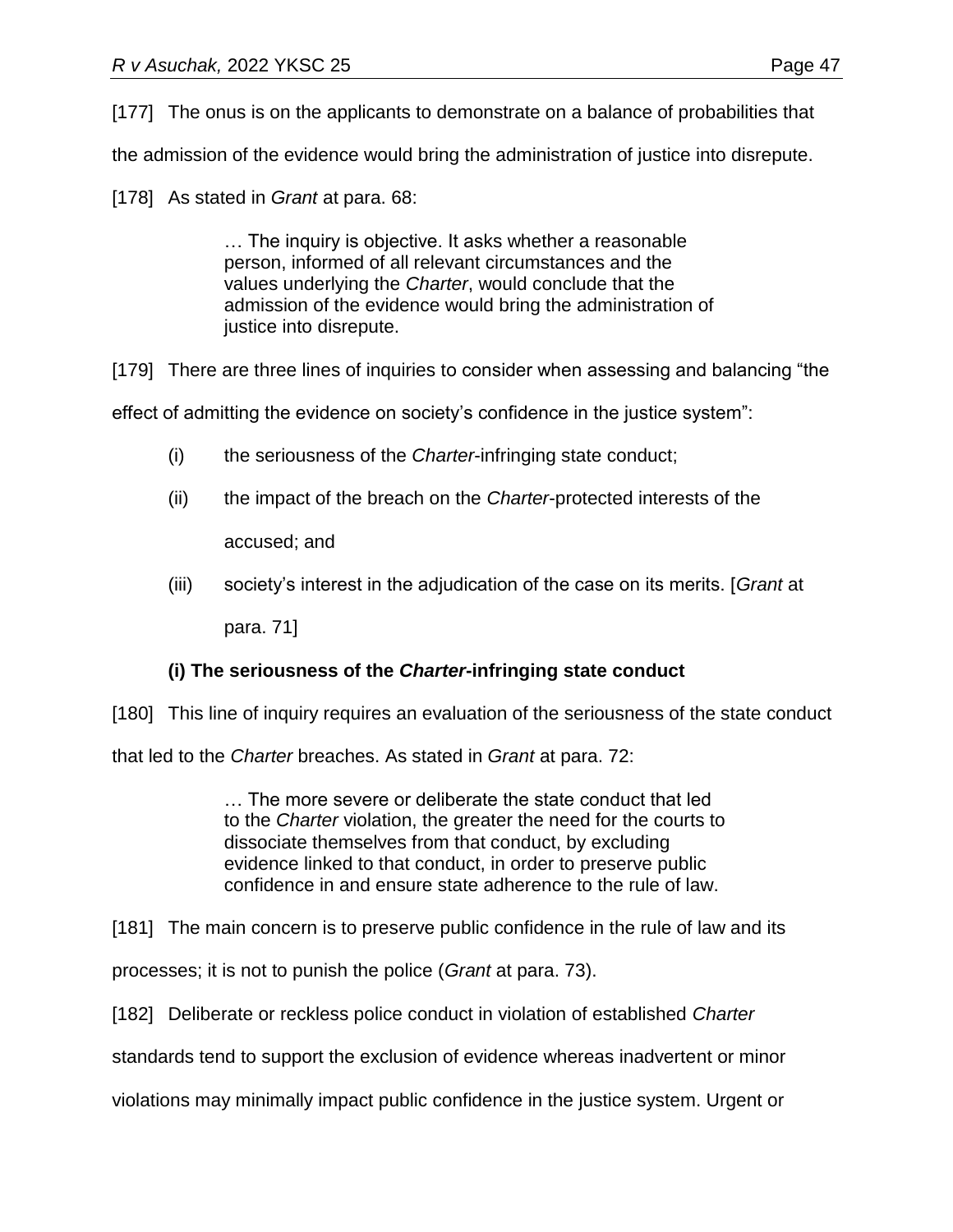[177] The onus is on the applicants to demonstrate on a balance of probabilities that the admission of the evidence would bring the administration of justice into disrepute.

[178] As stated in *Grant* at para. 68:

> … The inquiry is objective. It asks whether a reasonable person, informed of all relevant circumstances and the values underlying the *Charter*, would conclude that the admission of the evidence would bring the administration of justice into disrepute.

[179] There are three lines of inquiries to consider when assessing and balancing "the effect of admitting the evidence on society's confidence in the justice system":

(i) the seriousness of the *Charter*-infringing state conduct;

(ii) the impact of the breach on the *Charter*-protected interests of the accused; and

(iii) society's interest in the adjudication of the case on its merits. [*Grant* at para. 71]

**(i) The seriousness of the *Charter*-infringing state conduct**

[180] This line of inquiry requires an evaluation of the seriousness of the state conduct that led to the *Charter* breaches. As stated in *Grant* at para. 72:

> … The more severe or deliberate the state conduct that led to the *Charter* violation, the greater the need for the courts to dissociate themselves from that conduct, by excluding evidence linked to that conduct, in order to preserve public confidence in and ensure state adherence to the rule of law.

[181] The main concern is to preserve public confidence in the rule of law and its processes; it is not to punish the police (*Grant* at para. 73).

[182] Deliberate or reckless police conduct in violation of established *Charter* standards tend to support the exclusion of evidence whereas inadvertent or minor violations may minimally impact public confidence in the justice system. Urgent or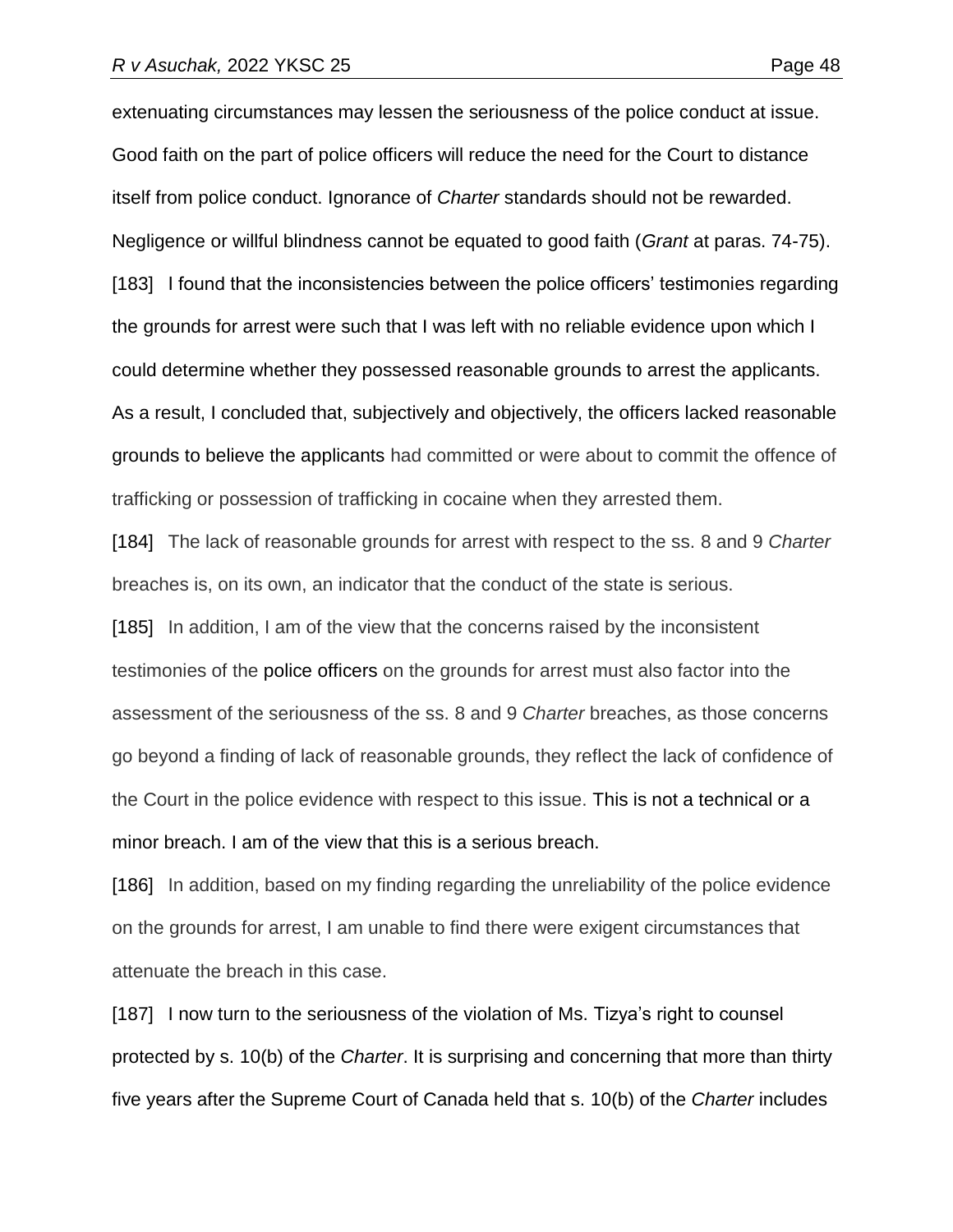extenuating circumstances may lessen the seriousness of the police conduct at issue. Good faith on the part of police officers will reduce the need for the Court to distance itself from police conduct. Ignorance of *Charter* standards should not be rewarded. Negligence or willful blindness cannot be equated to good faith (*Grant* at paras. 74-75).

[183] I found that the inconsistencies between the police officers' testimonies regarding the grounds for arrest were such that I was left with no reliable evidence upon which I could determine whether they possessed reasonable grounds to arrest the applicants. As a result, I concluded that, subjectively and objectively, the officers lacked reasonable grounds to believe the applicants had committed or were about to commit the offence of trafficking or possession of trafficking in cocaine when they arrested them.

[184] The lack of reasonable grounds for arrest with respect to the ss. 8 and 9 *Charter* breaches is, on its own, an indicator that the conduct of the state is serious.

[185] In addition, I am of the view that the concerns raised by the inconsistent testimonies of the police officers on the grounds for arrest must also factor into the assessment of the seriousness of the ss. 8 and 9 *Charter* breaches, as those concerns go beyond a finding of lack of reasonable grounds, they reflect the lack of confidence of the Court in the police evidence with respect to this issue. This is not a technical or a minor breach. I am of the view that this is a serious breach.

[186] In addition, based on my finding regarding the unreliability of the police evidence on the grounds for arrest, I am unable to find there were exigent circumstances that attenuate the breach in this case.

[187] I now turn to the seriousness of the violation of Ms. Tizya's right to counsel protected by s. 10(b) of the *Charter*. It is surprising and concerning that more than thirty five years after the Supreme Court of Canada held that s. 10(b) of the *Charter* includes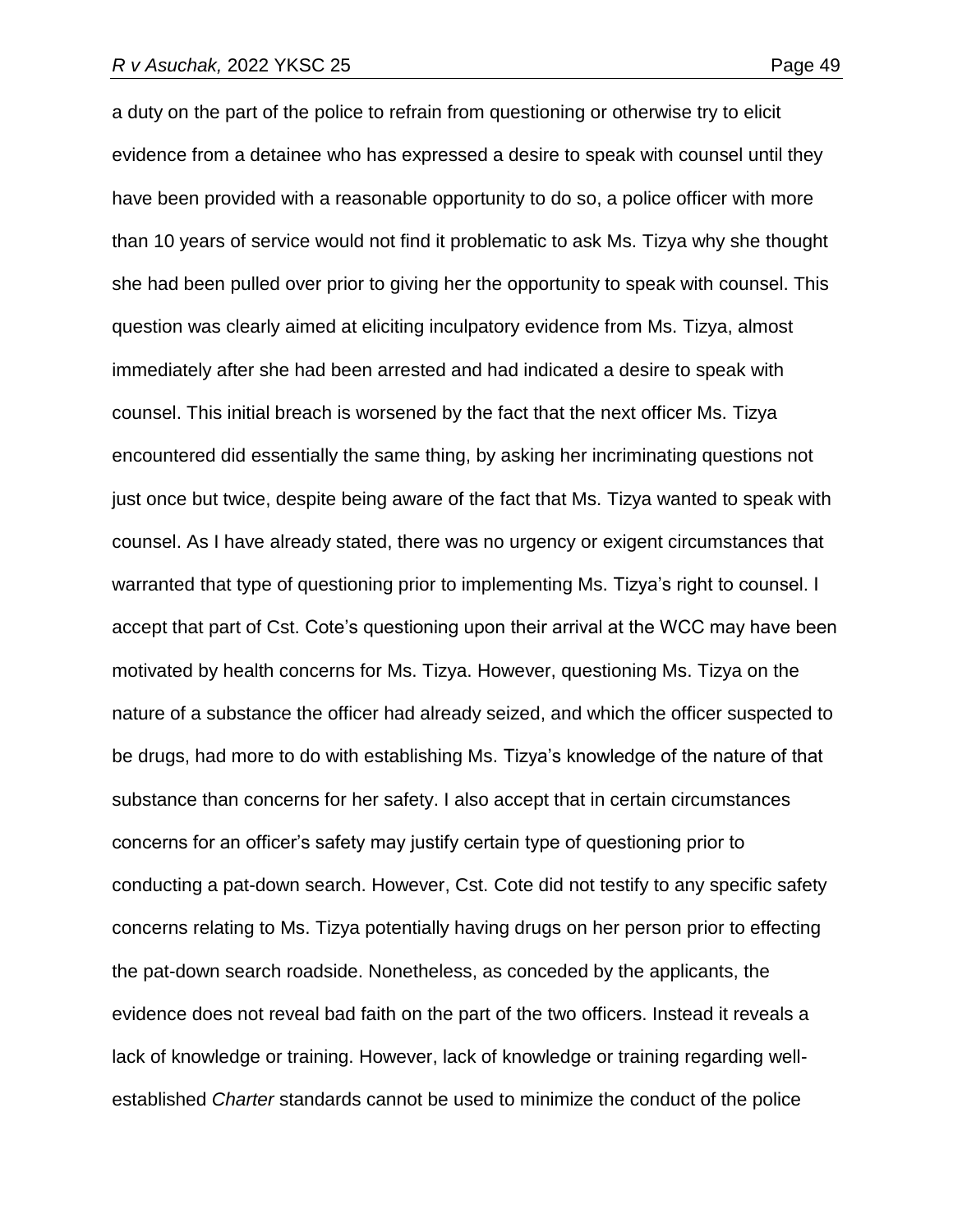a duty on the part of the police to refrain from questioning or otherwise try to elicit evidence from a detainee who has expressed a desire to speak with counsel until they have been provided with a reasonable opportunity to do so, a police officer with more than 10 years of service would not find it problematic to ask Ms. Tizya why she thought she had been pulled over prior to giving her the opportunity to speak with counsel. This question was clearly aimed at eliciting inculpatory evidence from Ms. Tizya, almost immediately after she had been arrested and had indicated a desire to speak with counsel. This initial breach is worsened by the fact that the next officer Ms. Tizya encountered did essentially the same thing, by asking her incriminating questions not just once but twice, despite being aware of the fact that Ms. Tizya wanted to speak with counsel. As I have already stated, there was no urgency or exigent circumstances that warranted that type of questioning prior to implementing Ms. Tizya's right to counsel. I accept that part of Cst. Cote's questioning upon their arrival at the WCC may have been motivated by health concerns for Ms. Tizya. However, questioning Ms. Tizya on the nature of a substance the officer had already seized, and which the officer suspected to be drugs, had more to do with establishing Ms. Tizya's knowledge of the nature of that substance than concerns for her safety. I also accept that in certain circumstances concerns for an officer's safety may justify certain type of questioning prior to conducting a pat-down search. However, Cst. Cote did not testify to any specific safety concerns relating to Ms. Tizya potentially having drugs on her person prior to effecting the pat-down search roadside. Nonetheless, as conceded by the applicants, the evidence does not reveal bad faith on the part of the two officers. Instead it reveals a lack of knowledge or training. However, lack of knowledge or training regarding well-established *Charter* standards cannot be used to minimize the conduct of the police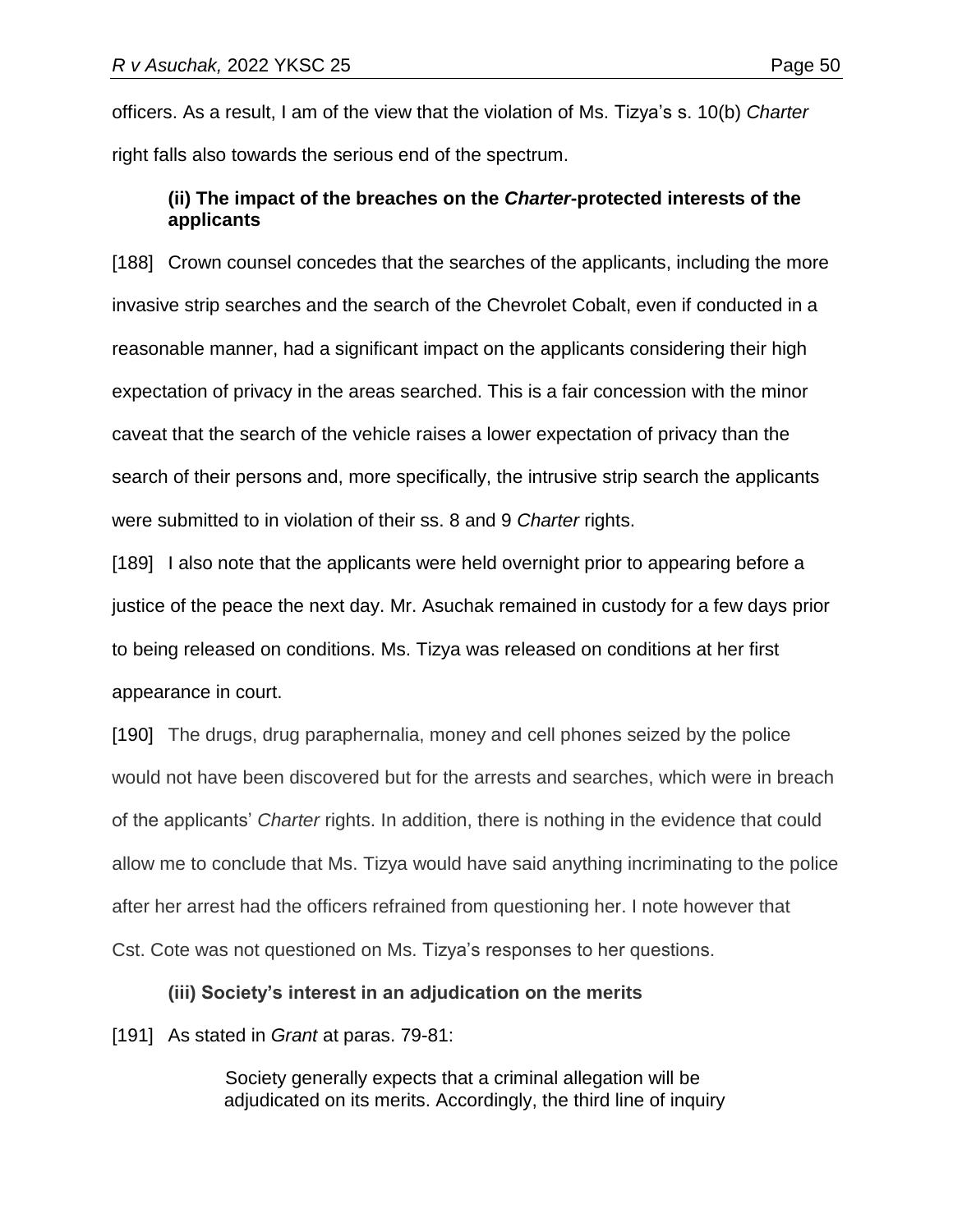officers. As a result, I am of the view that the violation of Ms. Tizya's s. 10(b) *Charter* right falls also towards the serious end of the spectrum.

#### (ii) The impact of the breaches on the *Charter*-protected interests of the applicants

[188] Crown counsel concedes that the searches of the applicants, including the more invasive strip searches and the search of the Chevrolet Cobalt, even if conducted in a reasonable manner, had a significant impact on the applicants considering their high expectation of privacy in the areas searched. This is a fair concession with the minor caveat that the search of the vehicle raises a lower expectation of privacy than the search of their persons and, more specifically, the intrusive strip search the applicants were submitted to in violation of their ss. 8 and 9 *Charter* rights.

[189] I also note that the applicants were held overnight prior to appearing before a justice of the peace the next day. Mr. Asuchak remained in custody for a few days prior to being released on conditions. Ms. Tizya was released on conditions at her first appearance in court.

[190] The drugs, drug paraphernalia, money and cell phones seized by the police would not have been discovered but for the arrests and searches, which were in breach of the applicants' *Charter* rights. In addition, there is nothing in the evidence that could allow me to conclude that Ms. Tizya would have said anything incriminating to the police after her arrest had the officers refrained from questioning her. I note however that Cst. Cote was not questioned on Ms. Tizya's responses to her questions.

#### (iii) Society's interest in an adjudication on the merits

[191] As stated in *Grant* at paras. 79-81:

> Society generally expects that a criminal allegation will be adjudicated on its merits. Accordingly, the third line of inquiry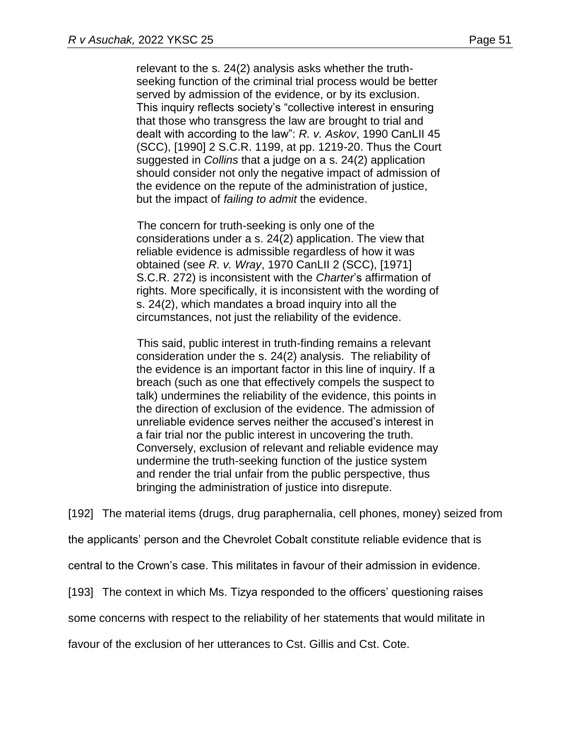> relevant to the s. 24(2) analysis asks whether the truth-seeking function of the criminal trial process would be better served by admission of the evidence, or by its exclusion. This inquiry reflects society's "collective interest in ensuring that those who transgress the law are brought to trial and dealt with according to the law": *R. v. Askov*, 1990 CanLII 45 (SCC), [1990] 2 S.C.R. 1199, at pp. 1219-20. Thus the Court suggested in *Collins* that a judge on a s. 24(2) application should consider not only the negative impact of admission of the evidence on the repute of the administration of justice, but the impact of *failing to admit* the evidence.
>
> The concern for truth-seeking is only one of the considerations under a s. 24(2) application. The view that reliable evidence is admissible regardless of how it was obtained (see *R. v. Wray*, 1970 CanLII 2 (SCC), [1971] S.C.R. 272) is inconsistent with the *Charter*'s affirmation of rights. More specifically, it is inconsistent with the wording of s. 24(2), which mandates a broad inquiry into all the circumstances, not just the reliability of the evidence.
>
> This said, public interest in truth-finding remains a relevant consideration under the s. 24(2) analysis. The reliability of the evidence is an important factor in this line of inquiry. If a breach (such as one that effectively compels the suspect to talk) undermines the reliability of the evidence, this points in the direction of exclusion of the evidence. The admission of unreliable evidence serves neither the accused's interest in a fair trial nor the public interest in uncovering the truth. Conversely, exclusion of relevant and reliable evidence may undermine the truth-seeking function of the justice system and render the trial unfair from the public perspective, thus bringing the administration of justice into disrepute.

[192] The material items (drugs, drug paraphernalia, cell phones, money) seized from the applicants' person and the Chevrolet Cobalt constitute reliable evidence that is central to the Crown's case. This militates in favour of their admission in evidence.

[193] The context in which Ms. Tizya responded to the officers' questioning raises some concerns with respect to the reliability of her statements that would militate in favour of the exclusion of her utterances to Cst. Gillis and Cst. Cote.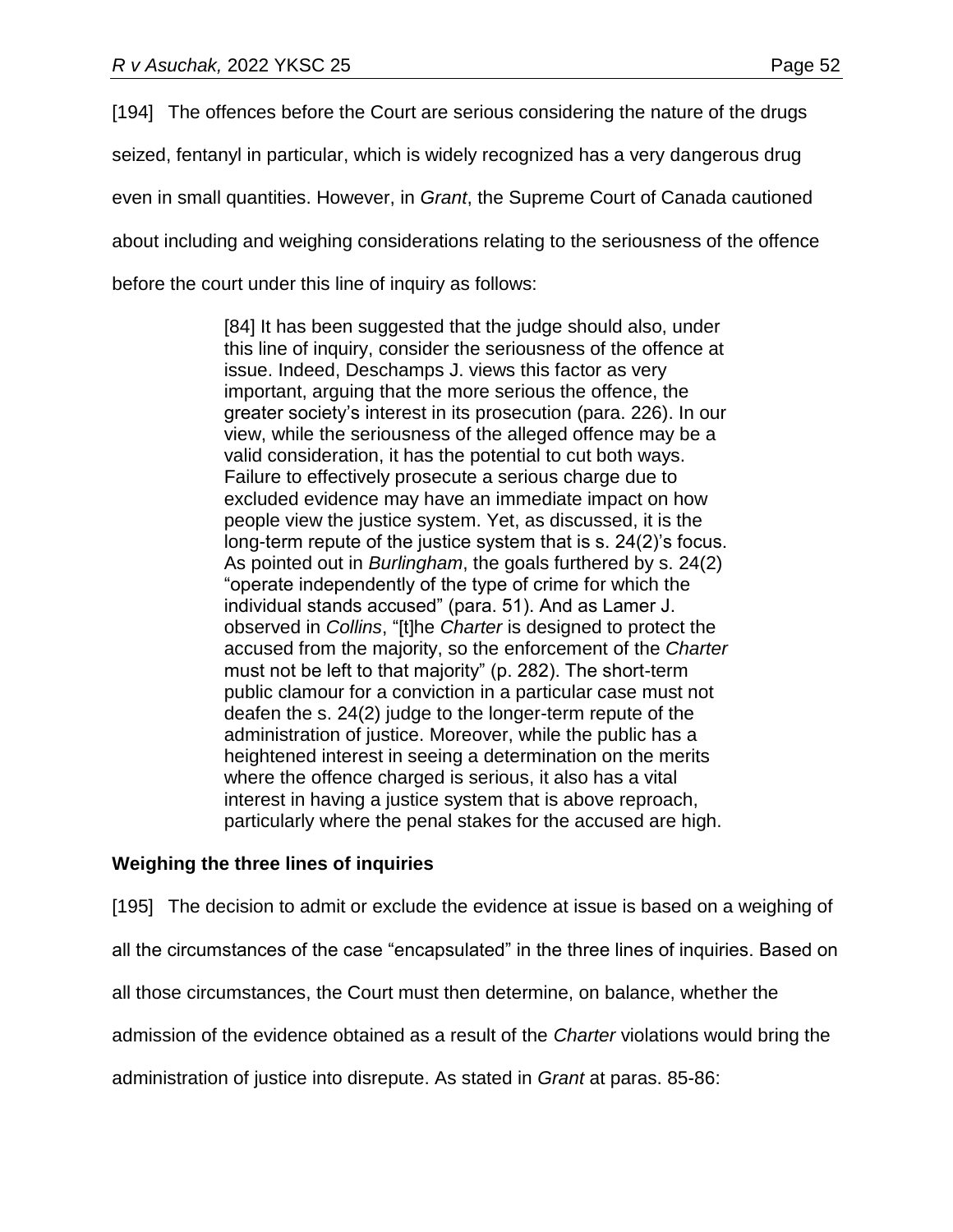[194] The offences before the Court are serious considering the nature of the drugs seized, fentanyl in particular, which is widely recognized has a very dangerous drug even in small quantities. However, in *Grant*, the Supreme Court of Canada cautioned about including and weighing considerations relating to the seriousness of the offence before the court under this line of inquiry as follows:

> [84] It has been suggested that the judge should also, under this line of inquiry, consider the seriousness of the offence at issue. Indeed, Deschamps J. views this factor as very important, arguing that the more serious the offence, the greater society's interest in its prosecution (para. 226). In our view, while the seriousness of the alleged offence may be a valid consideration, it has the potential to cut both ways. Failure to effectively prosecute a serious charge due to excluded evidence may have an immediate impact on how people view the justice system. Yet, as discussed, it is the long-term repute of the justice system that is s. 24(2)'s focus. As pointed out in *Burlingham*, the goals furthered by s. 24(2) "operate independently of the type of crime for which the individual stands accused" (para. 51). And as Lamer J. observed in *Collins*, "[t]he *Charter* is designed to protect the accused from the majority, so the enforcement of the *Charter* must not be left to that majority" (p. 282). The short-term public clamour for a conviction in a particular case must not deafen the s. 24(2) judge to the longer-term repute of the administration of justice. Moreover, while the public has a heightened interest in seeing a determination on the merits where the offence charged is serious, it also has a vital interest in having a justice system that is above reproach, particularly where the penal stakes for the accused are high.

**Weighing the three lines of inquiries**

[195] The decision to admit or exclude the evidence at issue is based on a weighing of all the circumstances of the case "encapsulated" in the three lines of inquiries. Based on all those circumstances, the Court must then determine, on balance, whether the admission of the evidence obtained as a result of the *Charter* violations would bring the administration of justice into disrepute. As stated in *Grant* at paras. 85-86: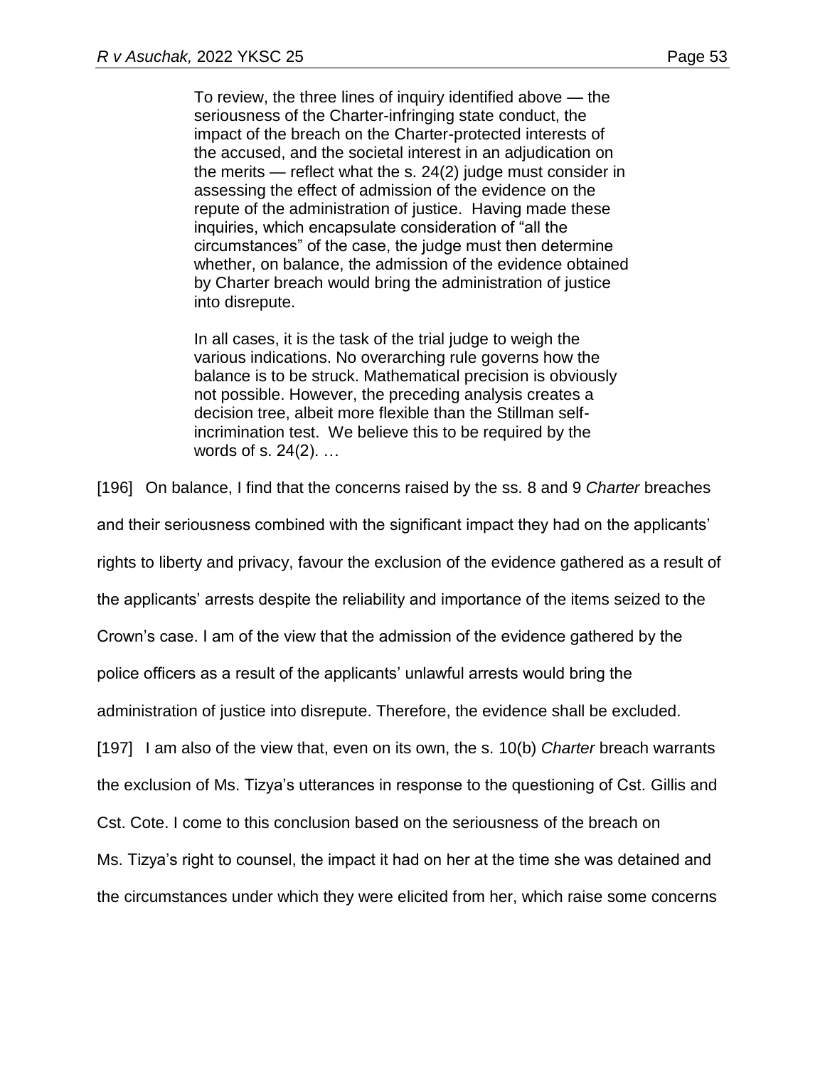> To review, the three lines of inquiry identified above — the seriousness of the Charter-infringing state conduct, the impact of the breach on the Charter-protected interests of the accused, and the societal interest in an adjudication on the merits — reflect what the s. 24(2) judge must consider in assessing the effect of admission of the evidence on the repute of the administration of justice. Having made these inquiries, which encapsulate consideration of "all the circumstances" of the case, the judge must then determine whether, on balance, the admission of the evidence obtained by Charter breach would bring the administration of justice into disrepute.
>
> In all cases, it is the task of the trial judge to weigh the various indications. No overarching rule governs how the balance is to be struck. Mathematical precision is obviously not possible. However, the preceding analysis creates a decision tree, albeit more flexible than the Stillman self-incrimination test. We believe this to be required by the words of s. 24(2). …

[196] On balance, I find that the concerns raised by the ss. 8 and 9 *Charter* breaches and their seriousness combined with the significant impact they had on the applicants' rights to liberty and privacy, favour the exclusion of the evidence gathered as a result of the applicants' arrests despite the reliability and importance of the items seized to the Crown's case. I am of the view that the admission of the evidence gathered by the police officers as a result of the applicants' unlawful arrests would bring the administration of justice into disrepute. Therefore, the evidence shall be excluded.

[197] I am also of the view that, even on its own, the s. 10(b) *Charter* breach warrants the exclusion of Ms. Tizya's utterances in response to the questioning of Cst. Gillis and Cst. Cote. I come to this conclusion based on the seriousness of the breach on Ms. Tizya's right to counsel, the impact it had on her at the time she was detained and the circumstances under which they were elicited from her, which raise some concerns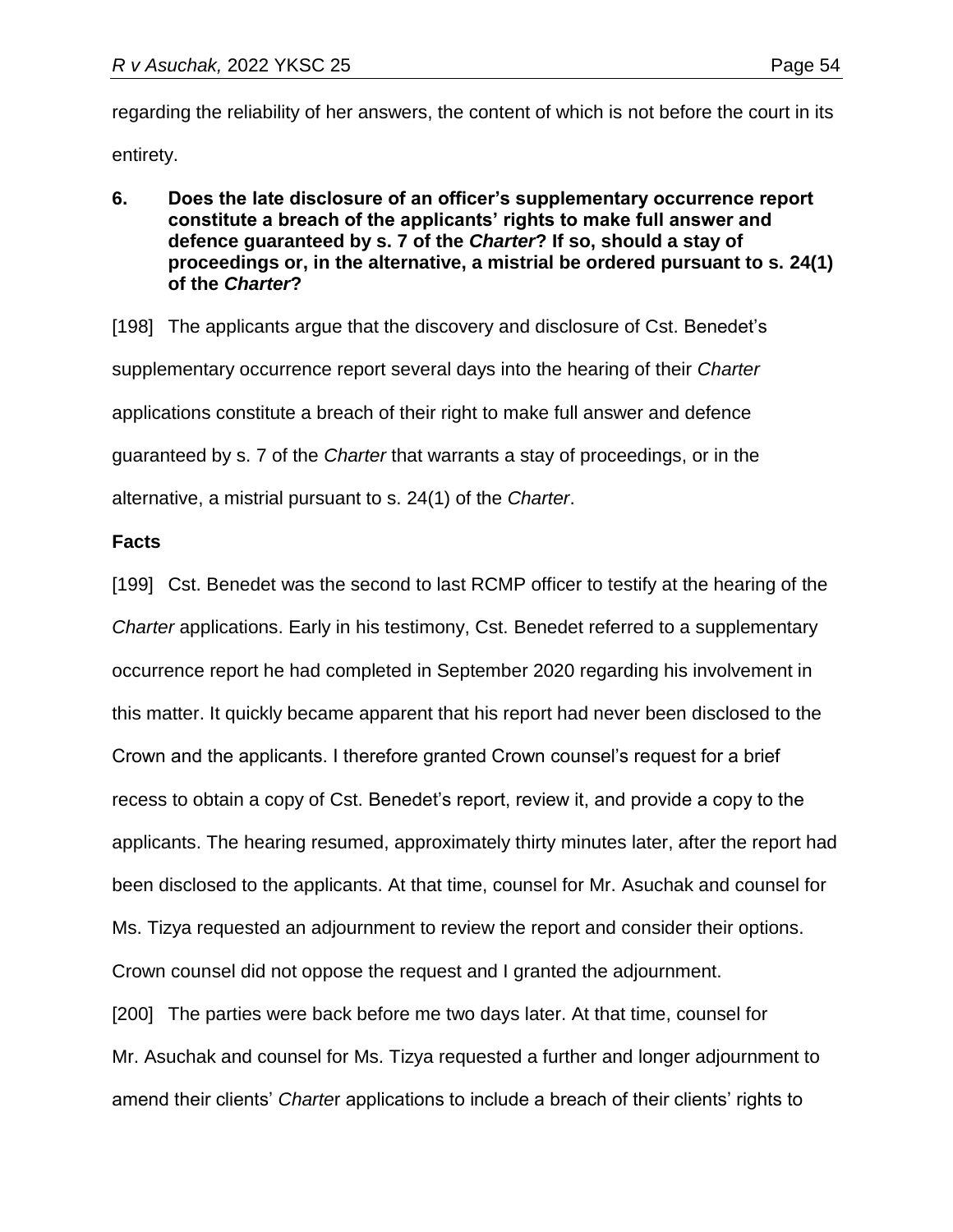regarding the reliability of her answers, the content of which is not before the court in its entirety.

**6. Does the late disclosure of an officer's supplementary occurrence report constitute a breach of the applicants' rights to make full answer and defence guaranteed by s. 7 of the *Charter*? If so, should a stay of proceedings or, in the alternative, a mistrial be ordered pursuant to s. 24(1) of the *Charter*?**

[198] The applicants argue that the discovery and disclosure of Cst. Benedet's supplementary occurrence report several days into the hearing of their *Charter* applications constitute a breach of their right to make full answer and defence guaranteed by s. 7 of the *Charter* that warrants a stay of proceedings, or in the alternative, a mistrial pursuant to s. 24(1) of the *Charter*.

**Facts**

[199] Cst. Benedet was the second to last RCMP officer to testify at the hearing of the *Charter* applications. Early in his testimony, Cst. Benedet referred to a supplementary occurrence report he had completed in September 2020 regarding his involvement in this matter. It quickly became apparent that his report had never been disclosed to the Crown and the applicants. I therefore granted Crown counsel's request for a brief recess to obtain a copy of Cst. Benedet's report, review it, and provide a copy to the applicants. The hearing resumed, approximately thirty minutes later, after the report had been disclosed to the applicants. At that time, counsel for Mr. Asuchak and counsel for Ms. Tizya requested an adjournment to review the report and consider their options. Crown counsel did not oppose the request and I granted the adjournment.

[200] The parties were back before me two days later. At that time, counsel for Mr. Asuchak and counsel for Ms. Tizya requested a further and longer adjournment to amend their clients' *Charter* applications to include a breach of their clients' rights to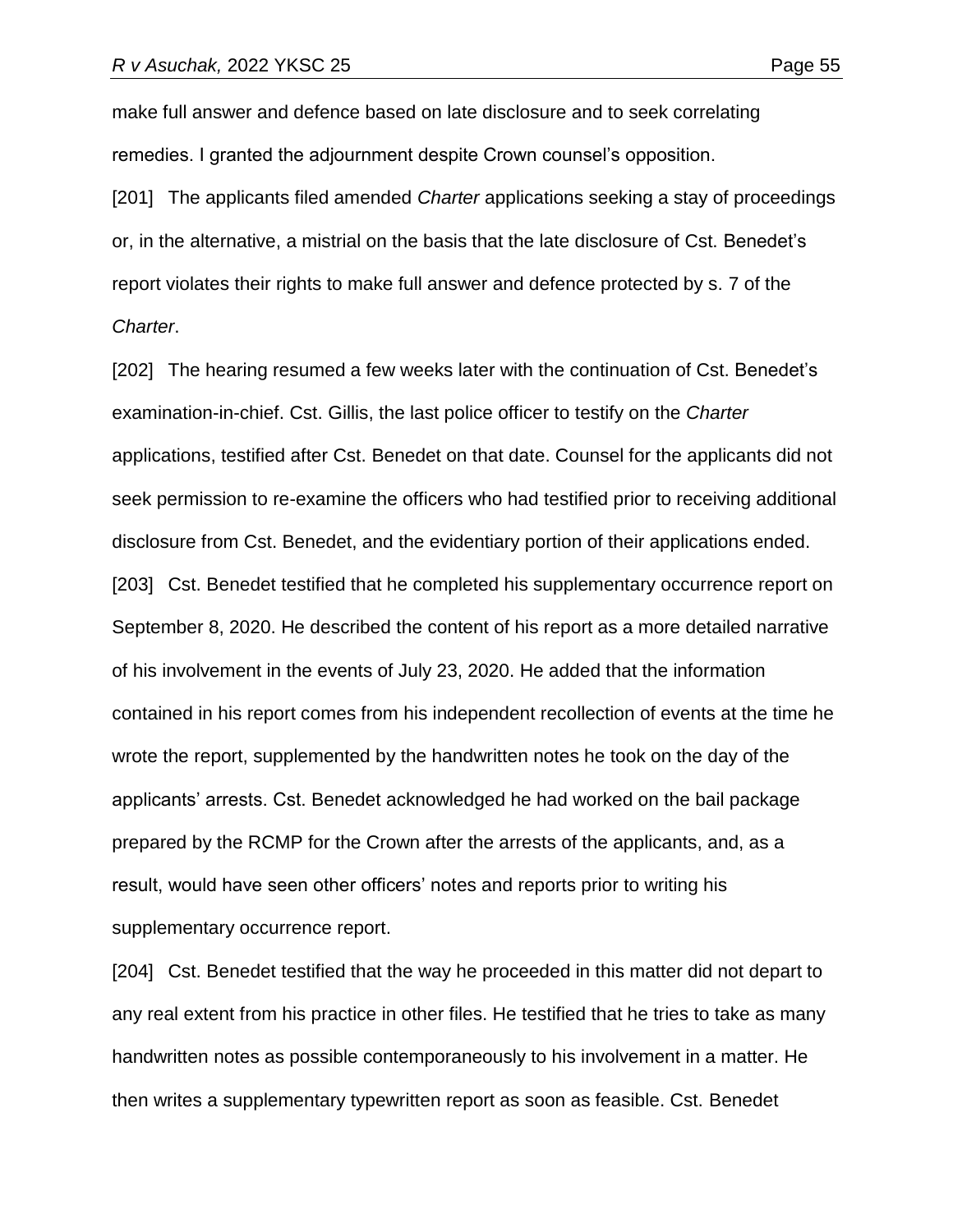make full answer and defence based on late disclosure and to seek correlating remedies. I granted the adjournment despite Crown counsel's opposition.

[201] The applicants filed amended *Charter* applications seeking a stay of proceedings or, in the alternative, a mistrial on the basis that the late disclosure of Cst. Benedet's report violates their rights to make full answer and defence protected by s. 7 of the *Charter*.

[202] The hearing resumed a few weeks later with the continuation of Cst. Benedet's examination-in-chief. Cst. Gillis, the last police officer to testify on the *Charter* applications, testified after Cst. Benedet on that date. Counsel for the applicants did not seek permission to re-examine the officers who had testified prior to receiving additional disclosure from Cst. Benedet, and the evidentiary portion of their applications ended.

[203] Cst. Benedet testified that he completed his supplementary occurrence report on September 8, 2020. He described the content of his report as a more detailed narrative of his involvement in the events of July 23, 2020. He added that the information contained in his report comes from his independent recollection of events at the time he wrote the report, supplemented by the handwritten notes he took on the day of the applicants' arrests. Cst. Benedet acknowledged he had worked on the bail package prepared by the RCMP for the Crown after the arrests of the applicants, and, as a result, would have seen other officers' notes and reports prior to writing his supplementary occurrence report.

[204] Cst. Benedet testified that the way he proceeded in this matter did not depart to any real extent from his practice in other files. He testified that he tries to take as many handwritten notes as possible contemporaneously to his involvement in a matter. He then writes a supplementary typewritten report as soon as feasible. Cst. Benedet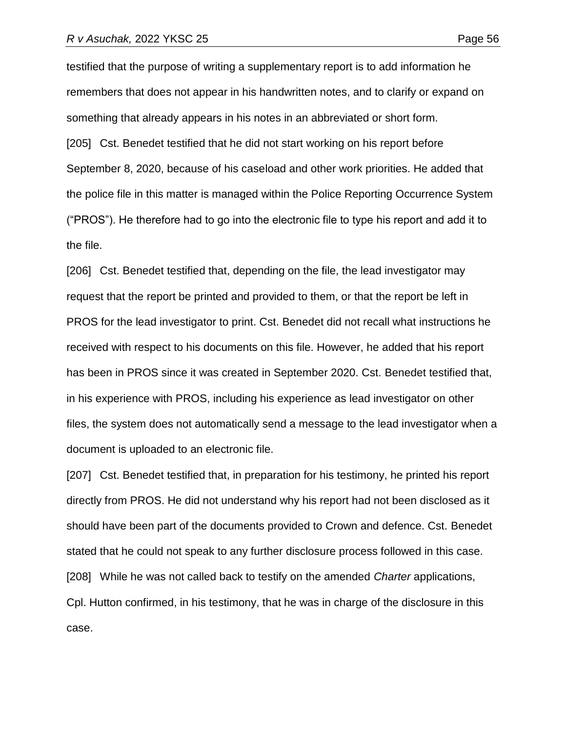testified that the purpose of writing a supplementary report is to add information he remembers that does not appear in his handwritten notes, and to clarify or expand on something that already appears in his notes in an abbreviated or short form.

[205] Cst. Benedet testified that he did not start working on his report before September 8, 2020, because of his caseload and other work priorities. He added that the police file in this matter is managed within the Police Reporting Occurrence System ("PROS"). He therefore had to go into the electronic file to type his report and add it to the file.

[206] Cst. Benedet testified that, depending on the file, the lead investigator may request that the report be printed and provided to them, or that the report be left in PROS for the lead investigator to print. Cst. Benedet did not recall what instructions he received with respect to his documents on this file. However, he added that his report has been in PROS since it was created in September 2020. Cst. Benedet testified that, in his experience with PROS, including his experience as lead investigator on other files, the system does not automatically send a message to the lead investigator when a document is uploaded to an electronic file.

[207] Cst. Benedet testified that, in preparation for his testimony, he printed his report directly from PROS. He did not understand why his report had not been disclosed as it should have been part of the documents provided to Crown and defence. Cst. Benedet stated that he could not speak to any further disclosure process followed in this case.

[208] While he was not called back to testify on the amended *Charter* applications, Cpl. Hutton confirmed, in his testimony, that he was in charge of the disclosure in this case.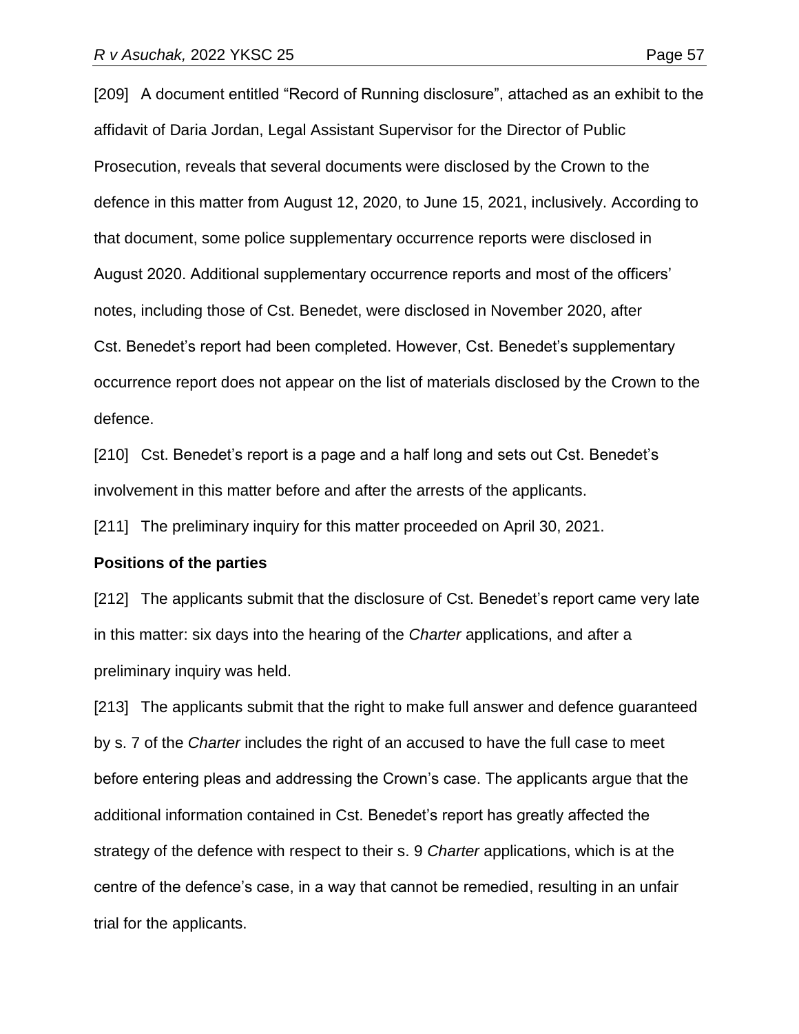[209] A document entitled "Record of Running disclosure", attached as an exhibit to the affidavit of Daria Jordan, Legal Assistant Supervisor for the Director of Public Prosecution, reveals that several documents were disclosed by the Crown to the defence in this matter from August 12, 2020, to June 15, 2021, inclusively. According to that document, some police supplementary occurrence reports were disclosed in August 2020. Additional supplementary occurrence reports and most of the officers' notes, including those of Cst. Benedet, were disclosed in November 2020, after Cst. Benedet's report had been completed. However, Cst. Benedet's supplementary occurrence report does not appear on the list of materials disclosed by the Crown to the defence.

[210] Cst. Benedet's report is a page and a half long and sets out Cst. Benedet's involvement in this matter before and after the arrests of the applicants.

[211] The preliminary inquiry for this matter proceeded on April 30, 2021.

**Positions of the parties**

[212] The applicants submit that the disclosure of Cst. Benedet's report came very late in this matter: six days into the hearing of the *Charter* applications, and after a preliminary inquiry was held.

[213] The applicants submit that the right to make full answer and defence guaranteed by s. 7 of the *Charter* includes the right of an accused to have the full case to meet before entering pleas and addressing the Crown's case. The applicants argue that the additional information contained in Cst. Benedet's report has greatly affected the strategy of the defence with respect to their s. 9 *Charter* applications, which is at the centre of the defence's case, in a way that cannot be remedied, resulting in an unfair trial for the applicants.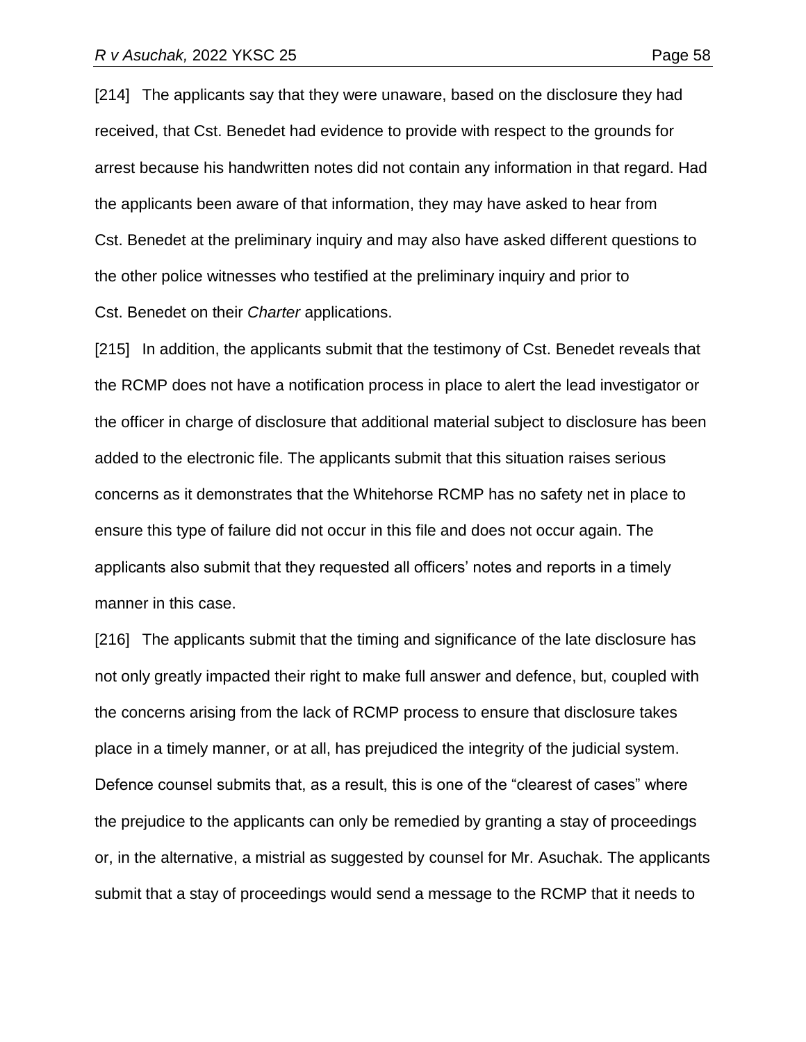[214] The applicants say that they were unaware, based on the disclosure they had received, that Cst. Benedet had evidence to provide with respect to the grounds for arrest because his handwritten notes did not contain any information in that regard. Had the applicants been aware of that information, they may have asked to hear from Cst. Benedet at the preliminary inquiry and may also have asked different questions to the other police witnesses who testified at the preliminary inquiry and prior to Cst. Benedet on their *Charter* applications.

[215] In addition, the applicants submit that the testimony of Cst. Benedet reveals that the RCMP does not have a notification process in place to alert the lead investigator or the officer in charge of disclosure that additional material subject to disclosure has been added to the electronic file. The applicants submit that this situation raises serious concerns as it demonstrates that the Whitehorse RCMP has no safety net in place to ensure this type of failure did not occur in this file and does not occur again. The applicants also submit that they requested all officers' notes and reports in a timely manner in this case.

[216] The applicants submit that the timing and significance of the late disclosure has not only greatly impacted their right to make full answer and defence, but, coupled with the concerns arising from the lack of RCMP process to ensure that disclosure takes place in a timely manner, or at all, has prejudiced the integrity of the judicial system. Defence counsel submits that, as a result, this is one of the "clearest of cases" where the prejudice to the applicants can only be remedied by granting a stay of proceedings or, in the alternative, a mistrial as suggested by counsel for Mr. Asuchak. The applicants submit that a stay of proceedings would send a message to the RCMP that it needs to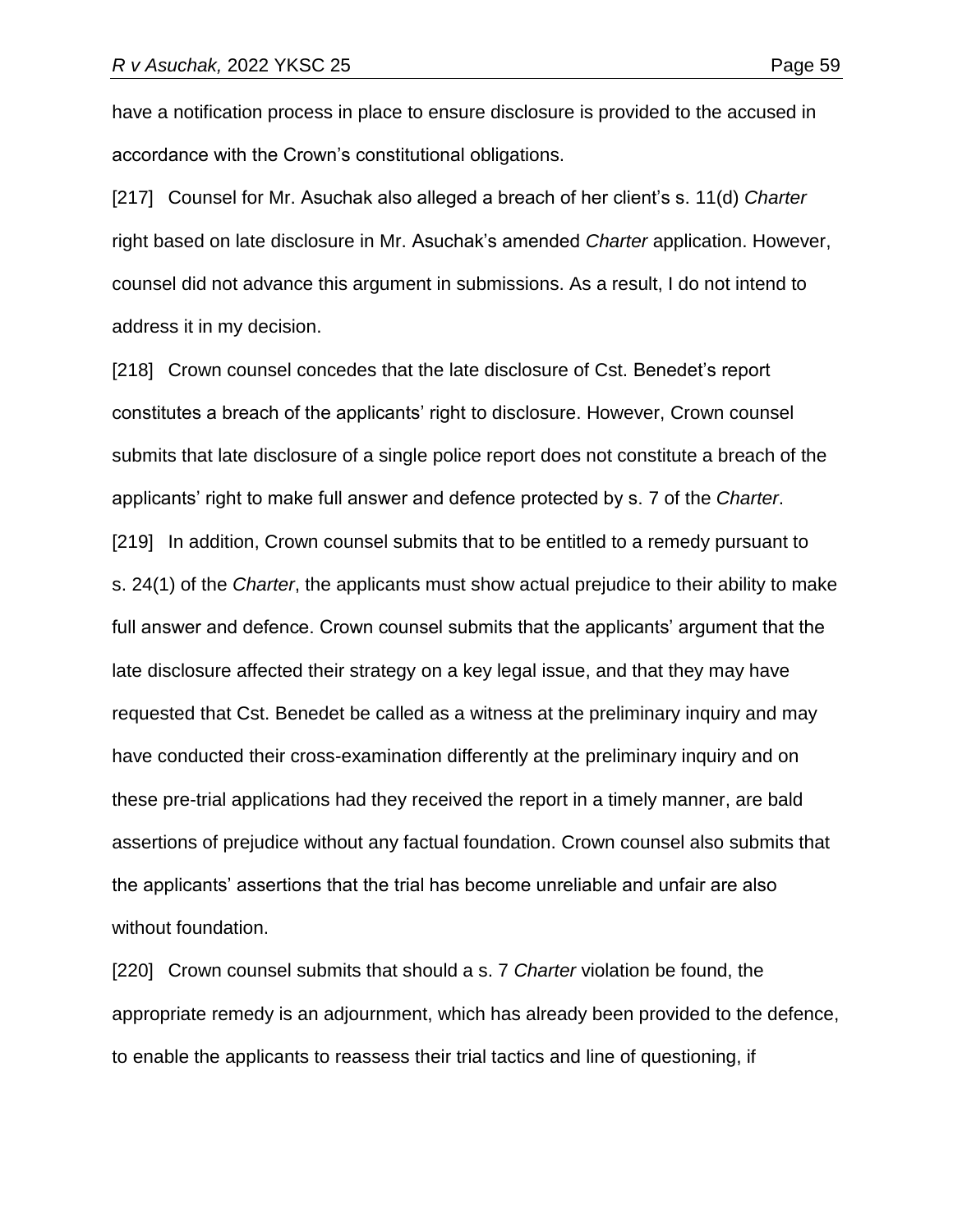have a notification process in place to ensure disclosure is provided to the accused in accordance with the Crown's constitutional obligations.

[217] Counsel for Mr. Asuchak also alleged a breach of her client's s. 11(d) *Charter* right based on late disclosure in Mr. Asuchak's amended *Charter* application. However, counsel did not advance this argument in submissions. As a result, I do not intend to address it in my decision.

[218] Crown counsel concedes that the late disclosure of Cst. Benedet's report constitutes a breach of the applicants' right to disclosure. However, Crown counsel submits that late disclosure of a single police report does not constitute a breach of the applicants' right to make full answer and defence protected by s. 7 of the *Charter*.

[219] In addition, Crown counsel submits that to be entitled to a remedy pursuant to s. 24(1) of the *Charter*, the applicants must show actual prejudice to their ability to make full answer and defence. Crown counsel submits that the applicants' argument that the late disclosure affected their strategy on a key legal issue, and that they may have requested that Cst. Benedet be called as a witness at the preliminary inquiry and may have conducted their cross-examination differently at the preliminary inquiry and on these pre-trial applications had they received the report in a timely manner, are bald assertions of prejudice without any factual foundation. Crown counsel also submits that the applicants' assertions that the trial has become unreliable and unfair are also without foundation.

[220] Crown counsel submits that should a s. 7 *Charter* violation be found, the appropriate remedy is an adjournment, which has already been provided to the defence, to enable the applicants to reassess their trial tactics and line of questioning, if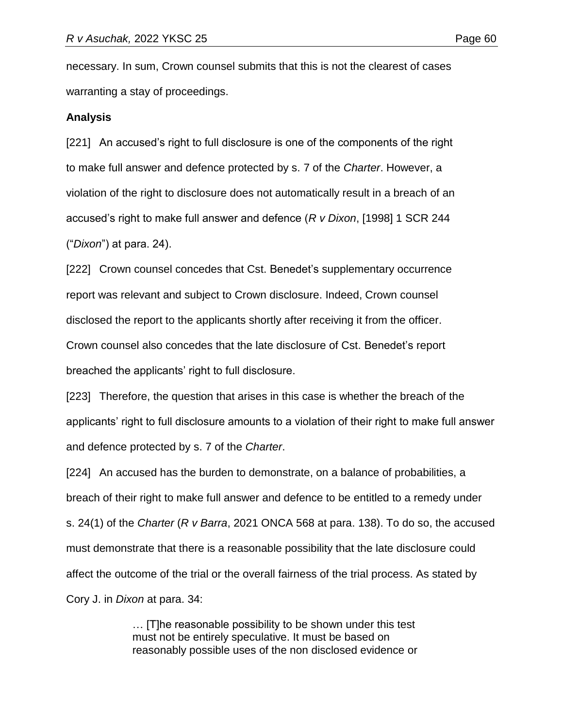necessary. In sum, Crown counsel submits that this is not the clearest of cases warranting a stay of proceedings.

**Analysis**

[221] An accused's right to full disclosure is one of the components of the right to make full answer and defence protected by s. 7 of the *Charter*. However, a violation of the right to disclosure does not automatically result in a breach of an accused's right to make full answer and defence (*R v Dixon*, [1998] 1 SCR 244 ("*Dixon*") at para. 24).

[222] Crown counsel concedes that Cst. Benedet's supplementary occurrence report was relevant and subject to Crown disclosure. Indeed, Crown counsel disclosed the report to the applicants shortly after receiving it from the officer. Crown counsel also concedes that the late disclosure of Cst. Benedet's report breached the applicants' right to full disclosure.

[223] Therefore, the question that arises in this case is whether the breach of the applicants' right to full disclosure amounts to a violation of their right to make full answer and defence protected by s. 7 of the *Charter*.

[224] An accused has the burden to demonstrate, on a balance of probabilities, a breach of their right to make full answer and defence to be entitled to a remedy under s. 24(1) of the *Charter* (*R v Barra*, 2021 ONCA 568 at para. 138). To do so, the accused must demonstrate that there is a reasonable possibility that the late disclosure could affect the outcome of the trial or the overall fairness of the trial process. As stated by Cory J. in *Dixon* at para. 34:

> … [T]he reasonable possibility to be shown under this test must not be entirely speculative. It must be based on reasonably possible uses of the non disclosed evidence or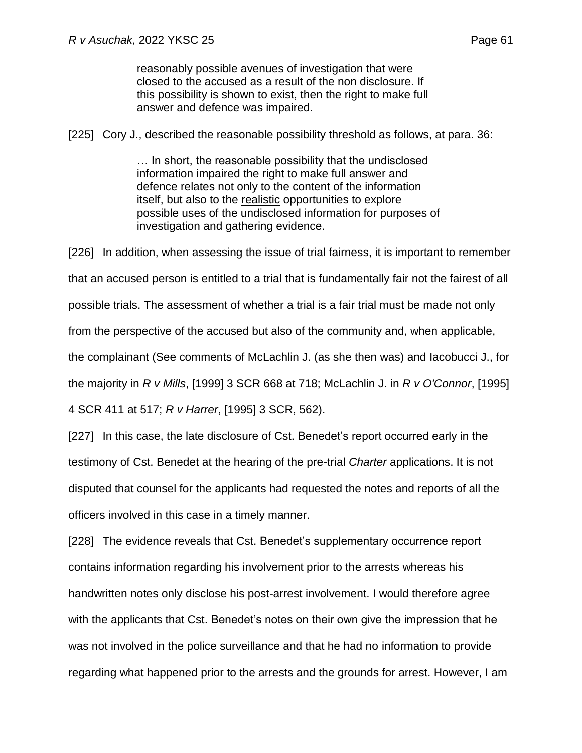> reasonably possible avenues of investigation that were closed to the accused as a result of the non disclosure. If this possibility is shown to exist, then the right to make full answer and defence was impaired.

[225] Cory J., described the reasonable possibility threshold as follows, at para. 36:

> … In short, the reasonable possibility that the undisclosed information impaired the right to make full answer and defence relates not only to the content of the information itself, but also to the <u>realistic</u> opportunities to explore possible uses of the undisclosed information for purposes of investigation and gathering evidence.

[226] In addition, when assessing the issue of trial fairness, it is important to remember that an accused person is entitled to a trial that is fundamentally fair not the fairest of all possible trials. The assessment of whether a trial is a fair trial must be made not only from the perspective of the accused but also of the community and, when applicable, the complainant (See comments of McLachlin J. (as she then was) and Iacobucci J., for the majority in *R v Mills*, [1999] 3 SCR 668 at 718; McLachlin J. in *R v O'Connor*, [1995] 4 SCR 411 at 517; *R v Harrer*, [1995] 3 SCR, 562).

[227] In this case, the late disclosure of Cst. Benedet's report occurred early in the testimony of Cst. Benedet at the hearing of the pre-trial *Charter* applications. It is not disputed that counsel for the applicants had requested the notes and reports of all the officers involved in this case in a timely manner.

[228] The evidence reveals that Cst. Benedet's supplementary occurrence report contains information regarding his involvement prior to the arrests whereas his handwritten notes only disclose his post-arrest involvement. I would therefore agree with the applicants that Cst. Benedet's notes on their own give the impression that he was not involved in the police surveillance and that he had no information to provide regarding what happened prior to the arrests and the grounds for arrest. However, I am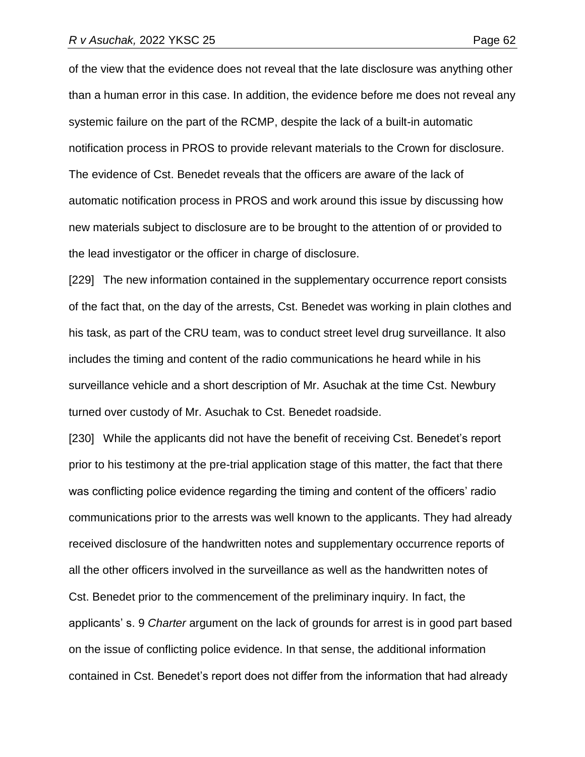of the view that the evidence does not reveal that the late disclosure was anything other than a human error in this case. In addition, the evidence before me does not reveal any systemic failure on the part of the RCMP, despite the lack of a built-in automatic notification process in PROS to provide relevant materials to the Crown for disclosure. The evidence of Cst. Benedet reveals that the officers are aware of the lack of automatic notification process in PROS and work around this issue by discussing how new materials subject to disclosure are to be brought to the attention of or provided to the lead investigator or the officer in charge of disclosure.

[229] The new information contained in the supplementary occurrence report consists of the fact that, on the day of the arrests, Cst. Benedet was working in plain clothes and his task, as part of the CRU team, was to conduct street level drug surveillance. It also includes the timing and content of the radio communications he heard while in his surveillance vehicle and a short description of Mr. Asuchak at the time Cst. Newbury turned over custody of Mr. Asuchak to Cst. Benedet roadside.

[230] While the applicants did not have the benefit of receiving Cst. Benedet's report prior to his testimony at the pre-trial application stage of this matter, the fact that there was conflicting police evidence regarding the timing and content of the officers' radio communications prior to the arrests was well known to the applicants. They had already received disclosure of the handwritten notes and supplementary occurrence reports of all the other officers involved in the surveillance as well as the handwritten notes of Cst. Benedet prior to the commencement of the preliminary inquiry. In fact, the applicants' s. 9 *Charter* argument on the lack of grounds for arrest is in good part based on the issue of conflicting police evidence. In that sense, the additional information contained in Cst. Benedet's report does not differ from the information that had already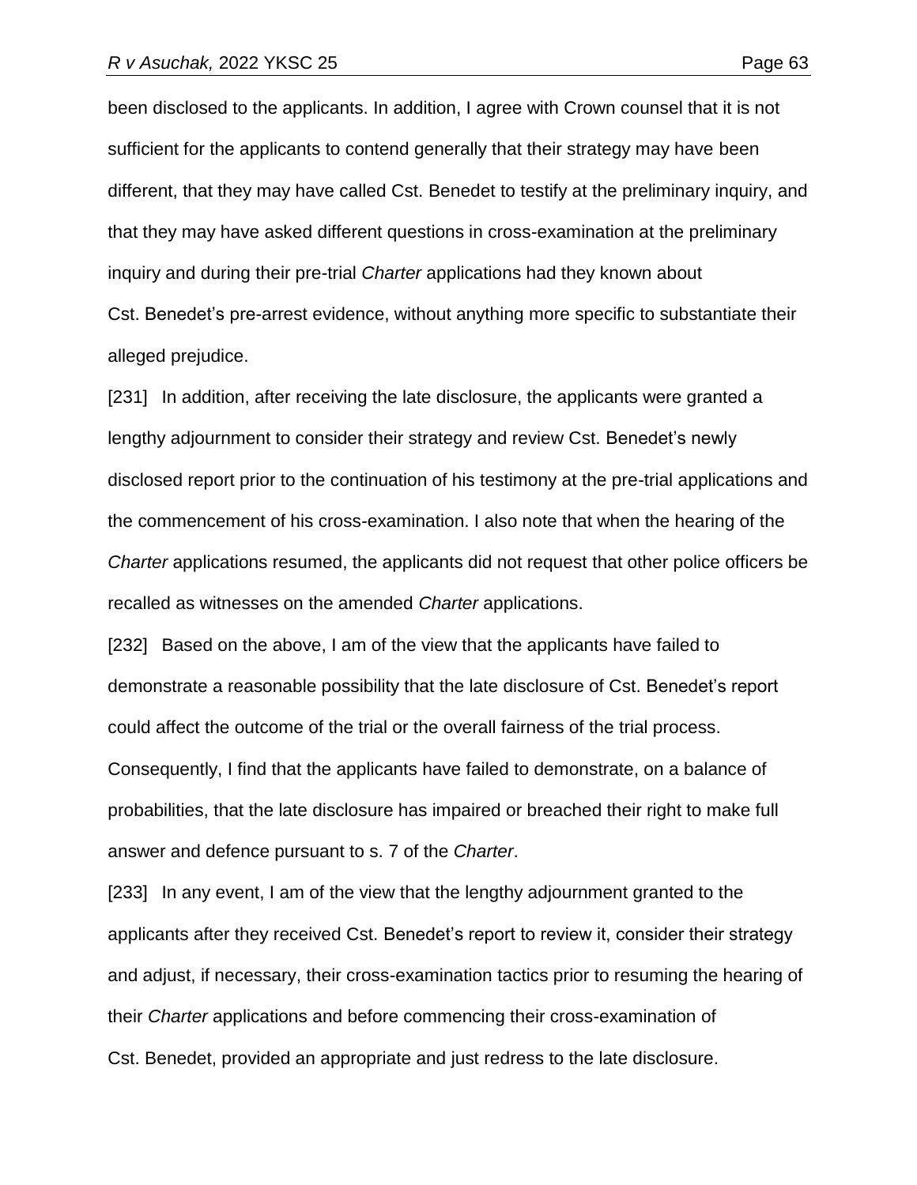been disclosed to the applicants. In addition, I agree with Crown counsel that it is not sufficient for the applicants to contend generally that their strategy may have been different, that they may have called Cst. Benedet to testify at the preliminary inquiry, and that they may have asked different questions in cross-examination at the preliminary inquiry and during their pre-trial *Charter* applications had they known about Cst. Benedet's pre-arrest evidence, without anything more specific to substantiate their alleged prejudice.

[231] In addition, after receiving the late disclosure, the applicants were granted a lengthy adjournment to consider their strategy and review Cst. Benedet's newly disclosed report prior to the continuation of his testimony at the pre-trial applications and the commencement of his cross-examination. I also note that when the hearing of the *Charter* applications resumed, the applicants did not request that other police officers be recalled as witnesses on the amended *Charter* applications.

[232] Based on the above, I am of the view that the applicants have failed to demonstrate a reasonable possibility that the late disclosure of Cst. Benedet's report could affect the outcome of the trial or the overall fairness of the trial process. Consequently, I find that the applicants have failed to demonstrate, on a balance of probabilities, that the late disclosure has impaired or breached their right to make full answer and defence pursuant to s. 7 of the *Charter*.

[233] In any event, I am of the view that the lengthy adjournment granted to the applicants after they received Cst. Benedet's report to review it, consider their strategy and adjust, if necessary, their cross-examination tactics prior to resuming the hearing of their *Charter* applications and before commencing their cross-examination of Cst. Benedet, provided an appropriate and just redress to the late disclosure.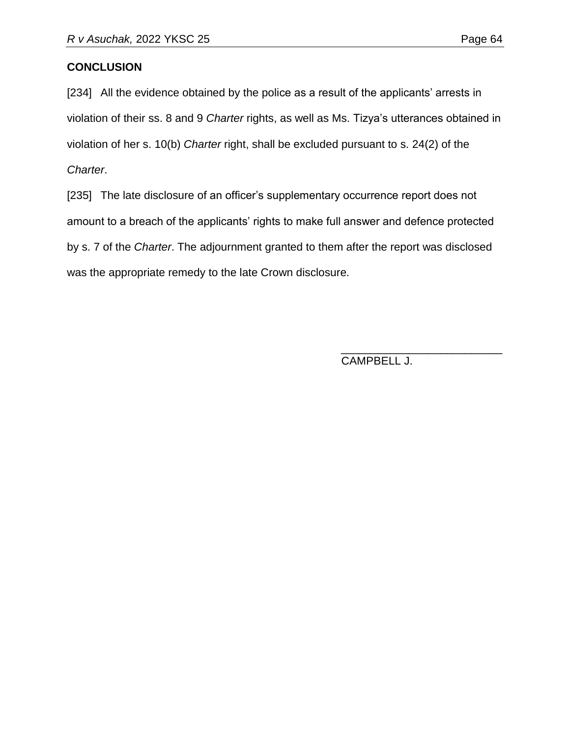## CONCLUSION

[234] All the evidence obtained by the police as a result of the applicants' arrests in violation of their ss. 8 and 9 *Charter* rights, as well as Ms. Tizya's utterances obtained in violation of her s. 10(b) *Charter* right, shall be excluded pursuant to s. 24(2) of the *Charter*.

[235] The late disclosure of an officer's supplementary occurrence report does not amount to a breach of the applicants' rights to make full answer and defence protected by s. 7 of the *Charter*. The adjournment granted to them after the report was disclosed was the appropriate remedy to the late Crown disclosure.

___________________________
CAMPBELL J.